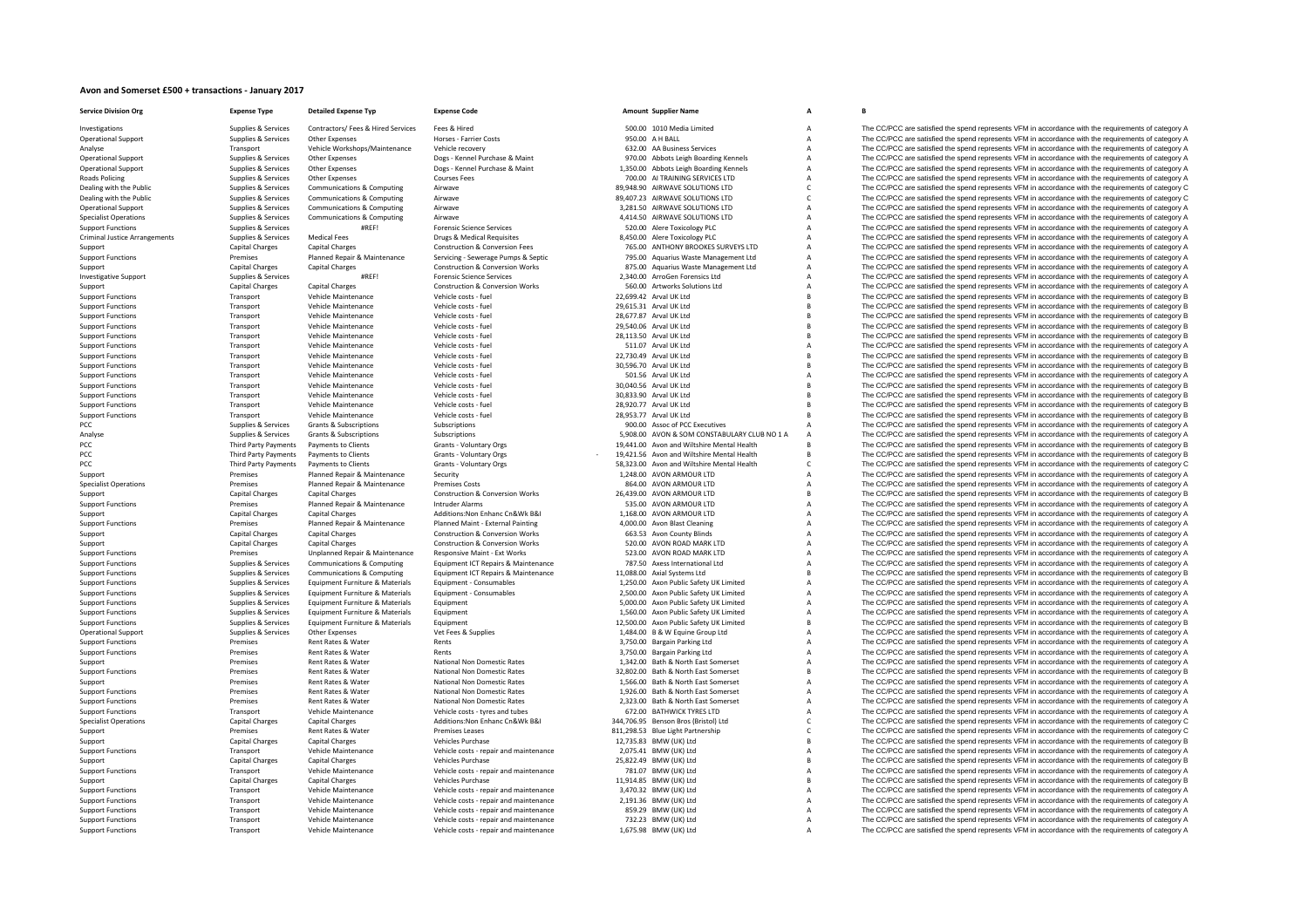# Avon and Somerset £500 + transactions - January 2017

| Service Division Org | Expense Type | Detailed Expense Typ | Expense Code | Amount | Supplier Name | A | B |
|---|---|---|---|---|---|---|---|
| Investigations | Supplies & Services | Contractors/ Fees & Hired Services | Fees & Hired | 500.00 | 1010 Media Limited | A | The CC/PCC are satisfied the spend represents VFM in accordance with the requirements of category A |
| Operational Support | Supplies & Services | Other Expenses | Horses - Farrier Costs | 950.00 | A H BALL | A | The CC/PCC are satisfied the spend represents VFM in accordance with the requirements of category A |
| Analyse | Transport | Vehicle Workshops/Maintenance | Vehicle recovery | 632.00 | AA Business Services | A | The CC/PCC are satisfied the spend represents VFM in accordance with the requirements of category A |
| Operational Support | Supplies & Services | Other Expenses | Dogs - Kennel Purchase & Maint | 970.00 | Abbots Leigh Boarding Kennels | A | The CC/PCC are satisfied the spend represents VFM in accordance with the requirements of category A |
| Operational Support | Supplies & Services | Other Expenses | Dogs - Kennel Purchase & Maint | 1,350.00 | Abbots Leigh Boarding Kennels | A | The CC/PCC are satisfied the spend represents VFM in accordance with the requirements of category A |
| Roads Policing | Supplies & Services | Other Expenses | Courses Fees | 700.00 | AI TRAINING SERVICES LTD | A | The CC/PCC are satisfied the spend represents VFM in accordance with the requirements of category A |
| Dealing with the Public | Supplies & Services | Communications & Computing | Airwave | 89,948.90 | AIRWAVE SOLUTIONS LTD | C | The CC/PCC are satisfied the spend represents VFM in accordance with the requirements of category C |
| Dealing with the Public | Supplies & Services | Communications & Computing | Airwave | 89,407.23 | AIRWAVE SOLUTIONS LTD | C | The CC/PCC are satisfied the spend represents VFM in accordance with the requirements of category C |
| Operational Support | Supplies & Services | Communications & Computing | Airwave | 3,281.50 | AIRWAVE SOLUTIONS LTD | A | The CC/PCC are satisfied the spend represents VFM in accordance with the requirements of category A |
| Specialist Operations | Supplies & Services | Communications & Computing | Airwave | 4,414.50 | AIRWAVE SOLUTIONS LTD | A | The CC/PCC are satisfied the spend represents VFM in accordance with the requirements of category A |
| Support Functions | Supplies & Services | #REF! | Forensic Science Services | 520.00 | Alere Toxicology PLC | A | The CC/PCC are satisfied the spend represents VFM in accordance with the requirements of category A |
| Criminal Justice Arrangements | Supplies & Services | Medical Fees | Drugs & Medical Requisites | 8,450.00 | Alere Toxicology PLC | A | The CC/PCC are satisfied the spend represents VFM in accordance with the requirements of category A |
| Support | Capital Charges | Capital Charges | Construction & Conversion Fees | 765.00 | ANTHONY BROOKES SURVEYS LTD | A | The CC/PCC are satisfied the spend represents VFM in accordance with the requirements of category A |
| Support Functions | Premises | Planned Repair & Maintenance | Servicing - Sewerage Pumps & Septic | 795.00 | Aquarius Waste Management Ltd | A | The CC/PCC are satisfied the spend represents VFM in accordance with the requirements of category A |
| Support | Capital Charges | Capital Charges | Construction & Conversion Works | 875.00 | Aquarius Waste Management Ltd | A | The CC/PCC are satisfied the spend represents VFM in accordance with the requirements of category A |
| Investigative Support | Supplies & Services | #REF! | Forensic Science Services | 2,340.00 | ArroGen Forensics Ltd | A | The CC/PCC are satisfied the spend represents VFM in accordance with the requirements of category A |
| Support | Capital Charges | Capital Charges | Construction & Conversion Works | 560.00 | Artworks Solutions Ltd | A | The CC/PCC are satisfied the spend represents VFM in accordance with the requirements of category A |
| Support Functions | Transport | Vehicle Maintenance | Vehicle costs - fuel | 22,699.42 | Arval UK Ltd | B | The CC/PCC are satisfied the spend represents VFM in accordance with the requirements of category B |
| Support Functions | Transport | Vehicle Maintenance | Vehicle costs - fuel | 29,615.31 | Arval UK Ltd | B | The CC/PCC are satisfied the spend represents VFM in accordance with the requirements of category B |
| Support Functions | Transport | Vehicle Maintenance | Vehicle costs - fuel | 28,677.87 | Arval UK Ltd | B | The CC/PCC are satisfied the spend represents VFM in accordance with the requirements of category B |
| Support Functions | Transport | Vehicle Maintenance | Vehicle costs - fuel | 29,540.06 | Arval UK Ltd | B | The CC/PCC are satisfied the spend represents VFM in accordance with the requirements of category B |
| Support Functions | Transport | Vehicle Maintenance | Vehicle costs - fuel | 28,113.50 | Arval UK Ltd | B | The CC/PCC are satisfied the spend represents VFM in accordance with the requirements of category B |
| Support Functions | Transport | Vehicle Maintenance | Vehicle costs - fuel | 511.07 | Arval UK Ltd | A | The CC/PCC are satisfied the spend represents VFM in accordance with the requirements of category A |
| Support Functions | Transport | Vehicle Maintenance | Vehicle costs - fuel | 22,730.49 | Arval UK Ltd | B | The CC/PCC are satisfied the spend represents VFM in accordance with the requirements of category B |
| Support Functions | Transport | Vehicle Maintenance | Vehicle costs - fuel | 30,596.70 | Arval UK Ltd | B | The CC/PCC are satisfied the spend represents VFM in accordance with the requirements of category B |
| Support Functions | Transport | Vehicle Maintenance | Vehicle costs - fuel | 501.56 | Arval UK Ltd | A | The CC/PCC are satisfied the spend represents VFM in accordance with the requirements of category A |
| Support Functions | Transport | Vehicle Maintenance | Vehicle costs - fuel | 30,040.56 | Arval UK Ltd | B | The CC/PCC are satisfied the spend represents VFM in accordance with the requirements of category B |
| Support Functions | Transport | Vehicle Maintenance | Vehicle costs - fuel | 30,833.90 | Arval UK Ltd | B | The CC/PCC are satisfied the spend represents VFM in accordance with the requirements of category B |
| Support Functions | Transport | Vehicle Maintenance | Vehicle costs - fuel | 28,920.77 | Arval UK Ltd | B | The CC/PCC are satisfied the spend represents VFM in accordance with the requirements of category B |
| Support Functions | Transport | Vehicle Maintenance | Vehicle costs - fuel | 28,953.77 | Arval UK Ltd | B | The CC/PCC are satisfied the spend represents VFM in accordance with the requirements of category B |
| PCC | Supplies & Services | Grants & Subscriptions | Subscriptions | 900.00 | Assoc of PCC Executives | A | The CC/PCC are satisfied the spend represents VFM in accordance with the requirements of category A |
| Analyse | Supplies & Services | Grants & Subscriptions | Subscriptions | 5,908.00 | AVON & SOM CONSTABULARY CLUB NO 1 A | A | The CC/PCC are satisfied the spend represents VFM in accordance with the requirements of category A |
| PCC | Third Party Payments | Payments to Clients | Grants - Voluntary Orgs | 19,441.00 | Avon and Wiltshire Mental Health | B | The CC/PCC are satisfied the spend represents VFM in accordance with the requirements of category B |
| PCC | Third Party Payments | Payments to Clients | Grants - Voluntary Orgs | - 19,421.56 | Avon and Wiltshire Mental Health | B | The CC/PCC are satisfied the spend represents VFM in accordance with the requirements of category B |
| PCC | Third Party Payments | Payments to Clients | Grants - Voluntary Orgs | 58,323.00 | Avon and Wiltshire Mental Health | C | The CC/PCC are satisfied the spend represents VFM in accordance with the requirements of category C |
| Support | Premises | Planned Repair & Maintenance | Security | 1,248.00 | AVON ARMOUR LTD | A | The CC/PCC are satisfied the spend represents VFM in accordance with the requirements of category A |
| Specialist Operations | Premises | Planned Repair & Maintenance | Premises Costs | 864.00 | AVON ARMOUR LTD | A | The CC/PCC are satisfied the spend represents VFM in accordance with the requirements of category A |
| Support | Capital Charges | Capital Charges | Construction & Conversion Works | 26,439.00 | AVON ARMOUR LTD | B | The CC/PCC are satisfied the spend represents VFM in accordance with the requirements of category B |
| Support Functions | Premises | Planned Repair & Maintenance | Intruder Alarms | 535.00 | AVON ARMOUR LTD | A | The CC/PCC are satisfied the spend represents VFM in accordance with the requirements of category A |
| Support | Capital Charges | Capital Charges | Additions:Non Enhanc Cn&Wk B&I | 1,168.00 | AVON ARMOUR LTD | A | The CC/PCC are satisfied the spend represents VFM in accordance with the requirements of category A |
| Support Functions | Premises | Planned Repair & Maintenance | Planned Maint - External Painting | 4,000.00 | Avon Blast Cleaning | A | The CC/PCC are satisfied the spend represents VFM in accordance with the requirements of category A |
| Support | Capital Charges | Capital Charges | Construction & Conversion Works | 663.53 | Avon County Blinds | A | The CC/PCC are satisfied the spend represents VFM in accordance with the requirements of category A |
| Support | Capital Charges | Capital Charges | Construction & Conversion Works | 520.00 | AVON ROAD MARK LTD | A | The CC/PCC are satisfied the spend represents VFM in accordance with the requirements of category A |
| Support Functions | Premises | Unplanned Repair & Maintenance | Responsive Maint - Ext Works | 523.00 | AVON ROAD MARK LTD | A | The CC/PCC are satisfied the spend represents VFM in accordance with the requirements of category A |
| Support Functions | Supplies & Services | Communications & Computing | Equipment ICT Repairs & Maintenance | 787.50 | Axess International Ltd | A | The CC/PCC are satisfied the spend represents VFM in accordance with the requirements of category A |
| Support Functions | Supplies & Services | Communications & Computing | Equipment ICT Repairs & Maintenance | 11,088.00 | Axial Systems Ltd | B | The CC/PCC are satisfied the spend represents VFM in accordance with the requirements of category B |
| Support Functions | Supplies & Services | Equipment Furniture & Materials | Equipment - Consumables | 1,250.00 | Axon Public Safety UK Limited | A | The CC/PCC are satisfied the spend represents VFM in accordance with the requirements of category A |
| Support Functions | Supplies & Services | Equipment Furniture & Materials | Equipment - Consumables | 2,500.00 | Axon Public Safety UK Limited | A | The CC/PCC are satisfied the spend represents VFM in accordance with the requirements of category A |
| Support Functions | Supplies & Services | Equipment Furniture & Materials | Equipment | 5,000.00 | Axon Public Safety UK Limited | A | The CC/PCC are satisfied the spend represents VFM in accordance with the requirements of category A |
| Support Functions | Supplies & Services | Equipment Furniture & Materials | Equipment | 1,560.00 | Axon Public Safety UK Limited | A | The CC/PCC are satisfied the spend represents VFM in accordance with the requirements of category A |
| Support Functions | Supplies & Services | Equipment Furniture & Materials | Equipment | 12,500.00 | Axon Public Safety UK Limited | B | The CC/PCC are satisfied the spend represents VFM in accordance with the requirements of category B |
| Operational Support | Supplies & Services | Other Expenses | Vet Fees & Supplies | 1,484.00 | B & W Equine Group Ltd | A | The CC/PCC are satisfied the spend represents VFM in accordance with the requirements of category A |
| Support Functions | Premises | Rent Rates & Water | Rents | 3,750.00 | Bargain Parking Ltd | A | The CC/PCC are satisfied the spend represents VFM in accordance with the requirements of category A |
| Support Functions | Premises | Rent Rates & Water | Rents | 3,750.00 | Bargain Parking Ltd | A | The CC/PCC are satisfied the spend represents VFM in accordance with the requirements of category A |
| Support | Premises | Rent Rates & Water | National Non Domestic Rates | 1,342.00 | Bath & North East Somerset | A | The CC/PCC are satisfied the spend represents VFM in accordance with the requirements of category A |
| Support Functions | Premises | Rent Rates & Water | National Non Domestic Rates | 32,802.00 | Bath & North East Somerset | B | The CC/PCC are satisfied the spend represents VFM in accordance with the requirements of category B |
| Support | Premises | Rent Rates & Water | National Non Domestic Rates | 1,566.00 | Bath & North East Somerset | A | The CC/PCC are satisfied the spend represents VFM in accordance with the requirements of category A |
| Support Functions | Premises | Rent Rates & Water | National Non Domestic Rates | 1,926.00 | Bath & North East Somerset | A | The CC/PCC are satisfied the spend represents VFM in accordance with the requirements of category A |
| Support Functions | Premises | Rent Rates & Water | National Non Domestic Rates | 2,323.00 | Bath & North East Somerset | A | The CC/PCC are satisfied the spend represents VFM in accordance with the requirements of category A |
| Support Functions | Transport | Vehicle Maintenance | Vehicle costs - tyres and tubes | 672.00 | BATHWICK TYRES LTD | A | The CC/PCC are satisfied the spend represents VFM in accordance with the requirements of category A |
| Specialist Operations | Capital Charges | Capital Charges | Additions:Non Enhanc Cn&Wk B&I | 344,706.95 | Benson Bros (Bristol) Ltd | C | The CC/PCC are satisfied the spend represents VFM in accordance with the requirements of category C |
| Support | Premises | Rent Rates & Water | Premises Leases | 811,298.53 | Blue Light Partnership | C | The CC/PCC are satisfied the spend represents VFM in accordance with the requirements of category C |
| Support | Capital Charges | Capital Charges | Vehicles Purchase | 12,735.83 | BMW (UK) Ltd | B | The CC/PCC are satisfied the spend represents VFM in accordance with the requirements of category B |
| Support Functions | Transport | Vehicle Maintenance | Vehicle costs - repair and maintenance | 2,075.41 | BMW (UK) Ltd | A | The CC/PCC are satisfied the spend represents VFM in accordance with the requirements of category A |
| Support | Capital Charges | Capital Charges | Vehicles Purchase | 25,822.49 | BMW (UK) Ltd | B | The CC/PCC are satisfied the spend represents VFM in accordance with the requirements of category B |
| Support Functions | Transport | Vehicle Maintenance | Vehicle costs - repair and maintenance | 781.07 | BMW (UK) Ltd | A | The CC/PCC are satisfied the spend represents VFM in accordance with the requirements of category A |
| Support | Capital Charges | Capital Charges | Vehicles Purchase | 11,914.85 | BMW (UK) Ltd | B | The CC/PCC are satisfied the spend represents VFM in accordance with the requirements of category B |
| Support Functions | Transport | Vehicle Maintenance | Vehicle costs - repair and maintenance | 3,470.32 | BMW (UK) Ltd | A | The CC/PCC are satisfied the spend represents VFM in accordance with the requirements of category A |
| Support Functions | Transport | Vehicle Maintenance | Vehicle costs - repair and maintenance | 2,191.36 | BMW (UK) Ltd | A | The CC/PCC are satisfied the spend represents VFM in accordance with the requirements of category A |
| Support Functions | Transport | Vehicle Maintenance | Vehicle costs - repair and maintenance | 859.29 | BMW (UK) Ltd | A | The CC/PCC are satisfied the spend represents VFM in accordance with the requirements of category A |
| Support Functions | Transport | Vehicle Maintenance | Vehicle costs - repair and maintenance | 732.23 | BMW (UK) Ltd | A | The CC/PCC are satisfied the spend represents VFM in accordance with the requirements of category A |
| Support Functions | Transport | Vehicle Maintenance | Vehicle costs - repair and maintenance | 1,675.98 | BMW (UK) Ltd | A | The CC/PCC are satisfied the spend represents VFM in accordance with the requirements of category A |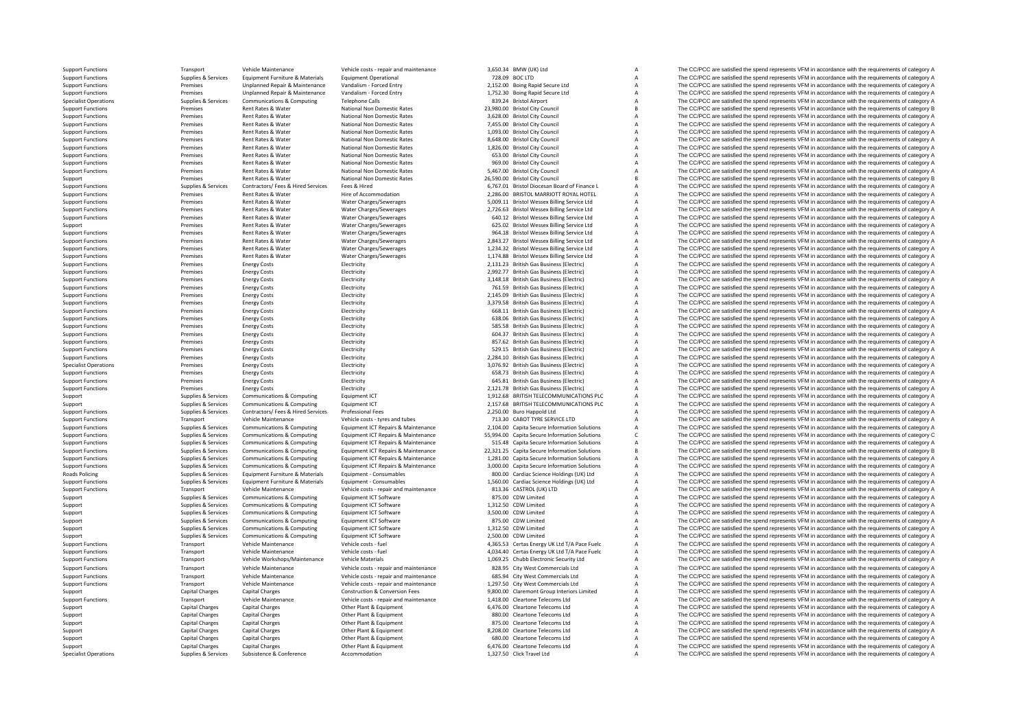| | | | | | | | |
|---|---|---|---|---|---|---|---|
| Support Functions | Transport | Vehicle Maintenance | Vehicle costs - repair and maintenance | 3,650.34 | BMW (UK) Ltd | A | The CC/PCC are satisfied the spend represents VFM in accordance with the requirements of category A |
| Support Functions | Supplies & Services | Equipment Furniture & Materials | Equipment Operational | 728.09 | BOC LTD | A | The CC/PCC are satisfied the spend represents VFM in accordance with the requirements of category A |
| Support Functions | Premises | Unplanned Repair & Maintenance | Vandalism - Forced Entry | 2,152.00 | Boing Rapid Secure Ltd | A | The CC/PCC are satisfied the spend represents VFM in accordance with the requirements of category A |
| Support Functions | Premises | Unplanned Repair & Maintenance | Vandalism - Forced Entry | 1,752.30 | Boing Rapid Secure Ltd | A | The CC/PCC are satisfied the spend represents VFM in accordance with the requirements of category A |
| Specialist Operations | Supplies & Services | Communications & Computing | Telephone Calls | 839.24 | Bristol Airport | A | The CC/PCC are satisfied the spend represents VFM in accordance with the requirements of category A |
| Support Functions | Premises | Rent Rates & Water | National Non Domestic Rates | 23,980.00 | Bristol City Council | B | The CC/PCC are satisfied the spend represents VFM in accordance with the requirements of category B |
| Support Functions | Premises | Rent Rates & Water | National Non Domestic Rates | 3,628.00 | Bristol City Council | A | The CC/PCC are satisfied the spend represents VFM in accordance with the requirements of category A |
| Support Functions | Premises | Rent Rates & Water | National Non Domestic Rates | 7,455.00 | Bristol City Council | A | The CC/PCC are satisfied the spend represents VFM in accordance with the requirements of category A |
| Support Functions | Premises | Rent Rates & Water | National Non Domestic Rates | 1,093.00 | Bristol City Council | A | The CC/PCC are satisfied the spend represents VFM in accordance with the requirements of category A |
| Support Functions | Premises | Rent Rates & Water | National Non Domestic Rates | 8,648.00 | Bristol City Council | A | The CC/PCC are satisfied the spend represents VFM in accordance with the requirements of category A |
| Support Functions | Premises | Rent Rates & Water | National Non Domestic Rates | 1,826.00 | Bristol City Council | A | The CC/PCC are satisfied the spend represents VFM in accordance with the requirements of category A |
| Support Functions | Premises | Rent Rates & Water | National Non Domestic Rates | 653.00 | Bristol City Council | A | The CC/PCC are satisfied the spend represents VFM in accordance with the requirements of category A |
| Support Functions | Premises | Rent Rates & Water | National Non Domestic Rates | 969.00 | Bristol City Council | A | The CC/PCC are satisfied the spend represents VFM in accordance with the requirements of category A |
| Support Functions | Premises | Rent Rates & Water | National Non Domestic Rates | 5,467.00 | Bristol City Council | A | The CC/PCC are satisfied the spend represents VFM in accordance with the requirements of category A |
| Support | Premises | Rent Rates & Water | National Non Domestic Rates | 26,590.00 | Bristol City Council | B | The CC/PCC are satisfied the spend represents VFM in accordance with the requirements of category B |
| Support Functions | Supplies & Services | Contractors/ Fees & Hired Services | Fees & Hired | 6,767.01 | Bristol Diocesan Board of Finance L | A | The CC/PCC are satisfied the spend represents VFM in accordance with the requirements of category A |
| Support Functions | Premises | Rent Rates & Water | Hire of Accommodation | 2,286.00 | BRISTOL MARRIOTT ROYAL HOTEL | A | The CC/PCC are satisfied the spend represents VFM in accordance with the requirements of category A |
| Support Functions | Premises | Rent Rates & Water | Water Charges/Sewerages | 5,009.11 | Bristol Wessex Billing Service Ltd | A | The CC/PCC are satisfied the spend represents VFM in accordance with the requirements of category A |
| Support Functions | Premises | Rent Rates & Water | Water Charges/Sewerages | 2,726.63 | Bristol Wessex Billing Service Ltd | A | The CC/PCC are satisfied the spend represents VFM in accordance with the requirements of category A |
| Support Functions | Premises | Rent Rates & Water | Water Charges/Sewerages | 640.12 | Bristol Wessex Billing Service Ltd | A | The CC/PCC are satisfied the spend represents VFM in accordance with the requirements of category A |
| Support | Premises | Rent Rates & Water | Water Charges/Sewerages | 625.02 | Bristol Wessex Billing Service Ltd | A | The CC/PCC are satisfied the spend represents VFM in accordance with the requirements of category A |
| Support Functions | Premises | Rent Rates & Water | Water Charges/Sewerages | 964.18 | Bristol Wessex Billing Service Ltd | A | The CC/PCC are satisfied the spend represents VFM in accordance with the requirements of category A |
| Support Functions | Premises | Rent Rates & Water | Water Charges/Sewerages | 2,843.27 | Bristol Wessex Billing Service Ltd | A | The CC/PCC are satisfied the spend represents VFM in accordance with the requirements of category A |
| Support Functions | Premises | Rent Rates & Water | Water Charges/Sewerages | 1,234.32 | Bristol Wessex Billing Service Ltd | A | The CC/PCC are satisfied the spend represents VFM in accordance with the requirements of category A |
| Support Functions | Premises | Rent Rates & Water | Water Charges/Sewerages | 1,174.88 | Bristol Wessex Billing Service Ltd | A | The CC/PCC are satisfied the spend represents VFM in accordance with the requirements of category A |
| Support Functions | Premises | Energy Costs | Electricity | 2,131.23 | British Gas Business (Electric) | A | The CC/PCC are satisfied the spend represents VFM in accordance with the requirements of category A |
| Support Functions | Premises | Energy Costs | Electricity | 2,992.77 | British Gas Business (Electric) | A | The CC/PCC are satisfied the spend represents VFM in accordance with the requirements of category A |
| Support Functions | Premises | Energy Costs | Electricity | 3,148.18 | British Gas Business (Electric) | A | The CC/PCC are satisfied the spend represents VFM in accordance with the requirements of category A |
| Support Functions | Premises | Energy Costs | Electricity | 761.59 | British Gas Business (Electric) | A | The CC/PCC are satisfied the spend represents VFM in accordance with the requirements of category A |
| Support Functions | Premises | Energy Costs | Electricity | 2,145.09 | British Gas Business (Electric) | A | The CC/PCC are satisfied the spend represents VFM in accordance with the requirements of category A |
| Support Functions | Premises | Energy Costs | Electricity | 3,379.58 | British Gas Business (Electric) | A | The CC/PCC are satisfied the spend represents VFM in accordance with the requirements of category A |
| Support Functions | Premises | Energy Costs | Electricity | 668.11 | British Gas Business (Electric) | A | The CC/PCC are satisfied the spend represents VFM in accordance with the requirements of category A |
| Support Functions | Premises | Energy Costs | Electricity | 638.06 | British Gas Business (Electric) | A | The CC/PCC are satisfied the spend represents VFM in accordance with the requirements of category A |
| Support Functions | Premises | Energy Costs | Electricity | 585.58 | British Gas Business (Electric) | A | The CC/PCC are satisfied the spend represents VFM in accordance with the requirements of category A |
| Support Functions | Premises | Energy Costs | Electricity | 604.37 | British Gas Business (Electric) | A | The CC/PCC are satisfied the spend represents VFM in accordance with the requirements of category A |
| Support Functions | Premises | Energy Costs | Electricity | 857.62 | British Gas Business (Electric) | A | The CC/PCC are satisfied the spend represents VFM in accordance with the requirements of category A |
| Support Functions | Premises | Energy Costs | Electricity | 529.15 | British Gas Business (Electric) | A | The CC/PCC are satisfied the spend represents VFM in accordance with the requirements of category A |
| Support Functions | Premises | Energy Costs | Electricity | 2,284.10 | British Gas Business (Electric) | A | The CC/PCC are satisfied the spend represents VFM in accordance with the requirements of category A |
| Specialist Operations | Premises | Energy Costs | Electricity | 3,076.92 | British Gas Business (Electric) | A | The CC/PCC are satisfied the spend represents VFM in accordance with the requirements of category A |
| Support Functions | Premises | Energy Costs | Electricity | 658.73 | British Gas Business (Electric) | A | The CC/PCC are satisfied the spend represents VFM in accordance with the requirements of category A |
| Support Functions | Premises | Energy Costs | Electricity | 645.81 | British Gas Business (Electric) | A | The CC/PCC are satisfied the spend represents VFM in accordance with the requirements of category A |
| Support Functions | Premises | Energy Costs | Electricity | 2,121.78 | British Gas Business (Electric) | A | The CC/PCC are satisfied the spend represents VFM in accordance with the requirements of category A |
| Support | Supplies & Services | Communications & Computing | Equipment ICT | 1,912.68 | BRITISH TELECOMMUNICATIONS PLC | A | The CC/PCC are satisfied the spend represents VFM in accordance with the requirements of category A |
| Support | Supplies & Services | Communications & Computing | Equipment ICT | 2,157.68 | BRITISH TELECOMMUNICATIONS PLC | A | The CC/PCC are satisfied the spend represents VFM in accordance with the requirements of category A |
| Support Functions | Supplies & Services | Contractors/ Fees & Hired Services | Professional Fees | 2,250.00 | Buro Happold Ltd | A | The CC/PCC are satisfied the spend represents VFM in accordance with the requirements of category A |
| Support Functions | Transport | Vehicle Maintenance | Vehicle costs - tyres and tubes | 713.30 | CABOT TYRE SERVICE LTD | A | The CC/PCC are satisfied the spend represents VFM in accordance with the requirements of category A |
| Support Functions | Supplies & Services | Communications & Computing | Equipment ICT Repairs & Maintenance | 2,104.00 | Capita Secure Information Solutions | A | The CC/PCC are satisfied the spend represents VFM in accordance with the requirements of category A |
| Support Functions | Supplies & Services | Communications & Computing | Equipment ICT Repairs & Maintenance | 55,994.00 | Capita Secure Information Solutions | C | The CC/PCC are satisfied the spend represents VFM in accordance with the requirements of category C |
| Support Functions | Supplies & Services | Communications & Computing | Equipment ICT Repairs & Maintenance | 515.48 | Capita Secure Information Solutions | A | The CC/PCC are satisfied the spend represents VFM in accordance with the requirements of category A |
| Support Functions | Supplies & Services | Communications & Computing | Equipment ICT Repairs & Maintenance | 22,321.25 | Capita Secure Information Solutions | B | The CC/PCC are satisfied the spend represents VFM in accordance with the requirements of category B |
| Support Functions | Supplies & Services | Communications & Computing | Equipment ICT Repairs & Maintenance | 1,281.00 | Capita Secure Information Solutions | A | The CC/PCC are satisfied the spend represents VFM in accordance with the requirements of category A |
| Support Functions | Supplies & Services | Communications & Computing | Equipment ICT Repairs & Maintenance | 3,000.00 | Capita Secure Information Solutions | A | The CC/PCC are satisfied the spend represents VFM in accordance with the requirements of category A |
| Roads Policing | Supplies & Services | Equipment Furniture & Materials | Equipment - Consumables | 800.00 | Cardiac Science Holdings (UK) Ltd | A | The CC/PCC are satisfied the spend represents VFM in accordance with the requirements of category A |
| Support Functions | Supplies & Services | Equipment Furniture & Materials | Equipment - Consumables | 1,560.00 | Cardiac Science Holdings (UK) Ltd | A | The CC/PCC are satisfied the spend represents VFM in accordance with the requirements of category A |
| Support Functions | Transport | Vehicle Maintenance | Vehicle costs - repair and maintenance | 813.36 | CASTROL (UK) LTD | A | The CC/PCC are satisfied the spend represents VFM in accordance with the requirements of category A |
| Support | Supplies & Services | Communications & Computing | Equipment ICT Software | 875.00 | CDW Limited | A | The CC/PCC are satisfied the spend represents VFM in accordance with the requirements of category A |
| Support | Supplies & Services | Communications & Computing | Equipment ICT Software | 1,312.50 | CDW Limited | A | The CC/PCC are satisfied the spend represents VFM in accordance with the requirements of category A |
| Support | Supplies & Services | Communications & Computing | Equipment ICT Software | 3,500.00 | CDW Limited | A | The CC/PCC are satisfied the spend represents VFM in accordance with the requirements of category A |
| Support | Supplies & Services | Communications & Computing | Equipment ICT Software | 875.00 | CDW Limited | A | The CC/PCC are satisfied the spend represents VFM in accordance with the requirements of category A |
| Support | Supplies & Services | Communications & Computing | Equipment ICT Software | 1,312.50 | CDW Limited | A | The CC/PCC are satisfied the spend represents VFM in accordance with the requirements of category A |
| Support | Supplies & Services | Communications & Computing | Equipment ICT Software | 2,500.00 | CDW Limited | A | The CC/PCC are satisfied the spend represents VFM in accordance with the requirements of category A |
| Support Functions | Transport | Vehicle Maintenance | Vehicle costs - fuel | 4,365.53 | Certas Energy UK Ltd T/A Pace Fuelc | A | The CC/PCC are satisfied the spend represents VFM in accordance with the requirements of category A |
| Support Functions | Transport | Vehicle Maintenance | Vehicle costs - fuel | 4,034.40 | Certas Energy UK Ltd T/A Pace Fuelc | A | The CC/PCC are satisfied the spend represents VFM in accordance with the requirements of category A |
| Support Functions | Transport | Vehicle Workshops/Maintenance | Vehicle Materials | 1,069.25 | Chubb Electronic Security Ltd | A | The CC/PCC are satisfied the spend represents VFM in accordance with the requirements of category A |
| Support Functions | Transport | Vehicle Maintenance | Vehicle costs - repair and maintenance | 828.95 | City West Commercials Ltd | A | The CC/PCC are satisfied the spend represents VFM in accordance with the requirements of category A |
| Support Functions | Transport | Vehicle Maintenance | Vehicle costs - repair and maintenance | 685.94 | City West Commercials Ltd | A | The CC/PCC are satisfied the spend represents VFM in accordance with the requirements of category A |
| Support Functions | Transport | Vehicle Maintenance | Vehicle costs - repair and maintenance | 1,297.50 | City West Commercials Ltd | A | The CC/PCC are satisfied the spend represents VFM in accordance with the requirements of category A |
| Support | Capital Charges | Capital Charges | Construction & Conversion Fees | 9,800.00 | Claremont Group Interiors Limited | A | The CC/PCC are satisfied the spend represents VFM in accordance with the requirements of category A |
| Support Functions | Transport | Vehicle Maintenance | Vehicle costs - repair and maintenance | 1,418.00 | Cleartone Telecoms Ltd | A | The CC/PCC are satisfied the spend represents VFM in accordance with the requirements of category A |
| Support | Capital Charges | Capital Charges | Other Plant & Equipment | 6,476.00 | Cleartone Telecoms Ltd | A | The CC/PCC are satisfied the spend represents VFM in accordance with the requirements of category A |
| Support | Capital Charges | Capital Charges | Other Plant & Equipment | 880.00 | Cleartone Telecoms Ltd | A | The CC/PCC are satisfied the spend represents VFM in accordance with the requirements of category A |
| Support | Capital Charges | Capital Charges | Other Plant & Equipment | 875.00 | Cleartone Telecoms Ltd | A | The CC/PCC are satisfied the spend represents VFM in accordance with the requirements of category A |
| Support | Capital Charges | Capital Charges | Other Plant & Equipment | 8,208.00 | Cleartone Telecoms Ltd | A | The CC/PCC are satisfied the spend represents VFM in accordance with the requirements of category A |
| Support | Capital Charges | Capital Charges | Other Plant & Equipment | 680.00 | Cleartone Telecoms Ltd | A | The CC/PCC are satisfied the spend represents VFM in accordance with the requirements of category A |
| Support | Capital Charges | Capital Charges | Other Plant & Equipment | 6,476.00 | Cleartone Telecoms Ltd | A | The CC/PCC are satisfied the spend represents VFM in accordance with the requirements of category A |
| Specialist Operations | Supplies & Services | Subsistence & Conference | Accommodation | 1,327.50 | Click Travel Ltd | A | The CC/PCC are satisfied the spend represents VFM in accordance with the requirements of category A |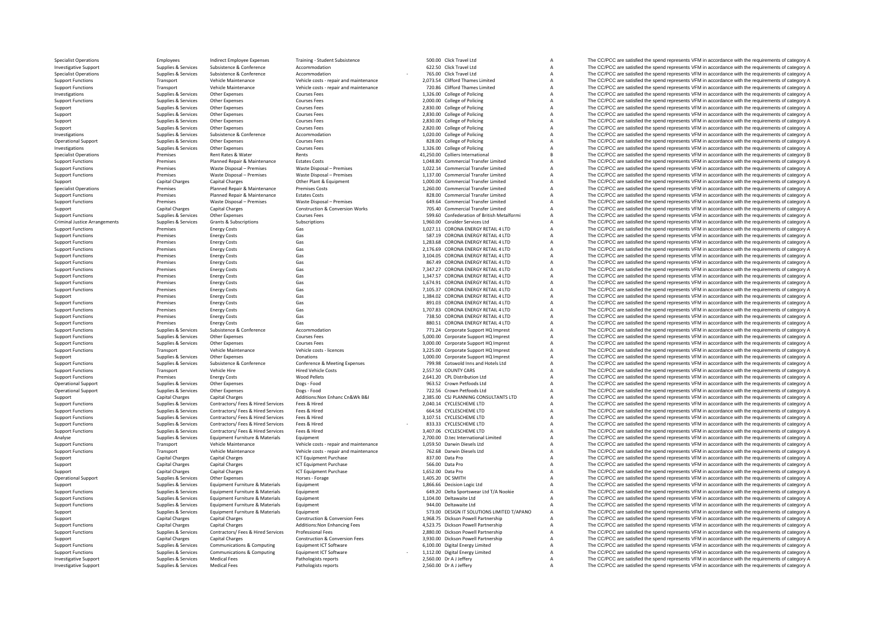| | | | | | | | |
|---|---|---|---|---|---|---|---|
| Specialist Operations | Employees | Indirect Employee Expenses | Training - Student Subsistence | 500.00 | Click Travel Ltd | A | The CC/PCC are satisfied the spend represents VFM in accordance with the requirements of category A |
| Investigative Support | Supplies & Services | Subsistence & Conference | Accommodation | 622.50 | Click Travel Ltd | A | The CC/PCC are satisfied the spend represents VFM in accordance with the requirements of category A |
| Specialist Operations | Supplies & Services | Subsistence & Conference | Accommodation | - 765.00 | Click Travel Ltd | A | The CC/PCC are satisfied the spend represents VFM in accordance with the requirements of category A |
| Support Functions | Transport | Vehicle Maintenance | Vehicle costs - repair and maintenance | 2,073.54 | Clifford Thames Limited | A | The CC/PCC are satisfied the spend represents VFM in accordance with the requirements of category A |
| Support Functions | Transport | Vehicle Maintenance | Vehicle costs - repair and maintenance | 720.86 | Clifford Thames Limited | A | The CC/PCC are satisfied the spend represents VFM in accordance with the requirements of category A |
| Investigations | Supplies & Services | Other Expenses | Courses Fees | 1,326.00 | College of Policing | A | The CC/PCC are satisfied the spend represents VFM in accordance with the requirements of category A |
| Support Functions | Supplies & Services | Other Expenses | Courses Fees | 2,000.00 | College of Policing | A | The CC/PCC are satisfied the spend represents VFM in accordance with the requirements of category A |
| Support | Supplies & Services | Other Expenses | Courses Fees | 2,830.00 | College of Policing | A | The CC/PCC are satisfied the spend represents VFM in accordance with the requirements of category A |
| Support | Supplies & Services | Other Expenses | Courses Fees | 2,830.00 | College of Policing | A | The CC/PCC are satisfied the spend represents VFM in accordance with the requirements of category A |
| Support | Supplies & Services | Other Expenses | Courses Fees | 2,830.00 | College of Policing | A | The CC/PCC are satisfied the spend represents VFM in accordance with the requirements of category A |
| Support | Supplies & Services | Other Expenses | Courses Fees | 2,820.00 | College of Policing | A | The CC/PCC are satisfied the spend represents VFM in accordance with the requirements of category A |
| Investigations | Supplies & Services | Subsistence & Conference | Accommodation | 1,020.00 | College of Policing | A | The CC/PCC are satisfied the spend represents VFM in accordance with the requirements of category A |
| Operational Support | Supplies & Services | Other Expenses | Courses Fees | 828.00 | College of Policing | A | The CC/PCC are satisfied the spend represents VFM in accordance with the requirements of category A |
| Investigations | Supplies & Services | Other Expenses | Courses Fees | 1,326.00 | College of Policing | A | The CC/PCC are satisfied the spend represents VFM in accordance with the requirements of category A |
| Specialist Operations | Premises | Rent Rates & Water | Rents | 41,250.00 | Colliers International | B | The CC/PCC are satisfied the spend represents VFM in accordance with the requirements of category B |
| Support Functions | Premises | Planned Repair & Maintenance | Estates Costs | 1,048.80 | Commercial Transfer Limited | A | The CC/PCC are satisfied the spend represents VFM in accordance with the requirements of category A |
| Support Functions | Premises | Waste Disposal – Premises | Waste Disposal – Premises | 1,022.14 | Commercial Transfer Limited | A | The CC/PCC are satisfied the spend represents VFM in accordance with the requirements of category A |
| Support Functions | Premises | Waste Disposal – Premises | Waste Disposal – Premises | 1,137.00 | Commercial Transfer Limited | A | The CC/PCC are satisfied the spend represents VFM in accordance with the requirements of category A |
| Support | Capital Charges | Capital Charges | Other Plant & Equipment | 1,000.00 | Commercial Transfer Limited | A | The CC/PCC are satisfied the spend represents VFM in accordance with the requirements of category A |
| Specialist Operations | Premises | Planned Repair & Maintenance | Premises Costs | 1,260.00 | Commercial Transfer Limited | A | The CC/PCC are satisfied the spend represents VFM in accordance with the requirements of category A |
| Support Functions | Premises | Planned Repair & Maintenance | Estates Costs | 828.00 | Commercial Transfer Limited | A | The CC/PCC are satisfied the spend represents VFM in accordance with the requirements of category A |
| Support Functions | Premises | Waste Disposal – Premises | Waste Disposal – Premises | 649.64 | Commercial Transfer Limited | A | The CC/PCC are satisfied the spend represents VFM in accordance with the requirements of category A |
| Support | Capital Charges | Capital Charges | Construction & Conversion Works | 705.40 | Commercial Transfer Limited | A | The CC/PCC are satisfied the spend represents VFM in accordance with the requirements of category A |
| Support Functions | Supplies & Services | Other Expenses | Courses Fees | 599.60 | Confederation of British Metalformi | A | The CC/PCC are satisfied the spend represents VFM in accordance with the requirements of category A |
| Criminal Justice Arrangements | Supplies & Services | Grants & Subscriptions | Subscriptions | 1,960.00 | Coralder Services Ltd | A | The CC/PCC are satisfied the spend represents VFM in accordance with the requirements of category A |
| Support Functions | Premises | Energy Costs | Gas | 1,027.11 | CORONA ENERGY RETAIL 4 LTD | A | The CC/PCC are satisfied the spend represents VFM in accordance with the requirements of category A |
| Support Functions | Premises | Energy Costs | Gas | 587.19 | CORONA ENERGY RETAIL 4 LTD | A | The CC/PCC are satisfied the spend represents VFM in accordance with the requirements of category A |
| Support Functions | Premises | Energy Costs | Gas | 1,283.68 | CORONA ENERGY RETAIL 4 LTD | A | The CC/PCC are satisfied the spend represents VFM in accordance with the requirements of category A |
| Support Functions | Premises | Energy Costs | Gas | 2,176.69 | CORONA ENERGY RETAIL 4 LTD | A | The CC/PCC are satisfied the spend represents VFM in accordance with the requirements of category A |
| Support Functions | Premises | Energy Costs | Gas | 3,104.05 | CORONA ENERGY RETAIL 4 LTD | A | The CC/PCC are satisfied the spend represents VFM in accordance with the requirements of category A |
| Support Functions | Premises | Energy Costs | Gas | 867.49 | CORONA ENERGY RETAIL 4 LTD | A | The CC/PCC are satisfied the spend represents VFM in accordance with the requirements of category A |
| Support Functions | Premises | Energy Costs | Gas | 7,347.27 | CORONA ENERGY RETAIL 4 LTD | A | The CC/PCC are satisfied the spend represents VFM in accordance with the requirements of category A |
| Support Functions | Premises | Energy Costs | Gas | 1,347.57 | CORONA ENERGY RETAIL 4 LTD | A | The CC/PCC are satisfied the spend represents VFM in accordance with the requirements of category A |
| Support Functions | Premises | Energy Costs | Gas | 1,674.91 | CORONA ENERGY RETAIL 4 LTD | A | The CC/PCC are satisfied the spend represents VFM in accordance with the requirements of category A |
| Support Functions | Premises | Energy Costs | Gas | 7,105.37 | CORONA ENERGY RETAIL 4 LTD | A | The CC/PCC are satisfied the spend represents VFM in accordance with the requirements of category A |
| Support | Premises | Energy Costs | Gas | 1,384.02 | CORONA ENERGY RETAIL 4 LTD | A | The CC/PCC are satisfied the spend represents VFM in accordance with the requirements of category A |
| Support Functions | Premises | Energy Costs | Gas | 891.03 | CORONA ENERGY RETAIL 4 LTD | A | The CC/PCC are satisfied the spend represents VFM in accordance with the requirements of category A |
| Support Functions | Premises | Energy Costs | Gas | 1,707.83 | CORONA ENERGY RETAIL 4 LTD | A | The CC/PCC are satisfied the spend represents VFM in accordance with the requirements of category A |
| Support Functions | Premises | Energy Costs | Gas | 738.50 | CORONA ENERGY RETAIL 4 LTD | A | The CC/PCC are satisfied the spend represents VFM in accordance with the requirements of category A |
| Support Functions | Premises | Energy Costs | Gas | 880.51 | CORONA ENERGY RETAIL 4 LTD | A | The CC/PCC are satisfied the spend represents VFM in accordance with the requirements of category A |
| Support Functions | Supplies & Services | Subsistence & Conference | Accommodation | 771.24 | Corporate Support HQ Imprest | A | The CC/PCC are satisfied the spend represents VFM in accordance with the requirements of category A |
| Support Functions | Supplies & Services | Other Expenses | Courses Fees | 5,000.00 | Corporate Support HQ Imprest | A | The CC/PCC are satisfied the spend represents VFM in accordance with the requirements of category A |
| Support Functions | Supplies & Services | Other Expenses | Courses Fees | 3,000.00 | Corporate Support HQ Imprest | A | The CC/PCC are satisfied the spend represents VFM in accordance with the requirements of category A |
| Support Functions | Transport | Vehicle Maintenance | Vehicle costs - licences | 3,225.00 | Corporate Support HQ Imprest | A | The CC/PCC are satisfied the spend represents VFM in accordance with the requirements of category A |
| Support | Supplies & Services | Other Expenses | Donations | 1,000.00 | Corporate Support HQ Imprest | A | The CC/PCC are satisfied the spend represents VFM in accordance with the requirements of category A |
| Support Functions | Supplies & Services | Subsistence & Conference | Conference & Meeting Expenses | 799.98 | Cotswold Inns and Hotels Ltd | A | The CC/PCC are satisfied the spend represents VFM in accordance with the requirements of category A |
| Support Functions | Transport | Vehicle Hire | Hired Vehicle Costs | 2,557.50 | COUNTY CARS | A | The CC/PCC are satisfied the spend represents VFM in accordance with the requirements of category A |
| Support Functions | Premises | Energy Costs | Wood Pellets | 2,641.20 | CPL Distribution Ltd | A | The CC/PCC are satisfied the spend represents VFM in accordance with the requirements of category A |
| Operational Support | Supplies & Services | Other Expenses | Dogs - Food | 963.52 | Crown Petfoods Ltd | A | The CC/PCC are satisfied the spend represents VFM in accordance with the requirements of category A |
| Operational Support | Supplies & Services | Other Expenses | Dogs - Food | 722.56 | Crown Petfoods Ltd | A | The CC/PCC are satisfied the spend represents VFM in accordance with the requirements of category A |
| Support | Capital Charges | Capital Charges | Additions:Non Enhanc Cn&Wk B&I | 2,385.00 | CSJ PLANNING CONSULTANTS LTD | A | The CC/PCC are satisfied the spend represents VFM in accordance with the requirements of category A |
| Support Functions | Supplies & Services | Contractors/ Fees & Hired Services | Fees & Hired | 2,040.14 | CYCLESCHEME LTD | A | The CC/PCC are satisfied the spend represents VFM in accordance with the requirements of category A |
| Support Functions | Supplies & Services | Contractors/ Fees & Hired Services | Fees & Hired | 664.58 | CYCLESCHEME LTD | A | The CC/PCC are satisfied the spend represents VFM in accordance with the requirements of category A |
| Support Functions | Supplies & Services | Contractors/ Fees & Hired Services | Fees & Hired | 3,107.51 | CYCLESCHEME LTD | A | The CC/PCC are satisfied the spend represents VFM in accordance with the requirements of category A |
| Support Functions | Supplies & Services | Contractors/ Fees & Hired Services | Fees & Hired | - 833.33 | CYCLESCHEME LTD | A | The CC/PCC are satisfied the spend represents VFM in accordance with the requirements of category A |
| Support Functions | Supplies & Services | Contractors/ Fees & Hired Services | Fees & Hired | 3,407.06 | CYCLESCHEME LTD | A | The CC/PCC are satisfied the spend represents VFM in accordance with the requirements of category A |
| Analyse | Supplies & Services | Equipment Furniture & Materials | Equipment | 2,700.00 | D.tec International Limited | A | The CC/PCC are satisfied the spend represents VFM in accordance with the requirements of category A |
| Support Functions | Transport | Vehicle Maintenance | Vehicle costs - repair and maintenance | 1,059.50 | Darwin Diesels Ltd | A | The CC/PCC are satisfied the spend represents VFM in accordance with the requirements of category A |
| Support Functions | Transport | Vehicle Maintenance | Vehicle costs - repair and maintenance | 762.68 | Darwin Diesels Ltd | A | The CC/PCC are satisfied the spend represents VFM in accordance with the requirements of category A |
| Support | Capital Charges | Capital Charges | ICT Equipment Purchase | 837.00 | Data Pro | A | The CC/PCC are satisfied the spend represents VFM in accordance with the requirements of category A |
| Support | Capital Charges | Capital Charges | ICT Equipment Purchase | 566.00 | Data Pro | A | The CC/PCC are satisfied the spend represents VFM in accordance with the requirements of category A |
| Support | Capital Charges | Capital Charges | ICT Equipment Purchase | 1,652.00 | Data Pro | A | The CC/PCC are satisfied the spend represents VFM in accordance with the requirements of category A |
| Operational Support | Supplies & Services | Other Expenses | Horses - Forage | 1,405.20 | DC SMITH | A | The CC/PCC are satisfied the spend represents VFM in accordance with the requirements of category A |
| Support | Supplies & Services | Equipment Furniture & Materials | Equipment | 1,866.66 | Decision Logic Ltd | A | The CC/PCC are satisfied the spend represents VFM in accordance with the requirements of category A |
| Support Functions | Supplies & Services | Equipment Furniture & Materials | Equipment | 649.20 | Delta Sportswear Ltd T/A Nookie | A | The CC/PCC are satisfied the spend represents VFM in accordance with the requirements of category A |
| Support Functions | Supplies & Services | Equipment Furniture & Materials | Equipment | 1,104.00 | Deltawaite Ltd | A | The CC/PCC are satisfied the spend represents VFM in accordance with the requirements of category A |
| Support Functions | Supplies & Services | Equipment Furniture & Materials | Equipment | 944.00 | Deltawaite Ltd | A | The CC/PCC are satisfied the spend represents VFM in accordance with the requirements of category A |
| Support | Supplies & Services | Equipment Furniture & Materials | Equipment | 573.00 | DESIGN IT SOLUTIONS LIMITED T/APANO | A | The CC/PCC are satisfied the spend represents VFM in accordance with the requirements of category A |
| Support | Capital Charges | Capital Charges | Construction & Conversion Fees | 1,968.75 | Dickson Powell Partnership | A | The CC/PCC are satisfied the spend represents VFM in accordance with the requirements of category A |
| Support Functions | Capital Charges | Capital Charges | Additions:Non Enhancing Fees | 4,523.75 | Dickson Powell Partnership | A | The CC/PCC are satisfied the spend represents VFM in accordance with the requirements of category A |
| Support Functions | Supplies & Services | Contractors/ Fees & Hired Services | Professional Fees | 2,880.00 | Dickson Powell Partnership | A | The CC/PCC are satisfied the spend represents VFM in accordance with the requirements of category A |
| Support | Capital Charges | Capital Charges | Construction & Conversion Fees | 3,930.00 | Dickson Powell Partnership | A | The CC/PCC are satisfied the spend represents VFM in accordance with the requirements of category A |
| Support Functions | Supplies & Services | Communications & Computing | Equipment ICT Software | 6,100.00 | Digital Energy Limited | A | The CC/PCC are satisfied the spend represents VFM in accordance with the requirements of category A |
| Support Functions | Supplies & Services | Communications & Computing | Equipment ICT Software | - 1,112.00 | Digital Energy Limited | A | The CC/PCC are satisfied the spend represents VFM in accordance with the requirements of category A |
| Investigative Support | Supplies & Services | Medical Fees | Pathologists reports | 2,560.00 | Dr A J Jeffery | A | The CC/PCC are satisfied the spend represents VFM in accordance with the requirements of category A |
| Investigative Support | Supplies & Services | Medical Fees | Pathologists reports | 2,560.00 | Dr A J Jeffery | A | The CC/PCC are satisfied the spend represents VFM in accordance with the requirements of category A |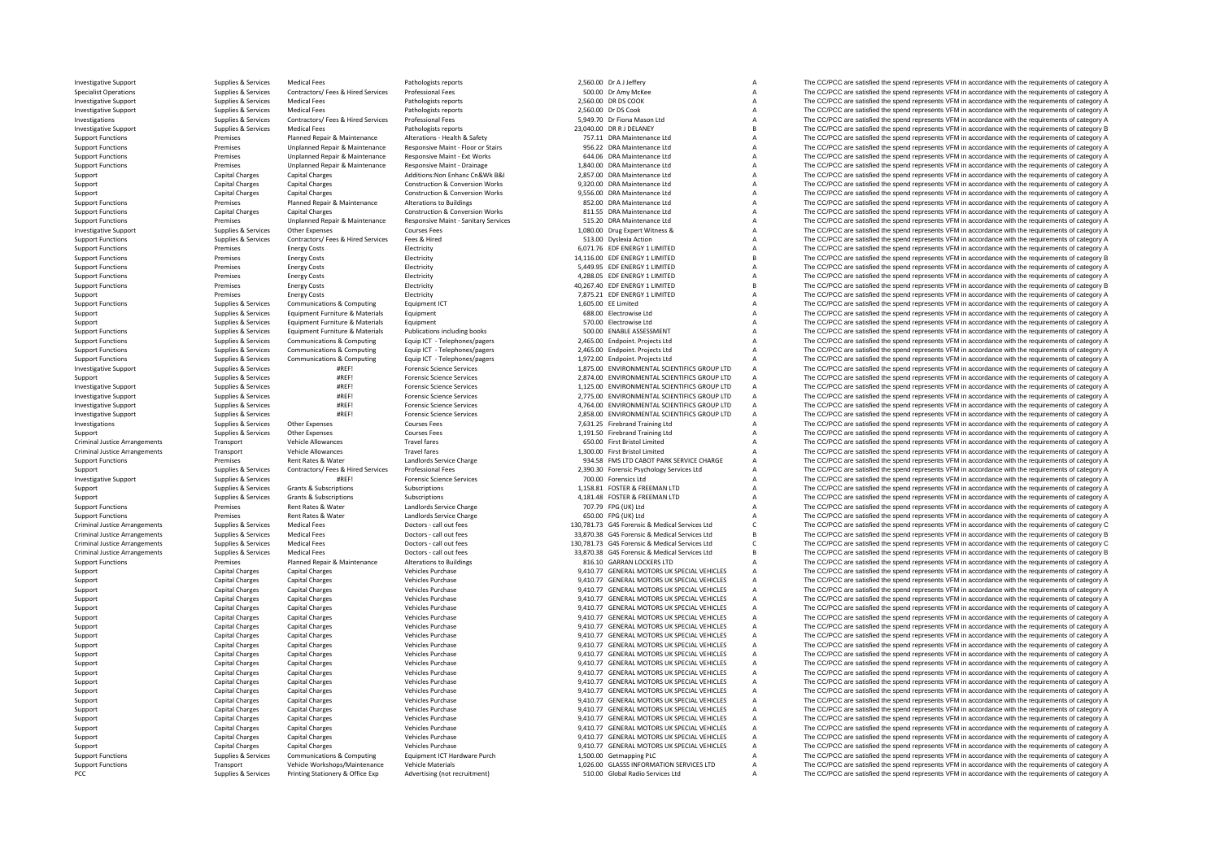| | | | | | | | |
|---|---|---|---|---|---|---|---|
| Investigative Support | Supplies & Services | Medical Fees | Pathologists reports | 2,560.00 | Dr A J Jeffery | A | The CC/PCC are satisfied the spend represents VFM in accordance with the requirements of category A |
| Specialist Operations | Supplies & Services | Contractors/ Fees & Hired Services | Professional Fees | 500.00 | Dr Amy McKee | A | The CC/PCC are satisfied the spend represents VFM in accordance with the requirements of category A |
| Investigative Support | Supplies & Services | Medical Fees | Pathologists reports | 2,560.00 | DR DS COOK | A | The CC/PCC are satisfied the spend represents VFM in accordance with the requirements of category A |
| Investigative Support | Supplies & Services | Medical Fees | Pathologists reports | 2,560.00 | Dr DS Cook | A | The CC/PCC are satisfied the spend represents VFM in accordance with the requirements of category A |
| Investigations | Supplies & Services | Contractors/ Fees & Hired Services | Professional Fees | 5,949.70 | Dr Fiona Mason Ltd | A | The CC/PCC are satisfied the spend represents VFM in accordance with the requirements of category A |
| Investigative Support | Supplies & Services | Medical Fees | Pathologists reports | 23,040.00 | DR R J DELANEY | B | The CC/PCC are satisfied the spend represents VFM in accordance with the requirements of category B |
| Support Functions | Premises | Planned Repair & Maintenance | Alterations - Health & Safety | 757.11 | DRA Maintenance Ltd | A | The CC/PCC are satisfied the spend represents VFM in accordance with the requirements of category A |
| Support Functions | Premises | Unplanned Repair & Maintenance | Responsive Maint - Floor or Stairs | 956.22 | DRA Maintenance Ltd | A | The CC/PCC are satisfied the spend represents VFM in accordance with the requirements of category A |
| Support Functions | Premises | Unplanned Repair & Maintenance | Responsive Maint - Ext Works | 644.06 | DRA Maintenance Ltd | A | The CC/PCC are satisfied the spend represents VFM in accordance with the requirements of category A |
| Support Functions | Premises | Unplanned Repair & Maintenance | Responsive Maint - Drainage | 1,840.00 | DRA Maintenance Ltd | A | The CC/PCC are satisfied the spend represents VFM in accordance with the requirements of category A |
| Support | Capital Charges | Capital Charges | Additions:Non Enhanc Cn&Wk B&I | 2,857.00 | DRA Maintenance Ltd | A | The CC/PCC are satisfied the spend represents VFM in accordance with the requirements of category A |
| Support | Capital Charges | Capital Charges | Construction & Conversion Works | 9,320.00 | DRA Maintenance Ltd | A | The CC/PCC are satisfied the spend represents VFM in accordance with the requirements of category A |
| Support | Capital Charges | Capital Charges | Construction & Conversion Works | 9,556.00 | DRA Maintenance Ltd | A | The CC/PCC are satisfied the spend represents VFM in accordance with the requirements of category A |
| Support Functions | Premises | Planned Repair & Maintenance | Alterations to Buildings | 852.00 | DRA Maintenance Ltd | A | The CC/PCC are satisfied the spend represents VFM in accordance with the requirements of category A |
| Support Functions | Capital Charges | Capital Charges | Construction & Conversion Works | 811.55 | DRA Maintenance Ltd | A | The CC/PCC are satisfied the spend represents VFM in accordance with the requirements of category A |
| Support Functions | Premises | Unplanned Repair & Maintenance | Responsive Maint - Sanitary Services | 515.20 | DRA Maintenance Ltd | A | The CC/PCC are satisfied the spend represents VFM in accordance with the requirements of category A |
| Investigative Support | Supplies & Services | Other Expenses | Courses Fees | 1,080.00 | Drug Expert Witness & | A | The CC/PCC are satisfied the spend represents VFM in accordance with the requirements of category A |
| Support Functions | Supplies & Services | Contractors/ Fees & Hired Services | Fees & Hired | 513.00 | Dyslexia Action | A | The CC/PCC are satisfied the spend represents VFM in accordance with the requirements of category A |
| Support Functions | Premises | Energy Costs | Electricity | 6,071.76 | EDF ENERGY 1 LIMITED | A | The CC/PCC are satisfied the spend represents VFM in accordance with the requirements of category A |
| Support Functions | Premises | Energy Costs | Electricity | 14,116.00 | EDF ENERGY 1 LIMITED | B | The CC/PCC are satisfied the spend represents VFM in accordance with the requirements of category B |
| Support Functions | Premises | Energy Costs | Electricity | 5,449.95 | EDF ENERGY 1 LIMITED | A | The CC/PCC are satisfied the spend represents VFM in accordance with the requirements of category A |
| Support Functions | Premises | Energy Costs | Electricity | 4,288.05 | EDF ENERGY 1 LIMITED | A | The CC/PCC are satisfied the spend represents VFM in accordance with the requirements of category A |
| Support Functions | Premises | Energy Costs | Electricity | 40,267.40 | EDF ENERGY 1 LIMITED | B | The CC/PCC are satisfied the spend represents VFM in accordance with the requirements of category B |
| Support | Premises | Energy Costs | Electricity | 7,875.21 | EDF ENERGY 1 LIMITED | A | The CC/PCC are satisfied the spend represents VFM in accordance with the requirements of category A |
| Support Functions | Supplies & Services | Communications & Computing | Equipment ICT | 1,605.00 | EE Limited | A | The CC/PCC are satisfied the spend represents VFM in accordance with the requirements of category A |
| Support | Supplies & Services | Equipment Furniture & Materials | Equipment | 688.00 | Electrowise Ltd | A | The CC/PCC are satisfied the spend represents VFM in accordance with the requirements of category A |
| Support | Supplies & Services | Equipment Furniture & Materials | Equipment | 570.00 | Electrowise Ltd | A | The CC/PCC are satisfied the spend represents VFM in accordance with the requirements of category A |
| Support Functions | Supplies & Services | Equipment Furniture & Materials | Publications including books | 500.00 | ENABLE ASSESSMENT | A | The CC/PCC are satisfied the spend represents VFM in accordance with the requirements of category A |
| Support Functions | Supplies & Services | Communications & Computing | Equip ICT - Telephones/pagers | 2,465.00 | Endpoint. Projects Ltd | A | The CC/PCC are satisfied the spend represents VFM in accordance with the requirements of category A |
| Support Functions | Supplies & Services | Communications & Computing | Equip ICT - Telephones/pagers | 2,465.00 | Endpoint. Projects Ltd | A | The CC/PCC are satisfied the spend represents VFM in accordance with the requirements of category A |
| Support Functions | Supplies & Services | Communications & Computing | Equip ICT - Telephones/pagers | 1,972.00 | Endpoint. Projects Ltd | A | The CC/PCC are satisfied the spend represents VFM in accordance with the requirements of category A |
| Investigative Support | Supplies & Services | #REF! | Forensic Science Services | 1,875.00 | ENVIRONMENTAL SCIENTIFICS GROUP LTD | A | The CC/PCC are satisfied the spend represents VFM in accordance with the requirements of category A |
| Support | Supplies & Services | #REF! | Forensic Science Services | 2,874.00 | ENVIRONMENTAL SCIENTIFICS GROUP LTD | A | The CC/PCC are satisfied the spend represents VFM in accordance with the requirements of category A |
| Investigative Support | Supplies & Services | #REF! | Forensic Science Services | 1,125.00 | ENVIRONMENTAL SCIENTIFICS GROUP LTD | A | The CC/PCC are satisfied the spend represents VFM in accordance with the requirements of category A |
| Investigative Support | Supplies & Services | #REF! | Forensic Science Services | 2,775.00 | ENVIRONMENTAL SCIENTIFICS GROUP LTD | A | The CC/PCC are satisfied the spend represents VFM in accordance with the requirements of category A |
| Investigative Support | Supplies & Services | #REF! | Forensic Science Services | 4,764.00 | ENVIRONMENTAL SCIENTIFICS GROUP LTD | A | The CC/PCC are satisfied the spend represents VFM in accordance with the requirements of category A |
| Investigative Support | Supplies & Services | #REF! | Forensic Science Services | 2,858.00 | ENVIRONMENTAL SCIENTIFICS GROUP LTD | A | The CC/PCC are satisfied the spend represents VFM in accordance with the requirements of category A |
| Investigations | Supplies & Services | Other Expenses | Courses Fees | 7,631.25 | Firebrand Training Ltd | A | The CC/PCC are satisfied the spend represents VFM in accordance with the requirements of category A |
| Support | Supplies & Services | Other Expenses | Courses Fees | 1,191.50 | Firebrand Training Ltd | A | The CC/PCC are satisfied the spend represents VFM in accordance with the requirements of category A |
| Criminal Justice Arrangements | Transport | Vehicle Allowances | Travel fares | 650.00 | First Bristol Limited | A | The CC/PCC are satisfied the spend represents VFM in accordance with the requirements of category A |
| Criminal Justice Arrangements | Transport | Vehicle Allowances | Travel fares | 1,300.00 | First Bristol Limited | A | The CC/PCC are satisfied the spend represents VFM in accordance with the requirements of category A |
| Support Functions | Premises | Rent Rates & Water | Landlords Service Charge | 934.58 | FMS LTD CABOT PARK SERVICE CHARGE | A | The CC/PCC are satisfied the spend represents VFM in accordance with the requirements of category A |
| Support | Supplies & Services | Contractors/ Fees & Hired Services | Professional Fees | 2,390.30 | Forensic Psychology Services Ltd | A | The CC/PCC are satisfied the spend represents VFM in accordance with the requirements of category A |
| Investigative Support | Supplies & Services | #REF! | Forensic Science Services | 700.00 | Forensics Ltd | A | The CC/PCC are satisfied the spend represents VFM in accordance with the requirements of category A |
| Support | Supplies & Services | Grants & Subscriptions | Subscriptions | 1,158.81 | FOSTER & FREEMAN LTD | A | The CC/PCC are satisfied the spend represents VFM in accordance with the requirements of category A |
| Support | Supplies & Services | Grants & Subscriptions | Subscriptions | 4,181.48 | FOSTER & FREEMAN LTD | A | The CC/PCC are satisfied the spend represents VFM in accordance with the requirements of category A |
| Support Functions | Premises | Rent Rates & Water | Landlords Service Charge | 707.79 | FPG (UK) Ltd | A | The CC/PCC are satisfied the spend represents VFM in accordance with the requirements of category A |
| Support Functions | Premises | Rent Rates & Water | Landlords Service Charge | 650.00 | FPG (UK) Ltd | A | The CC/PCC are satisfied the spend represents VFM in accordance with the requirements of category A |
| Criminal Justice Arrangements | Supplies & Services | Medical Fees | Doctors - call out fees | 130,781.73 | G4S Forensic & Medical Services Ltd | C | The CC/PCC are satisfied the spend represents VFM in accordance with the requirements of category C |
| Criminal Justice Arrangements | Supplies & Services | Medical Fees | Doctors - call out fees | 33,870.38 | G4S Forensic & Medical Services Ltd | B | The CC/PCC are satisfied the spend represents VFM in accordance with the requirements of category B |
| Criminal Justice Arrangements | Supplies & Services | Medical Fees | Doctors - call out fees | 130,781.73 | G4S Forensic & Medical Services Ltd | C | The CC/PCC are satisfied the spend represents VFM in accordance with the requirements of category C |
| Criminal Justice Arrangements | Supplies & Services | Medical Fees | Doctors - call out fees | 33,870.38 | G4S Forensic & Medical Services Ltd | B | The CC/PCC are satisfied the spend represents VFM in accordance with the requirements of category B |
| Support Functions | Premises | Planned Repair & Maintenance | Alterations to Buildings | 816.10 | GARRAN LOCKERS LTD | A | The CC/PCC are satisfied the spend represents VFM in accordance with the requirements of category A |
| Support | Capital Charges | Capital Charges | Vehicles Purchase | 9,410.77 | GENERAL MOTORS UK SPECIAL VEHICLES | A | The CC/PCC are satisfied the spend represents VFM in accordance with the requirements of category A |
| Support | Capital Charges | Capital Charges | Vehicles Purchase | 9,410.77 | GENERAL MOTORS UK SPECIAL VEHICLES | A | The CC/PCC are satisfied the spend represents VFM in accordance with the requirements of category A |
| Support | Capital Charges | Capital Charges | Vehicles Purchase | 9,410.77 | GENERAL MOTORS UK SPECIAL VEHICLES | A | The CC/PCC are satisfied the spend represents VFM in accordance with the requirements of category A |
| Support | Capital Charges | Capital Charges | Vehicles Purchase | 9,410.77 | GENERAL MOTORS UK SPECIAL VEHICLES | A | The CC/PCC are satisfied the spend represents VFM in accordance with the requirements of category A |
| Support | Capital Charges | Capital Charges | Vehicles Purchase | 9,410.77 | GENERAL MOTORS UK SPECIAL VEHICLES | A | The CC/PCC are satisfied the spend represents VFM in accordance with the requirements of category A |
| Support | Capital Charges | Capital Charges | Vehicles Purchase | 9,410.77 | GENERAL MOTORS UK SPECIAL VEHICLES | A | The CC/PCC are satisfied the spend represents VFM in accordance with the requirements of category A |
| Support | Capital Charges | Capital Charges | Vehicles Purchase | 9,410.77 | GENERAL MOTORS UK SPECIAL VEHICLES | A | The CC/PCC are satisfied the spend represents VFM in accordance with the requirements of category A |
| Support | Capital Charges | Capital Charges | Vehicles Purchase | 9,410.77 | GENERAL MOTORS UK SPECIAL VEHICLES | A | The CC/PCC are satisfied the spend represents VFM in accordance with the requirements of category A |
| Support | Capital Charges | Capital Charges | Vehicles Purchase | 9,410.77 | GENERAL MOTORS UK SPECIAL VEHICLES | A | The CC/PCC are satisfied the spend represents VFM in accordance with the requirements of category A |
| Support | Capital Charges | Capital Charges | Vehicles Purchase | 9,410.77 | GENERAL MOTORS UK SPECIAL VEHICLES | A | The CC/PCC are satisfied the spend represents VFM in accordance with the requirements of category A |
| Support | Capital Charges | Capital Charges | Vehicles Purchase | 9,410.77 | GENERAL MOTORS UK SPECIAL VEHICLES | A | The CC/PCC are satisfied the spend represents VFM in accordance with the requirements of category A |
| Support | Capital Charges | Capital Charges | Vehicles Purchase | 9,410.77 | GENERAL MOTORS UK SPECIAL VEHICLES | A | The CC/PCC are satisfied the spend represents VFM in accordance with the requirements of category A |
| Support | Capital Charges | Capital Charges | Vehicles Purchase | 9,410.77 | GENERAL MOTORS UK SPECIAL VEHICLES | A | The CC/PCC are satisfied the spend represents VFM in accordance with the requirements of category A |
| Support | Capital Charges | Capital Charges | Vehicles Purchase | 9,410.77 | GENERAL MOTORS UK SPECIAL VEHICLES | A | The CC/PCC are satisfied the spend represents VFM in accordance with the requirements of category A |
| Support | Capital Charges | Capital Charges | Vehicles Purchase | 9,410.77 | GENERAL MOTORS UK SPECIAL VEHICLES | A | The CC/PCC are satisfied the spend represents VFM in accordance with the requirements of category A |
| Support | Capital Charges | Capital Charges | Vehicles Purchase | 9,410.77 | GENERAL MOTORS UK SPECIAL VEHICLES | A | The CC/PCC are satisfied the spend represents VFM in accordance with the requirements of category A |
| Support | Capital Charges | Capital Charges | Vehicles Purchase | 9,410.77 | GENERAL MOTORS UK SPECIAL VEHICLES | A | The CC/PCC are satisfied the spend represents VFM in accordance with the requirements of category A |
| Support | Capital Charges | Capital Charges | Vehicles Purchase | 9,410.77 | GENERAL MOTORS UK SPECIAL VEHICLES | A | The CC/PCC are satisfied the spend represents VFM in accordance with the requirements of category A |
| Support | Capital Charges | Capital Charges | Vehicles Purchase | 9,410.77 | GENERAL MOTORS UK SPECIAL VEHICLES | A | The CC/PCC are satisfied the spend represents VFM in accordance with the requirements of category A |
| Support | Capital Charges | Capital Charges | Vehicles Purchase | 9,410.77 | GENERAL MOTORS UK SPECIAL VEHICLES | A | The CC/PCC are satisfied the spend represents VFM in accordance with the requirements of category A |
| Support Functions | Supplies & Services | Communications & Computing | Equipment ICT Hardware Purch | 1,500.00 | Getmapping PLC | A | The CC/PCC are satisfied the spend represents VFM in accordance with the requirements of category A |
| Support Functions | Transport | Vehicle Workshops/Maintenance | Vehicle Materials | 1,026.00 | GLASSS INFORMATION SERVICES LTD | A | The CC/PCC are satisfied the spend represents VFM in accordance with the requirements of category A |
| PCC | Supplies & Services | Printing Stationery & Office Exp | Advertising (not recruitment) | 510.00 | Global Radio Services Ltd | A | The CC/PCC are satisfied the spend represents VFM in accordance with the requirements of category A |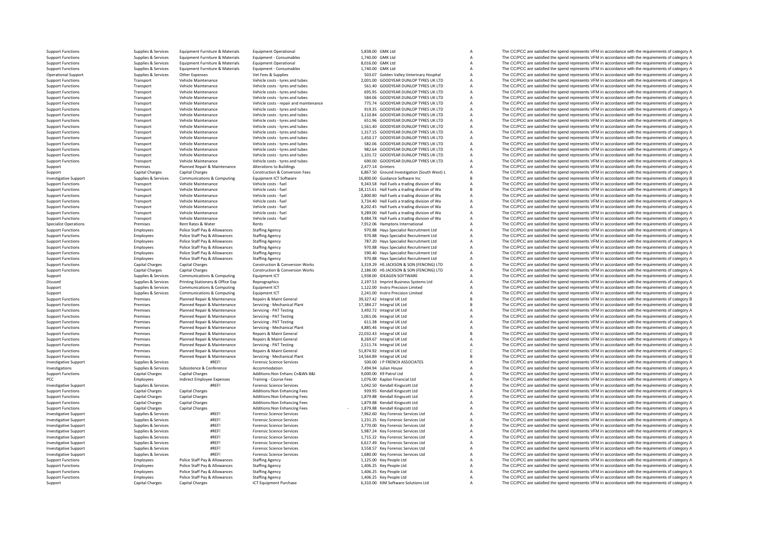| | | | | | | | |
|---|---|---|---|---|---|---|---|
| Support Functions | Supplies & Services | Equipment Furniture & Materials | Equipment Operational | 5,838.00 | GMK Ltd | A | The CC/PCC are satisfied the spend represents VFM in accordance with the requirements of category A |
| Support Functions | Supplies & Services | Equipment Furniture & Materials | Equipment - Consumables | 1,740.00 | GMK Ltd | A | The CC/PCC are satisfied the spend represents VFM in accordance with the requirements of category A |
| Support Functions | Supplies & Services | Equipment Furniture & Materials | Equipment Operational | 8,016.00 | GMK Ltd | A | The CC/PCC are satisfied the spend represents VFM in accordance with the requirements of category A |
| Support Functions | Supplies & Services | Equipment Furniture & Materials | Equipment - Consumables | 1,740.00 | GMK Ltd | A | The CC/PCC are satisfied the spend represents VFM in accordance with the requirements of category A |
| Operational Support | Supplies & Services | Other Expenses | Vet Fees & Supplies | 503.07 | Golden Valley Veterinary Hospital | A | The CC/PCC are satisfied the spend represents VFM in accordance with the requirements of category A |
| Support Functions | Transport | Vehicle Maintenance | Vehicle costs - tyres and tubes | 2,001.00 | GOODYEAR DUNLOP TYRES UK LTD | A | The CC/PCC are satisfied the spend represents VFM in accordance with the requirements of category A |
| Support Functions | Transport | Vehicle Maintenance | Vehicle costs - tyres and tubes | 561.40 | GOODYEAR DUNLOP TYRES UK LTD | A | The CC/PCC are satisfied the spend represents VFM in accordance with the requirements of category A |
| Support Functions | Transport | Vehicle Maintenance | Vehicle costs - tyres and tubes | 695.95 | GOODYEAR DUNLOP TYRES UK LTD | A | The CC/PCC are satisfied the spend represents VFM in accordance with the requirements of category A |
| Support Functions | Transport | Vehicle Maintenance | Vehicle costs - tyres and tubes | 584.06 | GOODYEAR DUNLOP TYRES UK LTD | A | The CC/PCC are satisfied the spend represents VFM in accordance with the requirements of category A |
| Support Functions | Transport | Vehicle Maintenance | Vehicle costs - repair and maintenance | 775.74 | GOODYEAR DUNLOP TYRES UK LTD | A | The CC/PCC are satisfied the spend represents VFM in accordance with the requirements of category A |
| Support Functions | Transport | Vehicle Maintenance | Vehicle costs - tyres and tubes | 919.35 | GOODYEAR DUNLOP TYRES UK LTD | A | The CC/PCC are satisfied the spend represents VFM in accordance with the requirements of category A |
| Support Functions | Transport | Vehicle Maintenance | Vehicle costs - tyres and tubes | 3,110.84 | GOODYEAR DUNLOP TYRES UK LTD | A | The CC/PCC are satisfied the spend represents VFM in accordance with the requirements of category A |
| Support Functions | Transport | Vehicle Maintenance | Vehicle costs - tyres and tubes | 651.96 | GOODYEAR DUNLOP TYRES UK LTD | A | The CC/PCC are satisfied the spend represents VFM in accordance with the requirements of category A |
| Support Functions | Transport | Vehicle Maintenance | Vehicle costs - tyres and tubes | 1,561.40 | GOODYEAR DUNLOP TYRES UK LTD | A | The CC/PCC are satisfied the spend represents VFM in accordance with the requirements of category A |
| Support Functions | Transport | Vehicle Maintenance | Vehicle costs - tyres and tubes | 1,317.15 | GOODYEAR DUNLOP TYRES UK LTD | A | The CC/PCC are satisfied the spend represents VFM in accordance with the requirements of category A |
| Support Functions | Transport | Vehicle Maintenance | Vehicle costs - tyres and tubes | 1,450.17 | GOODYEAR DUNLOP TYRES UK LTD | A | The CC/PCC are satisfied the spend represents VFM in accordance with the requirements of category A |
| Support Functions | Transport | Vehicle Maintenance | Vehicle costs - tyres and tubes | 582.06 | GOODYEAR DUNLOP TYRES UK LTD | A | The CC/PCC are satisfied the spend represents VFM in accordance with the requirements of category A |
| Support Functions | Transport | Vehicle Maintenance | Vehicle costs - tyres and tubes | 982.64 | GOODYEAR DUNLOP TYRES UK LTD | A | The CC/PCC are satisfied the spend represents VFM in accordance with the requirements of category A |
| Support Functions | Transport | Vehicle Maintenance | Vehicle costs - tyres and tubes | 1,101.72 | GOODYEAR DUNLOP TYRES UK LTD | A | The CC/PCC are satisfied the spend represents VFM in accordance with the requirements of category A |
| Support Functions | Transport | Vehicle Maintenance | Vehicle costs - tyres and tubes | 690.00 | GOODYEAR DUNLOP TYRES UK LTD | A | The CC/PCC are satisfied the spend represents VFM in accordance with the requirements of category A |
| Support | Premises | Planned Repair & Maintenance | Alterations to Buildings | 2,477.14 | Grinters | A | The CC/PCC are satisfied the spend represents VFM in accordance with the requirements of category A |
| Support | Capital Charges | Capital Charges | Construction & Conversion Fees | 6,867.50 | Ground Investigation (South West) L | A | The CC/PCC are satisfied the spend represents VFM in accordance with the requirements of category A |
| Investigative Support | Supplies & Services | Communications & Computing | Equipment ICT Software | 16,800.00 | Guidance Software Inc | B | The CC/PCC are satisfied the spend represents VFM in accordance with the requirements of category B |
| Support Functions | Transport | Vehicle Maintenance | Vehicle costs - fuel | 9,343.58 | Hall Fuels a trading division of Wa | A | The CC/PCC are satisfied the spend represents VFM in accordance with the requirements of category A |
| Support Functions | Transport | Vehicle Maintenance | Vehicle costs - fuel | 18,115.61 | Hall Fuels a trading division of Wa | B | The CC/PCC are satisfied the spend represents VFM in accordance with the requirements of category B |
| Support Functions | Transport | Vehicle Maintenance | Vehicle costs - fuel | 2,800.80 | Hall Fuels a trading division of Wa | A | The CC/PCC are satisfied the spend represents VFM in accordance with the requirements of category A |
| Support Functions | Transport | Vehicle Maintenance | Vehicle costs - fuel | 3,734.40 | Hall Fuels a trading division of Wa | A | The CC/PCC are satisfied the spend represents VFM in accordance with the requirements of category A |
| Support Functions | Transport | Vehicle Maintenance | Vehicle costs - fuel | 8,202.45 | Hall Fuels a trading division of Wa | A | The CC/PCC are satisfied the spend represents VFM in accordance with the requirements of category A |
| Support Functions | Transport | Vehicle Maintenance | Vehicle costs - fuel | 9,289.00 | Hall Fuels a trading division of Wa | A | The CC/PCC are satisfied the spend represents VFM in accordance with the requirements of category A |
| Support Functions | Transport | Vehicle Maintenance | Vehicle costs - fuel | 9,484.78 | Hall Fuels a trading division of Wa | A | The CC/PCC are satisfied the spend represents VFM in accordance with the requirements of category A |
| Specialist Operations | Premises | Rent Rates & Water | Rents | 7,912.06 | Hamptons International | A | The CC/PCC are satisfied the spend represents VFM in accordance with the requirements of category A |
| Support Functions | Employees | Police Staff Pay & Allowances | Staffing Agency | 970.88 | Hays Specialist Recruitment Ltd | A | The CC/PCC are satisfied the spend represents VFM in accordance with the requirements of category A |
| Support Functions | Employees | Police Staff Pay & Allowances | Staffing Agency | 970.88 | Hays Specialist Recruitment Ltd | A | The CC/PCC are satisfied the spend represents VFM in accordance with the requirements of category A |
| Support Functions | Employees | Police Staff Pay & Allowances | Staffing Agency | 787.20 | Hays Specialist Recruitment Ltd | A | The CC/PCC are satisfied the spend represents VFM in accordance with the requirements of category A |
| Support Functions | Employees | Police Staff Pay & Allowances | Staffing Agency | 970.88 | Hays Specialist Recruitment Ltd | A | The CC/PCC are satisfied the spend represents VFM in accordance with the requirements of category A |
| Support Functions | Employees | Police Staff Pay & Allowances | Staffing Agency | 590.40 | Hays Specialist Recruitment Ltd | A | The CC/PCC are satisfied the spend represents VFM in accordance with the requirements of category A |
| Support Functions | Employees | Police Staff Pay & Allowances | Staffing Agency | 970.88 | Hays Specialist Recruitment Ltd | A | The CC/PCC are satisfied the spend represents VFM in accordance with the requirements of category A |
| Support Functions | Capital Charges | Capital Charges | Construction & Conversion Works | 3,319.29 | HS JACKSON & SON (FENCING) LTD | A | The CC/PCC are satisfied the spend represents VFM in accordance with the requirements of category A |
| Support Functions | Capital Charges | Capital Charges | Construction & Conversion Works | 2,186.00 | HS JACKSON & SON (FENCING) LTD | A | The CC/PCC are satisfied the spend represents VFM in accordance with the requirements of category A |
| Support | Supplies & Services | Communications & Computing | Equipment ICT | 1,938.00 | IDEAGEN SOFTWARE | A | The CC/PCC are satisfied the spend represents VFM in accordance with the requirements of category A |
| Disused | Supplies & Services | Printing Stationery & Office Exp | Reprographics | 2,197.53 | Imprint Business Systems Ltd | A | The CC/PCC are satisfied the spend represents VFM in accordance with the requirements of category A |
| Support | Supplies & Services | Communications & Computing | Equipment ICT | 1,122.00 | Instro Precision Limited | A | The CC/PCC are satisfied the spend represents VFM in accordance with the requirements of category A |
| Support | Supplies & Services | Communications & Computing | Equipment ICT | 2,241.00 | Instro Precision Limited | A | The CC/PCC are satisfied the spend represents VFM in accordance with the requirements of category A |
| Support Functions | Premises | Planned Repair & Maintenance | Repairs & Maint General | 39,327.42 | Integral UK Ltd | B | The CC/PCC are satisfied the spend represents VFM in accordance with the requirements of category B |
| Support Functions | Premises | Planned Repair & Maintenance | Servicing - Mechanical Plant | 17,384.27 | Integral UK Ltd | B | The CC/PCC are satisfied the spend represents VFM in accordance with the requirements of category B |
| Support Functions | Premises | Planned Repair & Maintenance | Servicing - PAT Testing | 3,492.72 | Integral UK Ltd | A | The CC/PCC are satisfied the spend represents VFM in accordance with the requirements of category A |
| Support Functions | Premises | Planned Repair & Maintenance | Servicing - PAT Testing | 1,061.06 | Integral UK Ltd | A | The CC/PCC are satisfied the spend represents VFM in accordance with the requirements of category A |
| Support Functions | Premises | Planned Repair & Maintenance | Servicing - PAT Testing | 611.38 | Integral UK Ltd | A | The CC/PCC are satisfied the spend represents VFM in accordance with the requirements of category A |
| Support Functions | Premises | Planned Repair & Maintenance | Servicing - Mechanical Plant | 4,885.46 | Integral UK Ltd | A | The CC/PCC are satisfied the spend represents VFM in accordance with the requirements of category A |
| Support Functions | Premises | Planned Repair & Maintenance | Repairs & Maint General | 22,032.43 | Integral UK Ltd | B | The CC/PCC are satisfied the spend represents VFM in accordance with the requirements of category B |
| Support Functions | Premises | Planned Repair & Maintenance | Repairs & Maint General | 8,269.67 | Integral UK Ltd | A | The CC/PCC are satisfied the spend represents VFM in accordance with the requirements of category A |
| Support Functions | Premises | Planned Repair & Maintenance | Servicing - PAT Testing | 2,511.74 | Integral UK Ltd | A | The CC/PCC are satisfied the spend represents VFM in accordance with the requirements of category A |
| Support Functions | Premises | Planned Repair & Maintenance | Repairs & Maint General | 51,874.92 | Integral UK Ltd | C | The CC/PCC are satisfied the spend represents VFM in accordance with the requirements of category C |
| Support Functions | Premises | Planned Repair & Maintenance | Servicing - Mechanical Plant | 14,564.89 | Integral UK Ltd | B | The CC/PCC are satisfied the spend represents VFM in accordance with the requirements of category B |
| Investigative Support | Supplies & Services | #REF! | Forensic Science Services | 500.00 | J P FRENCH ASSOCIATES | A | The CC/PCC are satisfied the spend represents VFM in accordance with the requirements of category A |
| Investigations | Supplies & Services | Subsistence & Conference | Accommodation | 7,494.94 | Julian House | A | The CC/PCC are satisfied the spend represents VFM in accordance with the requirements of category A |
| Support Functions | Capital Charges | Capital Charges | Additions:Non Enhanc Cn&Wk B&I | 9,000.00 | K9 Patrol Ltd | A | The CC/PCC are satisfied the spend represents VFM in accordance with the requirements of category A |
| PCC | Employees | Indirect Employee Expenses | Training - Course Fees | 1,076.00 | Kaplan Financial Ltd | A | The CC/PCC are satisfied the spend represents VFM in accordance with the requirements of category A |
| Investigative Support | Supplies & Services | #REF! | Forensic Science Services | 1,042.50 | Kendall Kingscott Ltd | A | The CC/PCC are satisfied the spend represents VFM in accordance with the requirements of category A |
| Support Functions | Capital Charges | Capital Charges | Additions:Non Enhancing Fees | 939.95 | Kendall Kingscott Ltd | A | The CC/PCC are satisfied the spend represents VFM in accordance with the requirements of category A |
| Support Functions | Capital Charges | Capital Charges | Additions:Non Enhancing Fees | 1,879.88 | Kendall Kingscott Ltd | A | The CC/PCC are satisfied the spend represents VFM in accordance with the requirements of category A |
| Support Functions | Capital Charges | Capital Charges | Additions:Non Enhancing Fees | 1,879.88 | Kendall Kingscott Ltd | A | The CC/PCC are satisfied the spend represents VFM in accordance with the requirements of category A |
| Support Functions | Capital Charges | Capital Charges | Additions:Non Enhancing Fees | - 1,879.88 | Kendall Kingscott Ltd | A | The CC/PCC are satisfied the spend represents VFM in accordance with the requirements of category A |
| Investigative Support | Supplies & Services | #REF! | Forensic Science Services | 7,962.60 | Key Forensic Services Ltd | A | The CC/PCC are satisfied the spend represents VFM in accordance with the requirements of category A |
| Investigative Support | Supplies & Services | #REF! | Forensic Science Services | 1,231.25 | Key Forensic Services Ltd | A | The CC/PCC are satisfied the spend represents VFM in accordance with the requirements of category A |
| Investigative Support | Supplies & Services | #REF! | Forensic Science Services | 3,770.00 | Key Forensic Services Ltd | A | The CC/PCC are satisfied the spend represents VFM in accordance with the requirements of category A |
| Investigative Support | Supplies & Services | #REF! | Forensic Science Services | 5,987.24 | Key Forensic Services Ltd | A | The CC/PCC are satisfied the spend represents VFM in accordance with the requirements of category A |
| Investigative Support | Supplies & Services | #REF! | Forensic Science Services | 1,715.22 | Key Forensic Services Ltd | A | The CC/PCC are satisfied the spend represents VFM in accordance with the requirements of category A |
| Investigative Support | Supplies & Services | #REF! | Forensic Science Services | 6,617.49 | Key Forensic Services Ltd | A | The CC/PCC are satisfied the spend represents VFM in accordance with the requirements of category A |
| Investigative Support | Supplies & Services | #REF! | Forensic Science Services | 3,558.57 | Key Forensic Services Ltd | A | The CC/PCC are satisfied the spend represents VFM in accordance with the requirements of category A |
| Investigative Support | Supplies & Services | #REF! | Forensic Science Services | 1,680.00 | Key Forensic Services Ltd | A | The CC/PCC are satisfied the spend represents VFM in accordance with the requirements of category A |
| Support Functions | Employees | Police Staff Pay & Allowances | Staffing Agency | 1,125.00 | Key People Ltd | A | The CC/PCC are satisfied the spend represents VFM in accordance with the requirements of category A |
| Support Functions | Employees | Police Staff Pay & Allowances | Staffing Agency | 1,406.25 | Key People Ltd | A | The CC/PCC are satisfied the spend represents VFM in accordance with the requirements of category A |
| Support Functions | Employees | Police Staff Pay & Allowances | Staffing Agency | 1,406.25 | Key People Ltd | A | The CC/PCC are satisfied the spend represents VFM in accordance with the requirements of category A |
| Support Functions | Employees | Police Staff Pay & Allowances | Staffing Agency | 1,406.25 | Key People Ltd | A | The CC/PCC are satisfied the spend represents VFM in accordance with the requirements of category A |
| Support | Capital Charges | Capital Charges | ICT Equipment Purchase | 6,310.00 | KIM Software Solutions Ltd | A | The CC/PCC are satisfied the spend represents VFM in accordance with the requirements of category A |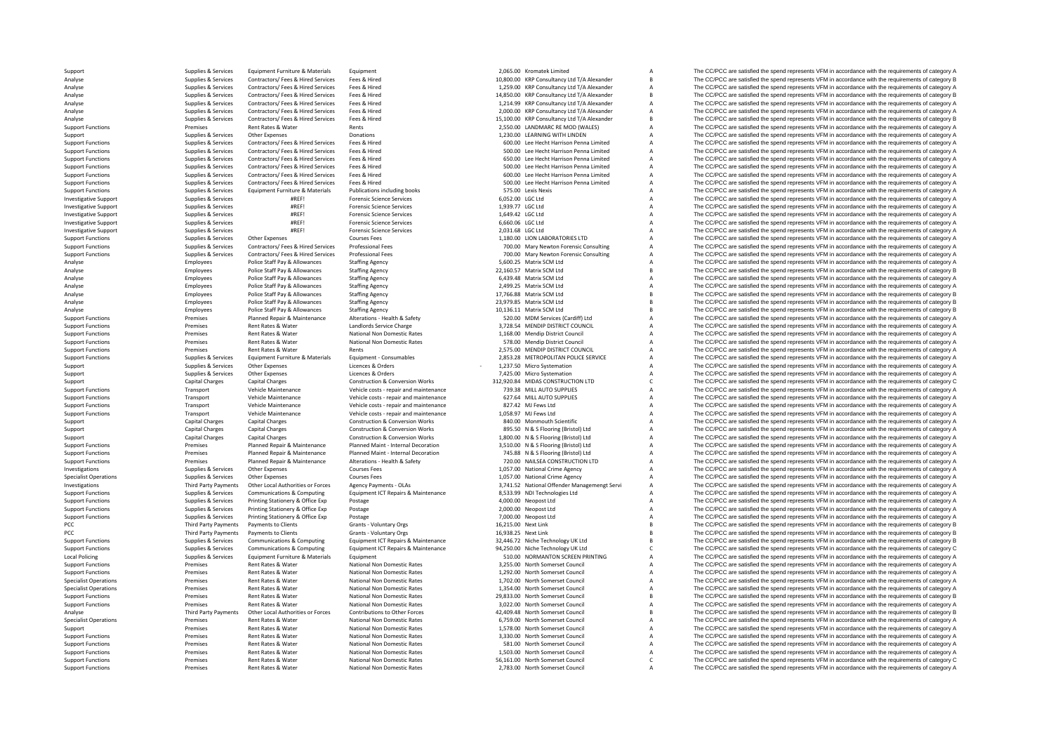| | | | | | | | |
|---|---|---|---|---|---|---|---|
| Support | Supplies & Services | Equipment Furniture & Materials | Equipment | 2,065.00 | Kromatek Limited | A | The CC/PCC are satisfied the spend represents VFM in accordance with the requirements of category A |
| Analyse | Supplies & Services | Contractors/ Fees & Hired Services | Fees & Hired | 10,800.00 | KRP Consultancy Ltd T/A Alexander | B | The CC/PCC are satisfied the spend represents VFM in accordance with the requirements of category B |
| Analyse | Supplies & Services | Contractors/ Fees & Hired Services | Fees & Hired | 1,259.00 | KRP Consultancy Ltd T/A Alexander | A | The CC/PCC are satisfied the spend represents VFM in accordance with the requirements of category A |
| Analyse | Supplies & Services | Contractors/ Fees & Hired Services | Fees & Hired | 14,850.00 | KRP Consultancy Ltd T/A Alexander | B | The CC/PCC are satisfied the spend represents VFM in accordance with the requirements of category B |
| Analyse | Supplies & Services | Contractors/ Fees & Hired Services | Fees & Hired | 1,214.99 | KRP Consultancy Ltd T/A Alexander | A | The CC/PCC are satisfied the spend represents VFM in accordance with the requirements of category A |
| Analyse | Supplies & Services | Contractors/ Fees & Hired Services | Fees & Hired | 2,000.00 | KRP Consultancy Ltd T/A Alexander | A | The CC/PCC are satisfied the spend represents VFM in accordance with the requirements of category A |
| Analyse | Supplies & Services | Contractors/ Fees & Hired Services | Fees & Hired | 15,100.00 | KRP Consultancy Ltd T/A Alexander | B | The CC/PCC are satisfied the spend represents VFM in accordance with the requirements of category B |
| Support Functions | Premises | Rent Rates & Water | Rents | 2,550.00 | LANDMARC RE MOD (WALES) | A | The CC/PCC are satisfied the spend represents VFM in accordance with the requirements of category A |
| Support | Supplies & Services | Other Expenses | Donations | 1,230.00 | LEARNING WITH LINDEN | A | The CC/PCC are satisfied the spend represents VFM in accordance with the requirements of category A |
| Support Functions | Supplies & Services | Contractors/ Fees & Hired Services | Fees & Hired | 600.00 | Lee Hecht Harrison Penna Limited | A | The CC/PCC are satisfied the spend represents VFM in accordance with the requirements of category A |
| Support Functions | Supplies & Services | Contractors/ Fees & Hired Services | Fees & Hired | 500.00 | Lee Hecht Harrison Penna Limited | A | The CC/PCC are satisfied the spend represents VFM in accordance with the requirements of category A |
| Support Functions | Supplies & Services | Contractors/ Fees & Hired Services | Fees & Hired | 650.00 | Lee Hecht Harrison Penna Limited | A | The CC/PCC are satisfied the spend represents VFM in accordance with the requirements of category A |
| Support Functions | Supplies & Services | Contractors/ Fees & Hired Services | Fees & Hired | 500.00 | Lee Hecht Harrison Penna Limited | A | The CC/PCC are satisfied the spend represents VFM in accordance with the requirements of category A |
| Support Functions | Supplies & Services | Contractors/ Fees & Hired Services | Fees & Hired | 600.00 | Lee Hecht Harrison Penna Limited | A | The CC/PCC are satisfied the spend represents VFM in accordance with the requirements of category A |
| Support Functions | Supplies & Services | Contractors/ Fees & Hired Services | Fees & Hired | 500.00 | Lee Hecht Harrison Penna Limited | A | The CC/PCC are satisfied the spend represents VFM in accordance with the requirements of category A |
| Support Functions | Supplies & Services | Equipment Furniture & Materials | Publications including books | 575.00 | Lexis Nexis | A | The CC/PCC are satisfied the spend represents VFM in accordance with the requirements of category A |
| Investigative Support | Supplies & Services | #REF! | Forensic Science Services | 6,052.00 | LGC Ltd | A | The CC/PCC are satisfied the spend represents VFM in accordance with the requirements of category A |
| Investigative Support | Supplies & Services | #REF! | Forensic Science Services | 1,939.77 | LGC Ltd | A | The CC/PCC are satisfied the spend represents VFM in accordance with the requirements of category A |
| Investigative Support | Supplies & Services | #REF! | Forensic Science Services | 1,649.42 | LGC Ltd | A | The CC/PCC are satisfied the spend represents VFM in accordance with the requirements of category A |
| Investigative Support | Supplies & Services | #REF! | Forensic Science Services | 6,660.06 | LGC Ltd | A | The CC/PCC are satisfied the spend represents VFM in accordance with the requirements of category A |
| Investigative Support | Supplies & Services | #REF! | Forensic Science Services | 2,031.68 | LGC Ltd | A | The CC/PCC are satisfied the spend represents VFM in accordance with the requirements of category A |
| Support Functions | Supplies & Services | Other Expenses | Courses Fees | 1,180.00 | LION LABORATORIES LTD | A | The CC/PCC are satisfied the spend represents VFM in accordance with the requirements of category A |
| Support Functions | Supplies & Services | Contractors/ Fees & Hired Services | Professional Fees | 700.00 | Mary Newton Forensic Consulting | A | The CC/PCC are satisfied the spend represents VFM in accordance with the requirements of category A |
| Support Functions | Supplies & Services | Contractors/ Fees & Hired Services | Professional Fees | 700.00 | Mary Newton Forensic Consulting | A | The CC/PCC are satisfied the spend represents VFM in accordance with the requirements of category A |
| Analyse | Employees | Police Staff Pay & Allowances | Staffing Agency | 5,600.25 | Matrix SCM Ltd | A | The CC/PCC are satisfied the spend represents VFM in accordance with the requirements of category A |
| Analyse | Employees | Police Staff Pay & Allowances | Staffing Agency | 22,160.57 | Matrix SCM Ltd | B | The CC/PCC are satisfied the spend represents VFM in accordance with the requirements of category B |
| Analyse | Employees | Police Staff Pay & Allowances | Staffing Agency | 6,439.48 | Matrix SCM Ltd | A | The CC/PCC are satisfied the spend represents VFM in accordance with the requirements of category A |
| Analyse | Employees | Police Staff Pay & Allowances | Staffing Agency | 2,499.25 | Matrix SCM Ltd | A | The CC/PCC are satisfied the spend represents VFM in accordance with the requirements of category A |
| Analyse | Employees | Police Staff Pay & Allowances | Staffing Agency | 17,766.88 | Matrix SCM Ltd | B | The CC/PCC are satisfied the spend represents VFM in accordance with the requirements of category B |
| Analyse | Employees | Police Staff Pay & Allowances | Staffing Agency | 23,979.85 | Matrix SCM Ltd | B | The CC/PCC are satisfied the spend represents VFM in accordance with the requirements of category B |
| Analyse | Employees | Police Staff Pay & Allowances | Staffing Agency | 10,136.11 | Matrix SCM Ltd | B | The CC/PCC are satisfied the spend represents VFM in accordance with the requirements of category B |
| Support Functions | Premises | Planned Repair & Maintenance | Alterations - Health & Safety | 520.00 | MDM Services (Cardiff) Ltd | A | The CC/PCC are satisfied the spend represents VFM in accordance with the requirements of category A |
| Support Functions | Premises | Rent Rates & Water | Landlords Service Charge | 3,728.54 | MENDIP DISTRICT COUNCIL | A | The CC/PCC are satisfied the spend represents VFM in accordance with the requirements of category A |
| Support Functions | Premises | Rent Rates & Water | National Non Domestic Rates | 1,168.00 | Mendip District Council | A | The CC/PCC are satisfied the spend represents VFM in accordance with the requirements of category A |
| Support Functions | Premises | Rent Rates & Water | National Non Domestic Rates | 578.00 | Mendip District Council | A | The CC/PCC are satisfied the spend represents VFM in accordance with the requirements of category A |
| Support Functions | Premises | Rent Rates & Water | Rents | 2,575.00 | MENDIP DISTRICT COUNCIL | A | The CC/PCC are satisfied the spend represents VFM in accordance with the requirements of category A |
| Support Functions | Supplies & Services | Equipment Furniture & Materials | Equipment - Consumables | 2,853.28 | METROPOLITAN POLICE SERVICE | A | The CC/PCC are satisfied the spend represents VFM in accordance with the requirements of category A |
| Support | Supplies & Services | Other Expenses | Licences & Orders | - 1,237.50 | Micro Systemation | A | The CC/PCC are satisfied the spend represents VFM in accordance with the requirements of category A |
| Support | Supplies & Services | Other Expenses | Licences & Orders | 7,425.00 | Micro Systemation | A | The CC/PCC are satisfied the spend represents VFM in accordance with the requirements of category A |
| Support | Capital Charges | Capital Charges | Construction & Conversion Works | 312,920.84 | MIDAS CONSTRUCTION LTD | C | The CC/PCC are satisfied the spend represents VFM in accordance with the requirements of category C |
| Support Functions | Transport | Vehicle Maintenance | Vehicle costs - repair and maintenance | 739.38 | MILL AUTO SUPPLIES | A | The CC/PCC are satisfied the spend represents VFM in accordance with the requirements of category A |
| Support Functions | Transport | Vehicle Maintenance | Vehicle costs - repair and maintenance | 627.64 | MILL AUTO SUPPLIES | A | The CC/PCC are satisfied the spend represents VFM in accordance with the requirements of category A |
| Support Functions | Transport | Vehicle Maintenance | Vehicle costs - repair and maintenance | 827.42 | MJ Fews Ltd | A | The CC/PCC are satisfied the spend represents VFM in accordance with the requirements of category A |
| Support Functions | Transport | Vehicle Maintenance | Vehicle costs - repair and maintenance | 1,058.97 | MJ Fews Ltd | A | The CC/PCC are satisfied the spend represents VFM in accordance with the requirements of category A |
| Support | Capital Charges | Capital Charges | Construction & Conversion Works | 840.00 | Monmouth Scientific | A | The CC/PCC are satisfied the spend represents VFM in accordance with the requirements of category A |
| Support | Capital Charges | Capital Charges | Construction & Conversion Works | 895.50 | N & S Flooring (Bristol) Ltd | A | The CC/PCC are satisfied the spend represents VFM in accordance with the requirements of category A |
| Support | Capital Charges | Capital Charges | Construction & Conversion Works | 1,800.00 | N & S Flooring (Bristol) Ltd | A | The CC/PCC are satisfied the spend represents VFM in accordance with the requirements of category A |
| Support Functions | Premises | Planned Repair & Maintenance | Planned Maint - Internal Decoration | 3,510.00 | N & S Flooring (Bristol) Ltd | A | The CC/PCC are satisfied the spend represents VFM in accordance with the requirements of category A |
| Support Functions | Premises | Planned Repair & Maintenance | Planned Maint - Internal Decoration | 745.88 | N & S Flooring (Bristol) Ltd | A | The CC/PCC are satisfied the spend represents VFM in accordance with the requirements of category A |
| Support Functions | Premises | Planned Repair & Maintenance | Alterations - Health & Safety | 720.00 | NAILSEA CONSTRUCTION LTD | A | The CC/PCC are satisfied the spend represents VFM in accordance with the requirements of category A |
| Investigations | Supplies & Services | Other Expenses | Courses Fees | 1,057.00 | National Crime Agency | A | The CC/PCC are satisfied the spend represents VFM in accordance with the requirements of category A |
| Specialist Operations | Supplies & Services | Other Expenses | Courses Fees | 1,057.00 | National Crime Agency | A | The CC/PCC are satisfied the spend represents VFM in accordance with the requirements of category A |
| Investigations | Third Party Payments | Other Local Authorities or Forces | Agency Payments - OLAs | 3,741.52 | National Offender Managemengt Servi | A | The CC/PCC are satisfied the spend represents VFM in accordance with the requirements of category A |
| Support Functions | Supplies & Services | Communications & Computing | Equipment ICT Repairs & Maintenance | 8,533.99 | NDI Technologies Ltd | A | The CC/PCC are satisfied the spend represents VFM in accordance with the requirements of category A |
| Support Functions | Supplies & Services | Printing Stationery & Office Exp | Postage | 4,000.00 | Neopost Ltd | A | The CC/PCC are satisfied the spend represents VFM in accordance with the requirements of category A |
| Support Functions | Supplies & Services | Printing Stationery & Office Exp | Postage | 2,000.00 | Neopost Ltd | A | The CC/PCC are satisfied the spend represents VFM in accordance with the requirements of category A |
| Support Functions | Supplies & Services | Printing Stationery & Office Exp | Postage | 7,000.00 | Neopost Ltd | A | The CC/PCC are satisfied the spend represents VFM in accordance with the requirements of category A |
| PCC | Third Party Payments | Payments to Clients | Grants - Voluntary Orgs | 16,215.00 | Next Link | B | The CC/PCC are satisfied the spend represents VFM in accordance with the requirements of category B |
| PCC | Third Party Payments | Payments to Clients | Grants - Voluntary Orgs | 16,938.25 | Next Link | B | The CC/PCC are satisfied the spend represents VFM in accordance with the requirements of category B |
| Support Functions | Supplies & Services | Communications & Computing | Equipment ICT Repairs & Maintenance | 32,446.72 | Niche Technology UK Ltd | B | The CC/PCC are satisfied the spend represents VFM in accordance with the requirements of category B |
| Support Functions | Supplies & Services | Communications & Computing | Equipment ICT Repairs & Maintenance | 94,250.00 | Niche Technology UK Ltd | C | The CC/PCC are satisfied the spend represents VFM in accordance with the requirements of category C |
| Local Policing | Supplies & Services | Equipment Furniture & Materials | Equipment | 510.00 | NORMANTON SCREEN PRINTING | A | The CC/PCC are satisfied the spend represents VFM in accordance with the requirements of category A |
| Support Functions | Premises | Rent Rates & Water | National Non Domestic Rates | 3,255.00 | North Somerset Council | A | The CC/PCC are satisfied the spend represents VFM in accordance with the requirements of category A |
| Support Functions | Premises | Rent Rates & Water | National Non Domestic Rates | 1,292.00 | North Somerset Council | A | The CC/PCC are satisfied the spend represents VFM in accordance with the requirements of category A |
| Specialist Operations | Premises | Rent Rates & Water | National Non Domestic Rates | 1,702.00 | North Somerset Council | A | The CC/PCC are satisfied the spend represents VFM in accordance with the requirements of category A |
| Specialist Operations | Premises | Rent Rates & Water | National Non Domestic Rates | 1,354.00 | North Somerset Council | A | The CC/PCC are satisfied the spend represents VFM in accordance with the requirements of category A |
| Support Functions | Premises | Rent Rates & Water | National Non Domestic Rates | 29,833.00 | North Somerset Council | B | The CC/PCC are satisfied the spend represents VFM in accordance with the requirements of category B |
| Support Functions | Premises | Rent Rates & Water | National Non Domestic Rates | 3,022.00 | North Somerset Council | A | The CC/PCC are satisfied the spend represents VFM in accordance with the requirements of category A |
| Analyse | Third Party Payments | Other Local Authorities or Forces | Contributions to Other Forces | 42,409.48 | North Somerset Council | B | The CC/PCC are satisfied the spend represents VFM in accordance with the requirements of category B |
| Specialist Operations | Premises | Rent Rates & Water | National Non Domestic Rates | 6,759.00 | North Somerset Council | A | The CC/PCC are satisfied the spend represents VFM in accordance with the requirements of category A |
| Support | Premises | Rent Rates & Water | National Non Domestic Rates | 1,578.00 | North Somerset Council | A | The CC/PCC are satisfied the spend represents VFM in accordance with the requirements of category A |
| Support Functions | Premises | Rent Rates & Water | National Non Domestic Rates | 3,330.00 | North Somerset Council | A | The CC/PCC are satisfied the spend represents VFM in accordance with the requirements of category A |
| Support Functions | Premises | Rent Rates & Water | National Non Domestic Rates | 581.00 | North Somerset Council | A | The CC/PCC are satisfied the spend represents VFM in accordance with the requirements of category A |
| Support Functions | Premises | Rent Rates & Water | National Non Domestic Rates | 1,503.00 | North Somerset Council | A | The CC/PCC are satisfied the spend represents VFM in accordance with the requirements of category A |
| Support Functions | Premises | Rent Rates & Water | National Non Domestic Rates | 56,161.00 | North Somerset Council | C | The CC/PCC are satisfied the spend represents VFM in accordance with the requirements of category C |
| Support Functions | Premises | Rent Rates & Water | National Non Domestic Rates | 2,783.00 | North Somerset Council | A | The CC/PCC are satisfied the spend represents VFM in accordance with the requirements of category A |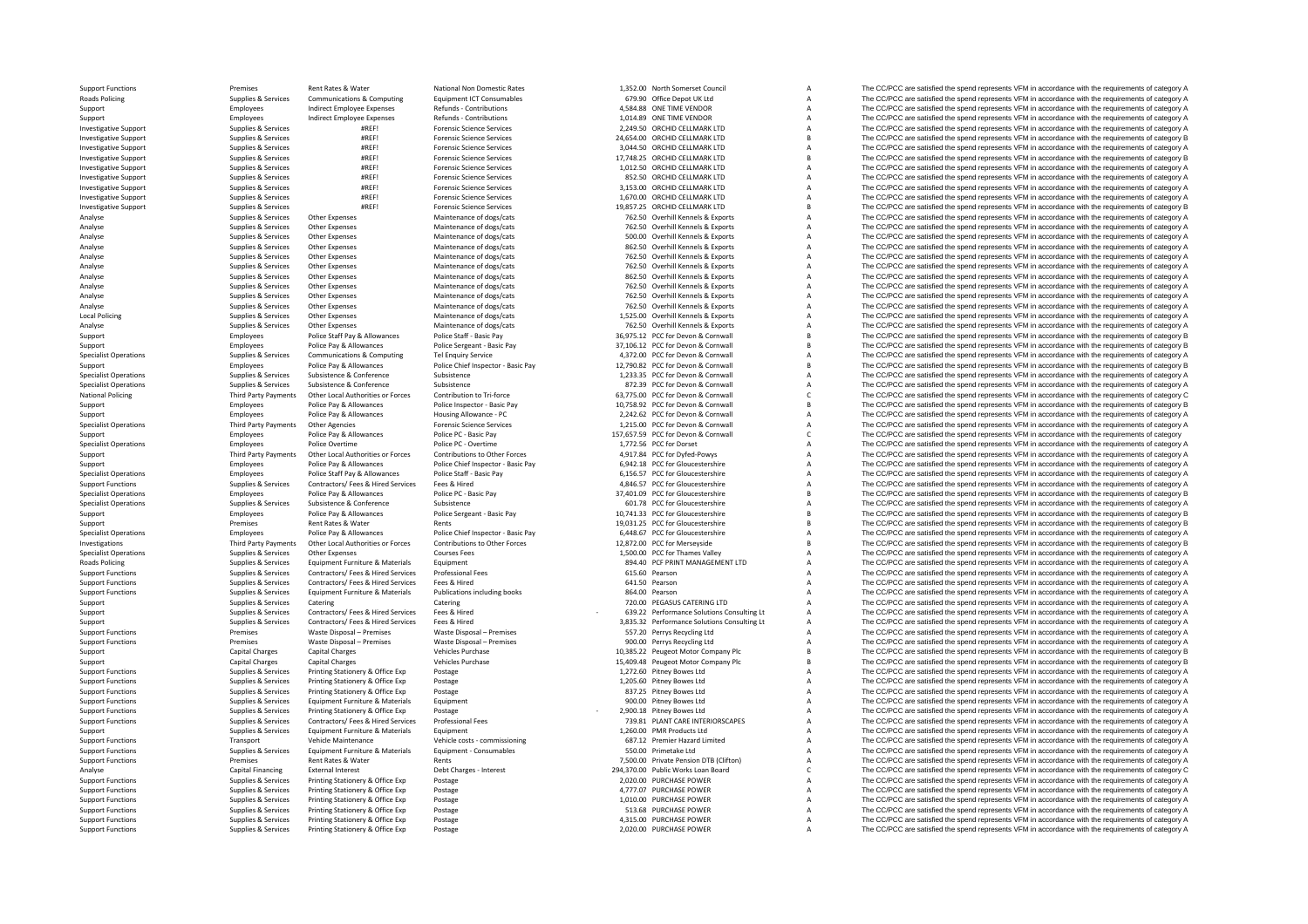| | | | | | | | |
|---|---|---|---|---|---|---|---|
| Support Functions | Premises | Rent Rates & Water | National Non Domestic Rates | 1,352.00 | North Somerset Council | A | The CC/PCC are satisfied the spend represents VFM in accordance with the requirements of category A |
| Roads Policing | Supplies & Services | Communications & Computing | Equipment ICT Consumables | 679.90 | Office Depot UK Ltd | A | The CC/PCC are satisfied the spend represents VFM in accordance with the requirements of category A |
| Support | Employees | Indirect Employee Expenses | Refunds - Contributions | 4,584.88 | ONE TIME VENDOR | A | The CC/PCC are satisfied the spend represents VFM in accordance with the requirements of category A |
| Support | Employees | Indirect Employee Expenses | Refunds - Contributions | 1,014.89 | ONE TIME VENDOR | A | The CC/PCC are satisfied the spend represents VFM in accordance with the requirements of category A |
| Investigative Support | Supplies & Services | #REF! | Forensic Science Services | 2,249.50 | ORCHID CELLMARK LTD | A | The CC/PCC are satisfied the spend represents VFM in accordance with the requirements of category A |
| Investigative Support | Supplies & Services | #REF! | Forensic Science Services | 24,654.00 | ORCHID CELLMARK LTD | B | The CC/PCC are satisfied the spend represents VFM in accordance with the requirements of category B |
| Investigative Support | Supplies & Services | #REF! | Forensic Science Services | 3,044.50 | ORCHID CELLMARK LTD | A | The CC/PCC are satisfied the spend represents VFM in accordance with the requirements of category A |
| Investigative Support | Supplies & Services | #REF! | Forensic Science Services | 17,748.25 | ORCHID CELLMARK LTD | B | The CC/PCC are satisfied the spend represents VFM in accordance with the requirements of category B |
| Investigative Support | Supplies & Services | #REF! | Forensic Science Services | 1,012.50 | ORCHID CELLMARK LTD | A | The CC/PCC are satisfied the spend represents VFM in accordance with the requirements of category A |
| Investigative Support | Supplies & Services | #REF! | Forensic Science Services | 852.50 | ORCHID CELLMARK LTD | A | The CC/PCC are satisfied the spend represents VFM in accordance with the requirements of category A |
| Investigative Support | Supplies & Services | #REF! | Forensic Science Services | 3,153.00 | ORCHID CELLMARK LTD | A | The CC/PCC are satisfied the spend represents VFM in accordance with the requirements of category A |
| Investigative Support | Supplies & Services | #REF! | Forensic Science Services | 1,670.00 | ORCHID CELLMARK LTD | A | The CC/PCC are satisfied the spend represents VFM in accordance with the requirements of category A |
| Investigative Support | Supplies & Services | #REF! | Forensic Science Services | 19,857.25 | ORCHID CELLMARK LTD | B | The CC/PCC are satisfied the spend represents VFM in accordance with the requirements of category B |
| Analyse | Supplies & Services | Other Expenses | Maintenance of dogs/cats | 762.50 | Overhill Kennels & Exports | A | The CC/PCC are satisfied the spend represents VFM in accordance with the requirements of category A |
| Analyse | Supplies & Services | Other Expenses | Maintenance of dogs/cats | 762.50 | Overhill Kennels & Exports | A | The CC/PCC are satisfied the spend represents VFM in accordance with the requirements of category A |
| Analyse | Supplies & Services | Other Expenses | Maintenance of dogs/cats | 500.00 | Overhill Kennels & Exports | A | The CC/PCC are satisfied the spend represents VFM in accordance with the requirements of category A |
| Analyse | Supplies & Services | Other Expenses | Maintenance of dogs/cats | 862.50 | Overhill Kennels & Exports | A | The CC/PCC are satisfied the spend represents VFM in accordance with the requirements of category A |
| Analyse | Supplies & Services | Other Expenses | Maintenance of dogs/cats | 762.50 | Overhill Kennels & Exports | A | The CC/PCC are satisfied the spend represents VFM in accordance with the requirements of category A |
| Analyse | Supplies & Services | Other Expenses | Maintenance of dogs/cats | 762.50 | Overhill Kennels & Exports | A | The CC/PCC are satisfied the spend represents VFM in accordance with the requirements of category A |
| Analyse | Supplies & Services | Other Expenses | Maintenance of dogs/cats | 862.50 | Overhill Kennels & Exports | A | The CC/PCC are satisfied the spend represents VFM in accordance with the requirements of category A |
| Analyse | Supplies & Services | Other Expenses | Maintenance of dogs/cats | 762.50 | Overhill Kennels & Exports | A | The CC/PCC are satisfied the spend represents VFM in accordance with the requirements of category A |
| Analyse | Supplies & Services | Other Expenses | Maintenance of dogs/cats | 762.50 | Overhill Kennels & Exports | A | The CC/PCC are satisfied the spend represents VFM in accordance with the requirements of category A |
| Analyse | Supplies & Services | Other Expenses | Maintenance of dogs/cats | 762.50 | Overhill Kennels & Exports | A | The CC/PCC are satisfied the spend represents VFM in accordance with the requirements of category A |
| Local Policing | Supplies & Services | Other Expenses | Maintenance of dogs/cats | 1,525.00 | Overhill Kennels & Exports | A | The CC/PCC are satisfied the spend represents VFM in accordance with the requirements of category A |
| Analyse | Supplies & Services | Other Expenses | Maintenance of dogs/cats | 762.50 | Overhill Kennels & Exports | A | The CC/PCC are satisfied the spend represents VFM in accordance with the requirements of category A |
| Support | Employees | Police Staff Pay & Allowances | Police Staff - Basic Pay | 36,975.12 | PCC for Devon & Cornwall | B | The CC/PCC are satisfied the spend represents VFM in accordance with the requirements of category B |
| Support | Employees | Police Pay & Allowances | Police Sergeant - Basic Pay | 37,106.12 | PCC for Devon & Cornwall | B | The CC/PCC are satisfied the spend represents VFM in accordance with the requirements of category B |
| Specialist Operations | Supplies & Services | Communications & Computing | Tel Enquiry Service | 4,372.00 | PCC for Devon & Cornwall | A | The CC/PCC are satisfied the spend represents VFM in accordance with the requirements of category A |
| Support | Employees | Police Pay & Allowances | Police Chief Inspector - Basic Pay | 12,790.82 | PCC for Devon & Cornwall | B | The CC/PCC are satisfied the spend represents VFM in accordance with the requirements of category B |
| Specialist Operations | Supplies & Services | Subsistence & Conference | Subsistence | 1,233.35 | PCC for Devon & Cornwall | A | The CC/PCC are satisfied the spend represents VFM in accordance with the requirements of category A |
| Specialist Operations | Supplies & Services | Subsistence & Conference | Subsistence | 872.39 | PCC for Devon & Cornwall | A | The CC/PCC are satisfied the spend represents VFM in accordance with the requirements of category A |
| National Policing | Third Party Payments | Other Local Authorities or Forces | Contribution to Tri-force | 63,775.00 | PCC for Devon & Cornwall | C | The CC/PCC are satisfied the spend represents VFM in accordance with the requirements of category C |
| Support | Employees | Police Pay & Allowances | Police Inspector - Basic Pay | 10,758.92 | PCC for Devon & Cornwall | B | The CC/PCC are satisfied the spend represents VFM in accordance with the requirements of category B |
| Support | Employees | Police Pay & Allowances | Housing Allowance - PC | 2,242.62 | PCC for Devon & Cornwall | A | The CC/PCC are satisfied the spend represents VFM in accordance with the requirements of category A |
| Specialist Operations | Third Party Payments | Other Agencies | Forensic Science Services | 1,215.00 | PCC for Devon & Cornwall | A | The CC/PCC are satisfied the spend represents VFM in accordance with the requirements of category A |
| Support | Employees | Police Pay & Allowances | Police PC - Basic Pay | 157,657.59 | PCC for Devon & Cornwall | C | The CC/PCC are satisfied the spend represents VFM in accordance with the requirements of category |
| Specialist Operations | Employees | Police Overtime | Police PC - Overtime | 1,772.56 | PCC for Dorset | A | The CC/PCC are satisfied the spend represents VFM in accordance with the requirements of category A |
| Support | Third Party Payments | Other Local Authorities or Forces | Contributions to Other Forces | 4,917.84 | PCC for Dyfed-Powys | A | The CC/PCC are satisfied the spend represents VFM in accordance with the requirements of category A |
| Support | Employees | Police Pay & Allowances | Police Chief Inspector - Basic Pay | 6,942.18 | PCC for Gloucestershire | A | The CC/PCC are satisfied the spend represents VFM in accordance with the requirements of category A |
| Specialist Operations | Employees | Police Staff Pay & Allowances | Police Staff - Basic Pay | 6,156.57 | PCC for Gloucestershire | A | The CC/PCC are satisfied the spend represents VFM in accordance with the requirements of category A |
| Support Functions | Supplies & Services | Contractors/ Fees & Hired Services | Fees & Hired | 4,846.57 | PCC for Gloucestershire | A | The CC/PCC are satisfied the spend represents VFM in accordance with the requirements of category A |
| Specialist Operations | Employees | Police Pay & Allowances | Police PC - Basic Pay | 37,401.09 | PCC for Gloucestershire | B | The CC/PCC are satisfied the spend represents VFM in accordance with the requirements of category B |
| Specialist Operations | Supplies & Services | Subsistence & Conference | Subsistence | 601.78 | PCC for Gloucestershire | A | The CC/PCC are satisfied the spend represents VFM in accordance with the requirements of category A |
| Support | Employees | Police Pay & Allowances | Police Sergeant - Basic Pay | 10,741.33 | PCC for Gloucestershire | B | The CC/PCC are satisfied the spend represents VFM in accordance with the requirements of category B |
| Support | Premises | Rent Rates & Water | Rents | 19,031.25 | PCC for Gloucestershire | B | The CC/PCC are satisfied the spend represents VFM in accordance with the requirements of category B |
| Specialist Operations | Employees | Police Pay & Allowances | Police Chief Inspector - Basic Pay | 6,448.67 | PCC for Gloucestershire | A | The CC/PCC are satisfied the spend represents VFM in accordance with the requirements of category A |
| Investigations | Third Party Payments | Other Local Authorities or Forces | Contributions to Other Forces | 12,872.00 | PCC for Merseyside | B | The CC/PCC are satisfied the spend represents VFM in accordance with the requirements of category B |
| Specialist Operations | Supplies & Services | Other Expenses | Courses Fees | 1,500.00 | PCC for Thames Valley | A | The CC/PCC are satisfied the spend represents VFM in accordance with the requirements of category A |
| Roads Policing | Supplies & Services | Equipment Furniture & Materials | Equipment | 894.40 | PCF PRINT MANAGEMENT LTD | A | The CC/PCC are satisfied the spend represents VFM in accordance with the requirements of category A |
| Support Functions | Supplies & Services | Contractors/ Fees & Hired Services | Professional Fees | 615.60 | Pearson | A | The CC/PCC are satisfied the spend represents VFM in accordance with the requirements of category A |
| Support Functions | Supplies & Services | Contractors/ Fees & Hired Services | Fees & Hired | 641.50 | Pearson | A | The CC/PCC are satisfied the spend represents VFM in accordance with the requirements of category A |
| Support Functions | Supplies & Services | Equipment Furniture & Materials | Publications including books | 864.00 | Pearson | A | The CC/PCC are satisfied the spend represents VFM in accordance with the requirements of category A |
| Support | Supplies & Services | Catering | Catering | 720.00 | PEGASUS CATERING LTD | A | The CC/PCC are satisfied the spend represents VFM in accordance with the requirements of category A |
| Support | Supplies & Services | Contractors/ Fees & Hired Services | Fees & Hired | -639.22 | Performance Solutions Consulting Lt | A | The CC/PCC are satisfied the spend represents VFM in accordance with the requirements of category A |
| Support | Supplies & Services | Contractors/ Fees & Hired Services | Fees & Hired | 3,835.32 | Performance Solutions Consulting Lt | A | The CC/PCC are satisfied the spend represents VFM in accordance with the requirements of category A |
| Support Functions | Premises | Waste Disposal – Premises | Waste Disposal – Premises | 557.20 | Perrys Recycling Ltd | A | The CC/PCC are satisfied the spend represents VFM in accordance with the requirements of category A |
| Support Functions | Premises | Waste Disposal – Premises | Waste Disposal – Premises | 900.00 | Perrys Recycling Ltd | A | The CC/PCC are satisfied the spend represents VFM in accordance with the requirements of category A |
| Support | Capital Charges | Capital Charges | Vehicles Purchase | 10,385.22 | Peugeot Motor Company Plc | B | The CC/PCC are satisfied the spend represents VFM in accordance with the requirements of category B |
| Support | Capital Charges | Capital Charges | Vehicles Purchase | 15,409.48 | Peugeot Motor Company Plc | B | The CC/PCC are satisfied the spend represents VFM in accordance with the requirements of category B |
| Support Functions | Supplies & Services | Printing Stationery & Office Exp | Postage | 1,272.60 | Pitney Bowes Ltd | A | The CC/PCC are satisfied the spend represents VFM in accordance with the requirements of category A |
| Support Functions | Supplies & Services | Printing Stationery & Office Exp | Postage | 1,205.60 | Pitney Bowes Ltd | A | The CC/PCC are satisfied the spend represents VFM in accordance with the requirements of category A |
| Support Functions | Supplies & Services | Printing Stationery & Office Exp | Postage | 837.25 | Pitney Bowes Ltd | A | The CC/PCC are satisfied the spend represents VFM in accordance with the requirements of category A |
| Support Functions | Supplies & Services | Equipment Furniture & Materials | Equipment | 900.00 | Pitney Bowes Ltd | A | The CC/PCC are satisfied the spend represents VFM in accordance with the requirements of category A |
| Support Functions | Supplies & Services | Printing Stationery & Office Exp | Postage | -2,900.18 | Pitney Bowes Ltd | A | The CC/PCC are satisfied the spend represents VFM in accordance with the requirements of category A |
| Support Functions | Supplies & Services | Contractors/ Fees & Hired Services | Professional Fees | 739.81 | PLANT CARE INTERIORSCAPES | A | The CC/PCC are satisfied the spend represents VFM in accordance with the requirements of category A |
| Support | Supplies & Services | Equipment Furniture & Materials | Equipment | 1,260.00 | PMR Products Ltd | A | The CC/PCC are satisfied the spend represents VFM in accordance with the requirements of category A |
| Support Functions | Transport | Vehicle Maintenance | Vehicle costs - commissioning | 687.12 | Premier Hazard Limited | A | The CC/PCC are satisfied the spend represents VFM in accordance with the requirements of category A |
| Support Functions | Supplies & Services | Equipment Furniture & Materials | Equipment - Consumables | 550.00 | Primetake Ltd | A | The CC/PCC are satisfied the spend represents VFM in accordance with the requirements of category A |
| Support Functions | Premises | Rent Rates & Water | Rents | 7,500.00 | Private Pension DTB (Clifton) | A | The CC/PCC are satisfied the spend represents VFM in accordance with the requirements of category A |
| Analyse | Capital Financing | External Interest | Debt Charges - Interest | 294,370.00 | Public Works Loan Board | C | The CC/PCC are satisfied the spend represents VFM in accordance with the requirements of category C |
| Support Functions | Supplies & Services | Printing Stationery & Office Exp | Postage | 2,020.00 | PURCHASE POWER | A | The CC/PCC are satisfied the spend represents VFM in accordance with the requirements of category A |
| Support Functions | Supplies & Services | Printing Stationery & Office Exp | Postage | 4,777.07 | PURCHASE POWER | A | The CC/PCC are satisfied the spend represents VFM in accordance with the requirements of category A |
| Support Functions | Supplies & Services | Printing Stationery & Office Exp | Postage | 1,010.00 | PURCHASE POWER | A | The CC/PCC are satisfied the spend represents VFM in accordance with the requirements of category A |
| Support Functions | Supplies & Services | Printing Stationery & Office Exp | Postage | 513.68 | PURCHASE POWER | A | The CC/PCC are satisfied the spend represents VFM in accordance with the requirements of category A |
| Support Functions | Supplies & Services | Printing Stationery & Office Exp | Postage | 4,315.00 | PURCHASE POWER | A | The CC/PCC are satisfied the spend represents VFM in accordance with the requirements of category A |
| Support Functions | Supplies & Services | Printing Stationery & Office Exp | Postage | 2,020.00 | PURCHASE POWER | A | The CC/PCC are satisfied the spend represents VFM in accordance with the requirements of category A |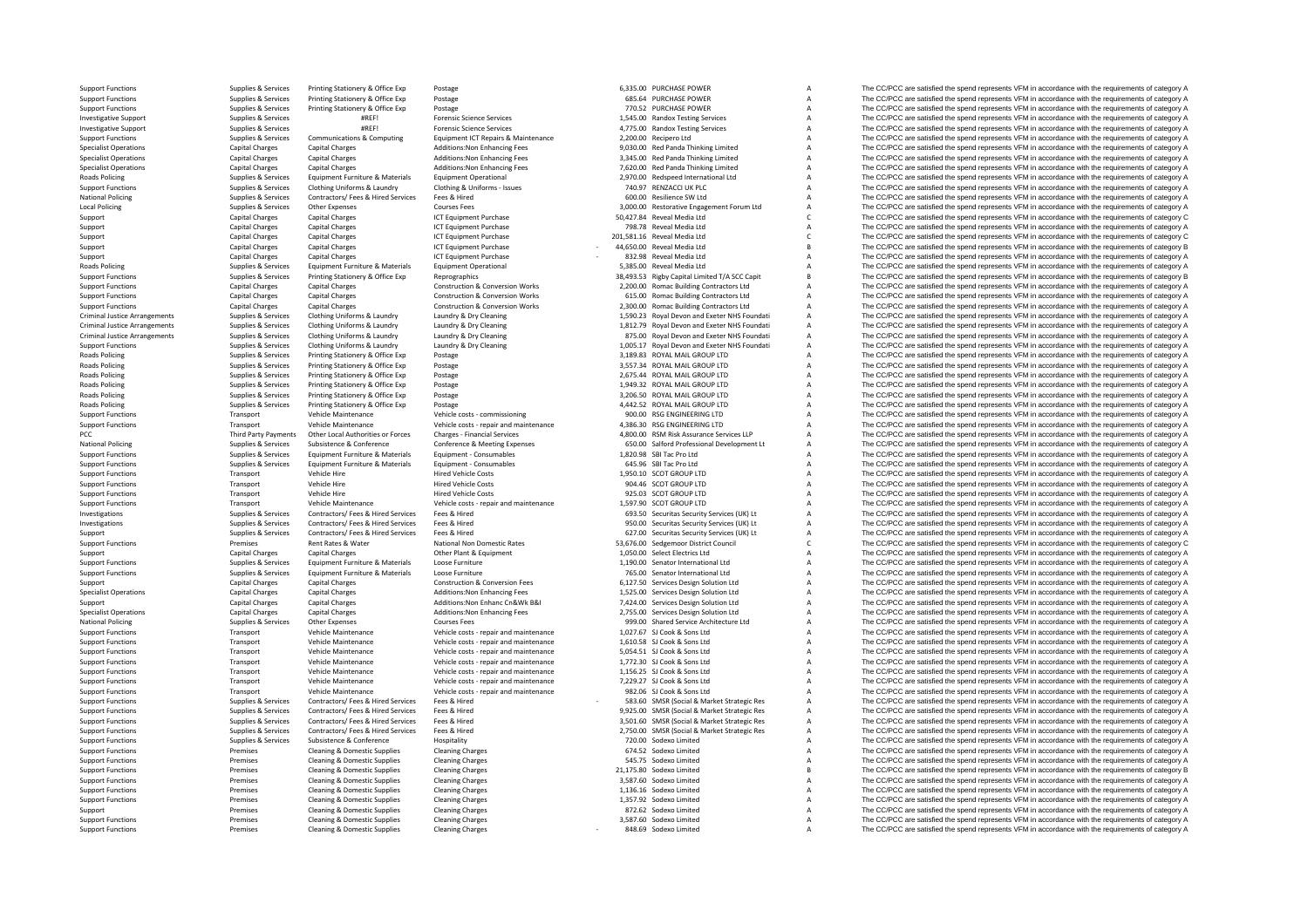| | | | | | | | |
|---|---|---|---|---|---|---|---|
| Support Functions | Supplies & Services | Printing Stationery & Office Exp | Postage | 6,335.00 | PURCHASE POWER | A | The CC/PCC are satisfied the spend represents VFM in accordance with the requirements of category A |
| Support Functions | Supplies & Services | Printing Stationery & Office Exp | Postage | 685.64 | PURCHASE POWER | A | The CC/PCC are satisfied the spend represents VFM in accordance with the requirements of category A |
| Support Functions | Supplies & Services | Printing Stationery & Office Exp | Postage | 770.52 | PURCHASE POWER | A | The CC/PCC are satisfied the spend represents VFM in accordance with the requirements of category A |
| Investigative Support | Supplies & Services | #REF! | Forensic Science Services | 1,545.00 | Randox Testing Services | A | The CC/PCC are satisfied the spend represents VFM in accordance with the requirements of category A |
| Investigative Support | Supplies & Services | #REF! | Forensic Science Services | 4,775.00 | Randox Testing Services | A | The CC/PCC are satisfied the spend represents VFM in accordance with the requirements of category A |
| Support Functions | Supplies & Services | Communications & Computing | Equipment ICT Repairs & Maintenance | 2,200.00 | Recipero Ltd | A | The CC/PCC are satisfied the spend represents VFM in accordance with the requirements of category A |
| Specialist Operations | Capital Charges | Capital Charges | Additions:Non Enhancing Fees | 9,030.00 | Red Panda Thinking Limited | A | The CC/PCC are satisfied the spend represents VFM in accordance with the requirements of category A |
| Specialist Operations | Capital Charges | Capital Charges | Additions:Non Enhancing Fees | 3,345.00 | Red Panda Thinking Limited | A | The CC/PCC are satisfied the spend represents VFM in accordance with the requirements of category A |
| Specialist Operations | Capital Charges | Capital Charges | Additions:Non Enhancing Fees | 7,620.00 | Red Panda Thinking Limited | A | The CC/PCC are satisfied the spend represents VFM in accordance with the requirements of category A |
| Roads Policing | Supplies & Services | Equipment Furniture & Materials | Equipment Operational | 2,970.00 | Redspeed International Ltd | A | The CC/PCC are satisfied the spend represents VFM in accordance with the requirements of category A |
| Support Functions | Supplies & Services | Clothing Uniforms & Laundry | Clothing & Uniforms - Issues | 740.97 | RENZACCI UK PLC | A | The CC/PCC are satisfied the spend represents VFM in accordance with the requirements of category A |
| National Policing | Supplies & Services | Contractors/ Fees & Hired Services | Fees & Hired | 600.00 | Resilience SW Ltd | A | The CC/PCC are satisfied the spend represents VFM in accordance with the requirements of category A |
| Local Policing | Supplies & Services | Other Expenses | Courses Fees | 3,000.00 | Restorative Engagement Forum Ltd | A | The CC/PCC are satisfied the spend represents VFM in accordance with the requirements of category A |
| Support | Capital Charges | Capital Charges | ICT Equipment Purchase | 50,427.84 | Reveal Media Ltd | C | The CC/PCC are satisfied the spend represents VFM in accordance with the requirements of category C |
| Support | Capital Charges | Capital Charges | ICT Equipment Purchase | 798.78 | Reveal Media Ltd | A | The CC/PCC are satisfied the spend represents VFM in accordance with the requirements of category A |
| Support | Capital Charges | Capital Charges | ICT Equipment Purchase | 201,581.16 | Reveal Media Ltd | C | The CC/PCC are satisfied the spend represents VFM in accordance with the requirements of category C |
| Support | Capital Charges | Capital Charges | ICT Equipment Purchase | - 44,650.00 | Reveal Media Ltd | B | The CC/PCC are satisfied the spend represents VFM in accordance with the requirements of category B |
| Support | Capital Charges | Capital Charges | ICT Equipment Purchase | - 832.98 | Reveal Media Ltd | A | The CC/PCC are satisfied the spend represents VFM in accordance with the requirements of category A |
| Roads Policing | Supplies & Services | Equipment Furniture & Materials | Equipment Operational | 5,385.00 | Reveal Media Ltd | A | The CC/PCC are satisfied the spend represents VFM in accordance with the requirements of category A |
| Support Functions | Supplies & Services | Printing Stationery & Office Exp | Reprographics | 38,493.53 | Rigby Capital Limited T/A SCC Capit | B | The CC/PCC are satisfied the spend represents VFM in accordance with the requirements of category B |
| Support Functions | Capital Charges | Capital Charges | Construction & Conversion Works | 2,200.00 | Romac Building Contractors Ltd | A | The CC/PCC are satisfied the spend represents VFM in accordance with the requirements of category A |
| Support Functions | Capital Charges | Capital Charges | Construction & Conversion Works | 615.00 | Romac Building Contractors Ltd | A | The CC/PCC are satisfied the spend represents VFM in accordance with the requirements of category A |
| Support Functions | Capital Charges | Capital Charges | Construction & Conversion Works | 2,300.00 | Romac Building Contractors Ltd | A | The CC/PCC are satisfied the spend represents VFM in accordance with the requirements of category A |
| Criminal Justice Arrangements | Supplies & Services | Clothing Uniforms & Laundry | Laundry & Dry Cleaning | 1,590.23 | Royal Devon and Exeter NHS Foundati | A | The CC/PCC are satisfied the spend represents VFM in accordance with the requirements of category A |
| Criminal Justice Arrangements | Supplies & Services | Clothing Uniforms & Laundry | Laundry & Dry Cleaning | 1,812.79 | Royal Devon and Exeter NHS Foundati | A | The CC/PCC are satisfied the spend represents VFM in accordance with the requirements of category A |
| Criminal Justice Arrangements | Supplies & Services | Clothing Uniforms & Laundry | Laundry & Dry Cleaning | 875.00 | Royal Devon and Exeter NHS Foundati | A | The CC/PCC are satisfied the spend represents VFM in accordance with the requirements of category A |
| Support Functions | Supplies & Services | Clothing Uniforms & Laundry | Laundry & Dry Cleaning | 1,005.17 | Royal Devon and Exeter NHS Foundati | A | The CC/PCC are satisfied the spend represents VFM in accordance with the requirements of category A |
| Roads Policing | Supplies & Services | Printing Stationery & Office Exp | Postage | 3,189.83 | ROYAL MAIL GROUP LTD | A | The CC/PCC are satisfied the spend represents VFM in accordance with the requirements of category A |
| Roads Policing | Supplies & Services | Printing Stationery & Office Exp | Postage | 3,557.34 | ROYAL MAIL GROUP LTD | A | The CC/PCC are satisfied the spend represents VFM in accordance with the requirements of category A |
| Roads Policing | Supplies & Services | Printing Stationery & Office Exp | Postage | 2,675.44 | ROYAL MAIL GROUP LTD | A | The CC/PCC are satisfied the spend represents VFM in accordance with the requirements of category A |
| Roads Policing | Supplies & Services | Printing Stationery & Office Exp | Postage | 1,949.32 | ROYAL MAIL GROUP LTD | A | The CC/PCC are satisfied the spend represents VFM in accordance with the requirements of category A |
| Roads Policing | Supplies & Services | Printing Stationery & Office Exp | Postage | 3,206.50 | ROYAL MAIL GROUP LTD | A | The CC/PCC are satisfied the spend represents VFM in accordance with the requirements of category A |
| Roads Policing | Supplies & Services | Printing Stationery & Office Exp | Postage | 4,442.52 | ROYAL MAIL GROUP LTD | A | The CC/PCC are satisfied the spend represents VFM in accordance with the requirements of category A |
| Support Functions | Transport | Vehicle Maintenance | Vehicle costs - commissioning | 900.00 | RSG ENGINEERING LTD | A | The CC/PCC are satisfied the spend represents VFM in accordance with the requirements of category A |
| Support Functions | Transport | Vehicle Maintenance | Vehicle costs - repair and maintenance | 4,386.30 | RSG ENGINEERING LTD | A | The CC/PCC are satisfied the spend represents VFM in accordance with the requirements of category A |
| PCC | Third Party Payments | Other Local Authorities or Forces | Charges - Financial Services | 4,800.00 | RSM Risk Assurance Services LLP | A | The CC/PCC are satisfied the spend represents VFM in accordance with the requirements of category A |
| National Policing | Supplies & Services | Subsistence & Conference | Conference & Meeting Expenses | 650.00 | Salford Professional Development Lt | A | The CC/PCC are satisfied the spend represents VFM in accordance with the requirements of category A |
| Support Functions | Supplies & Services | Equipment Furniture & Materials | Equipment - Consumables | 1,820.98 | SBI Tac Pro Ltd | A | The CC/PCC are satisfied the spend represents VFM in accordance with the requirements of category A |
| Support Functions | Supplies & Services | Equipment Furniture & Materials | Equipment - Consumables | 645.96 | SBI Tac Pro Ltd | A | The CC/PCC are satisfied the spend represents VFM in accordance with the requirements of category A |
| Support Functions | Transport | Vehicle Hire | Hired Vehicle Costs | 1,950.10 | SCOT GROUP LTD | A | The CC/PCC are satisfied the spend represents VFM in accordance with the requirements of category A |
| Support Functions | Transport | Vehicle Hire | Hired Vehicle Costs | 904.46 | SCOT GROUP LTD | A | The CC/PCC are satisfied the spend represents VFM in accordance with the requirements of category A |
| Support Functions | Transport | Vehicle Hire | Hired Vehicle Costs | 925.03 | SCOT GROUP LTD | A | The CC/PCC are satisfied the spend represents VFM in accordance with the requirements of category A |
| Support Functions | Transport | Vehicle Maintenance | Vehicle costs - repair and maintenance | 1,597.90 | SCOT GROUP LTD | A | The CC/PCC are satisfied the spend represents VFM in accordance with the requirements of category A |
| Investigations | Supplies & Services | Contractors/ Fees & Hired Services | Fees & Hired | 693.50 | Securitas Security Services (UK) Lt | A | The CC/PCC are satisfied the spend represents VFM in accordance with the requirements of category A |
| Investigations | Supplies & Services | Contractors/ Fees & Hired Services | Fees & Hired | 950.00 | Securitas Security Services (UK) Lt | A | The CC/PCC are satisfied the spend represents VFM in accordance with the requirements of category A |
| Support | Supplies & Services | Contractors/ Fees & Hired Services | Fees & Hired | 627.00 | Securitas Security Services (UK) Lt | A | The CC/PCC are satisfied the spend represents VFM in accordance with the requirements of category A |
| Support Functions | Premises | Rent Rates & Water | National Non Domestic Rates | 53,676.00 | Sedgemoor District Council | C | The CC/PCC are satisfied the spend represents VFM in accordance with the requirements of category C |
| Support | Capital Charges | Capital Charges | Other Plant & Equipment | 1,050.00 | Select Electrics Ltd | A | The CC/PCC are satisfied the spend represents VFM in accordance with the requirements of category A |
| Support Functions | Supplies & Services | Equipment Furniture & Materials | Loose Furniture | 1,190.00 | Senator International Ltd | A | The CC/PCC are satisfied the spend represents VFM in accordance with the requirements of category A |
| Support Functions | Supplies & Services | Equipment Furniture & Materials | Loose Furniture | 765.00 | Senator International Ltd | A | The CC/PCC are satisfied the spend represents VFM in accordance with the requirements of category A |
| Support | Capital Charges | Capital Charges | Construction & Conversion Fees | 6,127.50 | Services Design Solution Ltd | A | The CC/PCC are satisfied the spend represents VFM in accordance with the requirements of category A |
| Specialist Operations | Capital Charges | Capital Charges | Additions:Non Enhancing Fees | 1,525.00 | Services Design Solution Ltd | A | The CC/PCC are satisfied the spend represents VFM in accordance with the requirements of category A |
| Support | Capital Charges | Capital Charges | Additions:Non Enhanc Cn&Wk B&I | 7,424.00 | Services Design Solution Ltd | A | The CC/PCC are satisfied the spend represents VFM in accordance with the requirements of category A |
| Specialist Operations | Capital Charges | Capital Charges | Additions:Non Enhancing Fees | 2,755.00 | Services Design Solution Ltd | A | The CC/PCC are satisfied the spend represents VFM in accordance with the requirements of category A |
| National Policing | Supplies & Services | Other Expenses | Courses Fees | 999.00 | Shared Service Architecture Ltd | A | The CC/PCC are satisfied the spend represents VFM in accordance with the requirements of category A |
| Support Functions | Transport | Vehicle Maintenance | Vehicle costs - repair and maintenance | 1,027.67 | SJ Cook & Sons Ltd | A | The CC/PCC are satisfied the spend represents VFM in accordance with the requirements of category A |
| Support Functions | Transport | Vehicle Maintenance | Vehicle costs - repair and maintenance | 1,610.58 | SJ Cook & Sons Ltd | A | The CC/PCC are satisfied the spend represents VFM in accordance with the requirements of category A |
| Support Functions | Transport | Vehicle Maintenance | Vehicle costs - repair and maintenance | 5,054.51 | SJ Cook & Sons Ltd | A | The CC/PCC are satisfied the spend represents VFM in accordance with the requirements of category A |
| Support Functions | Transport | Vehicle Maintenance | Vehicle costs - repair and maintenance | 1,772.30 | SJ Cook & Sons Ltd | A | The CC/PCC are satisfied the spend represents VFM in accordance with the requirements of category A |
| Support Functions | Transport | Vehicle Maintenance | Vehicle costs - repair and maintenance | 1,156.25 | SJ Cook & Sons Ltd | A | The CC/PCC are satisfied the spend represents VFM in accordance with the requirements of category A |
| Support Functions | Transport | Vehicle Maintenance | Vehicle costs - repair and maintenance | 7,229.27 | SJ Cook & Sons Ltd | A | The CC/PCC are satisfied the spend represents VFM in accordance with the requirements of category A |
| Support Functions | Transport | Vehicle Maintenance | Vehicle costs - repair and maintenance | 982.06 | SJ Cook & Sons Ltd | A | The CC/PCC are satisfied the spend represents VFM in accordance with the requirements of category A |
| Support Functions | Supplies & Services | Contractors/ Fees & Hired Services | Fees & Hired | - 583.60 | SMSR (Social & Market Strategic Res | A | The CC/PCC are satisfied the spend represents VFM in accordance with the requirements of category A |
| Support Functions | Supplies & Services | Contractors/ Fees & Hired Services | Fees & Hired | 9,925.00 | SMSR (Social & Market Strategic Res | A | The CC/PCC are satisfied the spend represents VFM in accordance with the requirements of category A |
| Support Functions | Supplies & Services | Contractors/ Fees & Hired Services | Fees & Hired | 3,501.60 | SMSR (Social & Market Strategic Res | A | The CC/PCC are satisfied the spend represents VFM in accordance with the requirements of category A |
| Support Functions | Supplies & Services | Contractors/ Fees & Hired Services | Fees & Hired | 2,750.00 | SMSR (Social & Market Strategic Res | A | The CC/PCC are satisfied the spend represents VFM in accordance with the requirements of category A |
| Support Functions | Supplies & Services | Subsistence & Conference | Hospitality | 720.00 | Sodexo Limited | A | The CC/PCC are satisfied the spend represents VFM in accordance with the requirements of category A |
| Support Functions | Premises | Cleaning & Domestic Supplies | Cleaning Charges | 674.52 | Sodexo Limited | A | The CC/PCC are satisfied the spend represents VFM in accordance with the requirements of category A |
| Support Functions | Premises | Cleaning & Domestic Supplies | Cleaning Charges | 545.75 | Sodexo Limited | A | The CC/PCC are satisfied the spend represents VFM in accordance with the requirements of category A |
| Support Functions | Premises | Cleaning & Domestic Supplies | Cleaning Charges | 21,175.80 | Sodexo Limited | B | The CC/PCC are satisfied the spend represents VFM in accordance with the requirements of category B |
| Support Functions | Premises | Cleaning & Domestic Supplies | Cleaning Charges | 3,587.60 | Sodexo Limited | A | The CC/PCC are satisfied the spend represents VFM in accordance with the requirements of category A |
| Support Functions | Premises | Cleaning & Domestic Supplies | Cleaning Charges | 1,136.16 | Sodexo Limited | A | The CC/PCC are satisfied the spend represents VFM in accordance with the requirements of category A |
| Support Functions | Premises | Cleaning & Domestic Supplies | Cleaning Charges | 1,357.92 | Sodexo Limited | A | The CC/PCC are satisfied the spend represents VFM in accordance with the requirements of category A |
| Support | Premises | Cleaning & Domestic Supplies | Cleaning Charges | 872.62 | Sodexo Limited | A | The CC/PCC are satisfied the spend represents VFM in accordance with the requirements of category A |
| Support Functions | Premises | Cleaning & Domestic Supplies | Cleaning Charges | 3,587.60 | Sodexo Limited | A | The CC/PCC are satisfied the spend represents VFM in accordance with the requirements of category A |
| Support Functions | Premises | Cleaning & Domestic Supplies | Cleaning Charges | - 848.69 | Sodexo Limited | A | The CC/PCC are satisfied the spend represents VFM in accordance with the requirements of category A |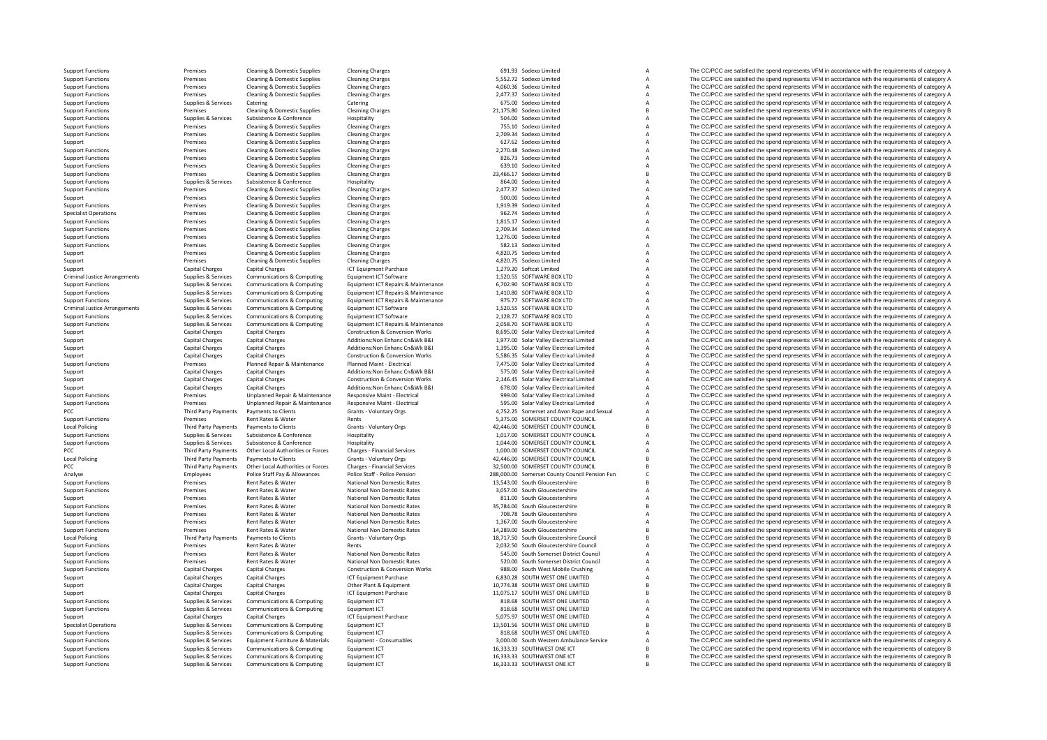| | | | | | | | |
|---|---|---|---|---|---|---|---|
| Support Functions | Premises | Cleaning & Domestic Supplies | Cleaning Charges | 691.93 | Sodexo Limited | A | The CC/PCC are satisfied the spend represents VFM in accordance with the requirements of category A |
| Support Functions | Premises | Cleaning & Domestic Supplies | Cleaning Charges | 5,552.72 | Sodexo Limited | A | The CC/PCC are satisfied the spend represents VFM in accordance with the requirements of category A |
| Support Functions | Premises | Cleaning & Domestic Supplies | Cleaning Charges | 4,060.36 | Sodexo Limited | A | The CC/PCC are satisfied the spend represents VFM in accordance with the requirements of category A |
| Support Functions | Premises | Cleaning & Domestic Supplies | Cleaning Charges | 2,477.37 | Sodexo Limited | A | The CC/PCC are satisfied the spend represents VFM in accordance with the requirements of category A |
| Support Functions | Supplies & Services | Catering | Catering | 675.00 | Sodexo Limited | A | The CC/PCC are satisfied the spend represents VFM in accordance with the requirements of category A |
| Support Functions | Premises | Cleaning & Domestic Supplies | Cleaning Charges | 21,175.80 | Sodexo Limited | B | The CC/PCC are satisfied the spend represents VFM in accordance with the requirements of category B |
| Support Functions | Supplies & Services | Subsistence & Conference | Hospitality | 504.00 | Sodexo Limited | A | The CC/PCC are satisfied the spend represents VFM in accordance with the requirements of category A |
| Support Functions | Premises | Cleaning & Domestic Supplies | Cleaning Charges | 755.10 | Sodexo Limited | A | The CC/PCC are satisfied the spend represents VFM in accordance with the requirements of category A |
| Support Functions | Premises | Cleaning & Domestic Supplies | Cleaning Charges | 2,709.34 | Sodexo Limited | A | The CC/PCC are satisfied the spend represents VFM in accordance with the requirements of category A |
| Support | Premises | Cleaning & Domestic Supplies | Cleaning Charges | 627.62 | Sodexo Limited | A | The CC/PCC are satisfied the spend represents VFM in accordance with the requirements of category A |
| Support Functions | Premises | Cleaning & Domestic Supplies | Cleaning Charges | 2,270.48 | Sodexo Limited | A | The CC/PCC are satisfied the spend represents VFM in accordance with the requirements of category A |
| Support Functions | Premises | Cleaning & Domestic Supplies | Cleaning Charges | 826.73 | Sodexo Limited | A | The CC/PCC are satisfied the spend represents VFM in accordance with the requirements of category A |
| Support Functions | Premises | Cleaning & Domestic Supplies | Cleaning Charges | 639.10 | Sodexo Limited | A | The CC/PCC are satisfied the spend represents VFM in accordance with the requirements of category A |
| Support Functions | Premises | Cleaning & Domestic Supplies | Cleaning Charges | 23,466.17 | Sodexo Limited | B | The CC/PCC are satisfied the spend represents VFM in accordance with the requirements of category B |
| Support Functions | Supplies & Services | Subsistence & Conference | Hospitality | 864.00 | Sodexo Limited | A | The CC/PCC are satisfied the spend represents VFM in accordance with the requirements of category A |
| Support Functions | Premises | Cleaning & Domestic Supplies | Cleaning Charges | 2,477.37 | Sodexo Limited | A | The CC/PCC are satisfied the spend represents VFM in accordance with the requirements of category A |
| Support | Premises | Cleaning & Domestic Supplies | Cleaning Charges | 500.00 | Sodexo Limited | A | The CC/PCC are satisfied the spend represents VFM in accordance with the requirements of category A |
| Support Functions | Premises | Cleaning & Domestic Supplies | Cleaning Charges | 1,919.39 | Sodexo Limited | A | The CC/PCC are satisfied the spend represents VFM in accordance with the requirements of category A |
| Specialist Operations | Premises | Cleaning & Domestic Supplies | Cleaning Charges | 962.74 | Sodexo Limited | A | The CC/PCC are satisfied the spend represents VFM in accordance with the requirements of category A |
| Support Functions | Premises | Cleaning & Domestic Supplies | Cleaning Charges | 1,815.17 | Sodexo Limited | A | The CC/PCC are satisfied the spend represents VFM in accordance with the requirements of category A |
| Support Functions | Premises | Cleaning & Domestic Supplies | Cleaning Charges | 2,709.34 | Sodexo Limited | A | The CC/PCC are satisfied the spend represents VFM in accordance with the requirements of category A |
| Support Functions | Premises | Cleaning & Domestic Supplies | Cleaning Charges | 1,276.00 | Sodexo Limited | A | The CC/PCC are satisfied the spend represents VFM in accordance with the requirements of category A |
| Support Functions | Premises | Cleaning & Domestic Supplies | Cleaning Charges | 582.13 | Sodexo Limited | A | The CC/PCC are satisfied the spend represents VFM in accordance with the requirements of category A |
| Support | Premises | Cleaning & Domestic Supplies | Cleaning Charges | 4,820.75 | Sodexo Limited | A | The CC/PCC are satisfied the spend represents VFM in accordance with the requirements of category A |
| Support | Premises | Cleaning & Domestic Supplies | Cleaning Charges | 4,820.75 | Sodexo Limited | A | The CC/PCC are satisfied the spend represents VFM in accordance with the requirements of category A |
| Support | Capital Charges | Capital Charges | ICT Equipment Purchase | 1,279.20 | Softcat Limited | A | The CC/PCC are satisfied the spend represents VFM in accordance with the requirements of category A |
| Criminal Justice Arrangements | Supplies & Services | Communications & Computing | Equipment ICT Software | 1,520.55 | SOFTWARE BOX LTD | A | The CC/PCC are satisfied the spend represents VFM in accordance with the requirements of category A |
| Support Functions | Supplies & Services | Communications & Computing | Equipment ICT Repairs & Maintenance | 6,702.90 | SOFTWARE BOX LTD | A | The CC/PCC are satisfied the spend represents VFM in accordance with the requirements of category A |
| Support Functions | Supplies & Services | Communications & Computing | Equipment ICT Repairs & Maintenance | 1,410.80 | SOFTWARE BOX LTD | A | The CC/PCC are satisfied the spend represents VFM in accordance with the requirements of category A |
| Support Functions | Supplies & Services | Communications & Computing | Equipment ICT Repairs & Maintenance | 975.77 | SOFTWARE BOX LTD | A | The CC/PCC are satisfied the spend represents VFM in accordance with the requirements of category A |
| Criminal Justice Arrangements | Supplies & Services | Communications & Computing | Equipment ICT Software | 1,520.55 | SOFTWARE BOX LTD | A | The CC/PCC are satisfied the spend represents VFM in accordance with the requirements of category A |
| Support Functions | Supplies & Services | Communications & Computing | Equipment ICT Software | 2,128.77 | SOFTWARE BOX LTD | A | The CC/PCC are satisfied the spend represents VFM in accordance with the requirements of category A |
| Support Functions | Supplies & Services | Communications & Computing | Equipment ICT Repairs & Maintenance | 2,058.70 | SOFTWARE BOX LTD | A | The CC/PCC are satisfied the spend represents VFM in accordance with the requirements of category A |
| Support | Capital Charges | Capital Charges | Construction & Conversion Works | 8,695.00 | Solar Valley Electrical Limited | A | The CC/PCC are satisfied the spend represents VFM in accordance with the requirements of category A |
| Support | Capital Charges | Capital Charges | Additions:Non Enhanc Cn&Wk B&I | 1,977.00 | Solar Valley Electrical Limited | A | The CC/PCC are satisfied the spend represents VFM in accordance with the requirements of category A |
| Support | Capital Charges | Capital Charges | Additions:Non Enhanc Cn&Wk B&I | 1,395.00 | Solar Valley Electrical Limited | A | The CC/PCC are satisfied the spend represents VFM in accordance with the requirements of category A |
| Support | Capital Charges | Capital Charges | Construction & Conversion Works | 5,586.35 | Solar Valley Electrical Limited | A | The CC/PCC are satisfied the spend represents VFM in accordance with the requirements of category A |
| Support Functions | Premises | Planned Repair & Maintenance | Planned Maint - Electrical | 7,475.00 | Solar Valley Electrical Limited | A | The CC/PCC are satisfied the spend represents VFM in accordance with the requirements of category A |
| Support | Capital Charges | Capital Charges | Additions:Non Enhanc Cn&Wk B&I | 575.00 | Solar Valley Electrical Limited | A | The CC/PCC are satisfied the spend represents VFM in accordance with the requirements of category A |
| Support | Capital Charges | Capital Charges | Construction & Conversion Works | 2,146.45 | Solar Valley Electrical Limited | A | The CC/PCC are satisfied the spend represents VFM in accordance with the requirements of category A |
| Support | Capital Charges | Capital Charges | Additions:Non Enhanc Cn&Wk B&I | 678.00 | Solar Valley Electrical Limited | A | The CC/PCC are satisfied the spend represents VFM in accordance with the requirements of category A |
| Support Functions | Premises | Unplanned Repair & Maintenance | Responsive Maint - Electrical | 999.00 | Solar Valley Electrical Limited | A | The CC/PCC are satisfied the spend represents VFM in accordance with the requirements of category A |
| Support Functions | Premises | Unplanned Repair & Maintenance | Responsive Maint - Electrical | 595.00 | Solar Valley Electrical Limited | A | The CC/PCC are satisfied the spend represents VFM in accordance with the requirements of category A |
| PCC | Third Party Payments | Payments to Clients | Grants - Voluntary Orgs | 4,752.25 | Somerset and Avon Rape and Sexual | A | The CC/PCC are satisfied the spend represents VFM in accordance with the requirements of category A |
| Support Functions | Premises | Rent Rates & Water | Rents | 5,375.00 | SOMERSET COUNTY COUNCIL | A | The CC/PCC are satisfied the spend represents VFM in accordance with the requirements of category A |
| Local Policing | Third Party Payments | Payments to Clients | Grants - Voluntary Orgs | 42,446.00 | SOMERSET COUNTY COUNCIL | B | The CC/PCC are satisfied the spend represents VFM in accordance with the requirements of category B |
| Support Functions | Supplies & Services | Subsistence & Conference | Hospitality | 1,017.00 | SOMERSET COUNTY COUNCIL | A | The CC/PCC are satisfied the spend represents VFM in accordance with the requirements of category A |
| Support Functions | Supplies & Services | Subsistence & Conference | Hospitality | 1,044.00 | SOMERSET COUNTY COUNCIL | A | The CC/PCC are satisfied the spend represents VFM in accordance with the requirements of category A |
| PCC | Third Party Payments | Other Local Authorities or Forces | Charges - Financial Services | 1,000.00 | SOMERSET COUNTY COUNCIL | A | The CC/PCC are satisfied the spend represents VFM in accordance with the requirements of category A |
| Local Policing | Third Party Payments | Payments to Clients | Grants - Voluntary Orgs | 42,446.00 | SOMERSET COUNTY COUNCIL | B | The CC/PCC are satisfied the spend represents VFM in accordance with the requirements of category B |
| PCC | Third Party Payments | Other Local Authorities or Forces | Charges - Financial Services | 32,500.00 | SOMERSET COUNTY COUNCIL | B | The CC/PCC are satisfied the spend represents VFM in accordance with the requirements of category B |
| Analyse | Employees | Police Staff Pay & Allowances | Police Staff - Police Pension | 288,000.00 | Somerset County Council Pension Fun | C | The CC/PCC are satisfied the spend represents VFM in accordance with the requirements of category C |
| Support Functions | Premises | Rent Rates & Water | National Non Domestic Rates | 13,543.00 | South Gloucestershire | B | The CC/PCC are satisfied the spend represents VFM in accordance with the requirements of category B |
| Support Functions | Premises | Rent Rates & Water | National Non Domestic Rates | 3,057.00 | South Gloucestershire | A | The CC/PCC are satisfied the spend represents VFM in accordance with the requirements of category A |
| Support | Premises | Rent Rates & Water | National Non Domestic Rates | 811.00 | South Gloucestershire | A | The CC/PCC are satisfied the spend represents VFM in accordance with the requirements of category A |
| Support Functions | Premises | Rent Rates & Water | National Non Domestic Rates | 35,784.00 | South Gloucestershire | B | The CC/PCC are satisfied the spend represents VFM in accordance with the requirements of category B |
| Support Functions | Premises | Rent Rates & Water | National Non Domestic Rates | 708.78 | South Gloucestershire | A | The CC/PCC are satisfied the spend represents VFM in accordance with the requirements of category A |
| Support Functions | Premises | Rent Rates & Water | National Non Domestic Rates | 1,367.00 | South Gloucestershire | A | The CC/PCC are satisfied the spend represents VFM in accordance with the requirements of category A |
| Support Functions | Premises | Rent Rates & Water | National Non Domestic Rates | 14,289.00 | South Gloucestershire | B | The CC/PCC are satisfied the spend represents VFM in accordance with the requirements of category B |
| Local Policing | Third Party Payments | Payments to Clients | Grants - Voluntary Orgs | 18,717.50 | South Gloucestershire Council | B | The CC/PCC are satisfied the spend represents VFM in accordance with the requirements of category B |
| Support Functions | Premises | Rent Rates & Water | Rents | 2,032.50 | South Gloucestershire Council | A | The CC/PCC are satisfied the spend represents VFM in accordance with the requirements of category A |
| Support Functions | Premises | Rent Rates & Water | National Non Domestic Rates | 545.00 | South Somerset District Council | A | The CC/PCC are satisfied the spend represents VFM in accordance with the requirements of category A |
| Support Functions | Premises | Rent Rates & Water | National Non Domestic Rates | 520.00 | South Somerset District Council | A | The CC/PCC are satisfied the spend represents VFM in accordance with the requirements of category A |
| Support Functions | Capital Charges | Capital Charges | Construction & Conversion Works | 988.00 | South West Mobile Crushing | A | The CC/PCC are satisfied the spend represents VFM in accordance with the requirements of category A |
| Support | Capital Charges | Capital Charges | ICT Equipment Purchase | 6,830.28 | SOUTH WEST ONE LIMITED | A | The CC/PCC are satisfied the spend represents VFM in accordance with the requirements of category A |
| Support | Capital Charges | Capital Charges | Other Plant & Equipment | 10,774.38 | SOUTH WEST ONE LIMITED | B | The CC/PCC are satisfied the spend represents VFM in accordance with the requirements of category B |
| Support | Capital Charges | Capital Charges | ICT Equipment Purchase | 11,075.17 | SOUTH WEST ONE LIMITED | B | The CC/PCC are satisfied the spend represents VFM in accordance with the requirements of category B |
| Support Functions | Supplies & Services | Communications & Computing | Equipment ICT | 818.68 | SOUTH WEST ONE LIMITED | A | The CC/PCC are satisfied the spend represents VFM in accordance with the requirements of category A |
| Support Functions | Supplies & Services | Communications & Computing | Equipment ICT | 818.68 | SOUTH WEST ONE LIMITED | A | The CC/PCC are satisfied the spend represents VFM in accordance with the requirements of category A |
| Support | Capital Charges | Capital Charges | ICT Equipment Purchase | 5,075.97 | SOUTH WEST ONE LIMITED | A | The CC/PCC are satisfied the spend represents VFM in accordance with the requirements of category A |
| Specialist Operations | Supplies & Services | Communications & Computing | Equipment ICT | 13,501.56 | SOUTH WEST ONE LIMITED | B | The CC/PCC are satisfied the spend represents VFM in accordance with the requirements of category B |
| Support Functions | Supplies & Services | Communications & Computing | Equipment ICT | 818.68 | SOUTH WEST ONE LIMITED | A | The CC/PCC are satisfied the spend represents VFM in accordance with the requirements of category A |
| Support Functions | Supplies & Services | Equipment Furniture & Materials | Equipment - Consumables | 3,000.00 | South Western Ambulance Service | A | The CC/PCC are satisfied the spend represents VFM in accordance with the requirements of category A |
| Support Functions | Supplies & Services | Communications & Computing | Equipment ICT | 16,333.33 | SOUTHWEST ONE ICT | B | The CC/PCC are satisfied the spend represents VFM in accordance with the requirements of category B |
| Support Functions | Supplies & Services | Communications & Computing | Equipment ICT | 16,333.33 | SOUTHWEST ONE ICT | B | The CC/PCC are satisfied the spend represents VFM in accordance with the requirements of category B |
| Support Functions | Supplies & Services | Communications & Computing | Equipment ICT | 16,333.33 | SOUTHWEST ONE ICT | B | The CC/PCC are satisfied the spend represents VFM in accordance with the requirements of category B |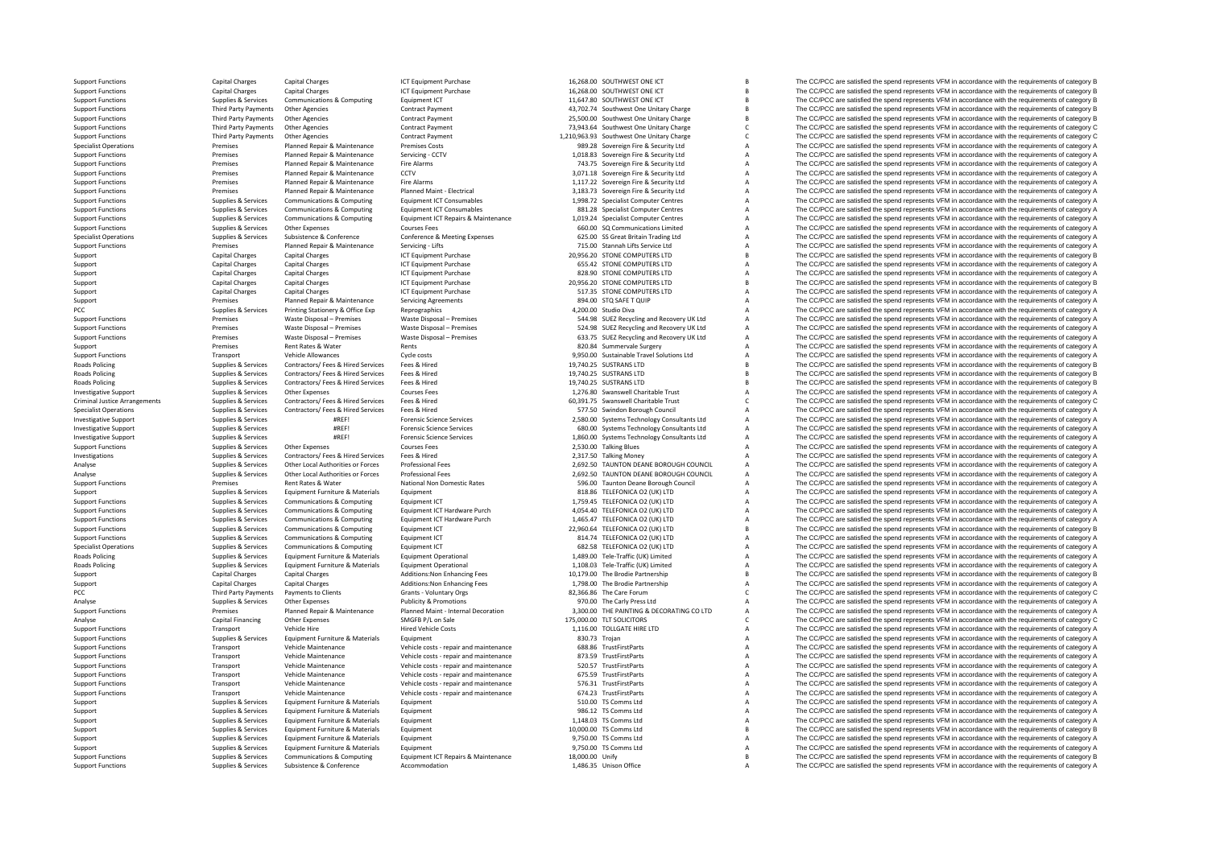| | | | | | | | |
|---|---|---|---|---|---|---|---|
| Support Functions | Capital Charges | Capital Charges | ICT Equipment Purchase | 16,268.00 | SOUTHWEST ONE ICT | B | The CC/PCC are satisfied the spend represents VFM in accordance with the requirements of category B |
| Support Functions | Capital Charges | Capital Charges | ICT Equipment Purchase | 16,268.00 | SOUTHWEST ONE ICT | B | The CC/PCC are satisfied the spend represents VFM in accordance with the requirements of category B |
| Support Functions | Supplies & Services | Communications & Computing | Equipment ICT | 11,647.80 | SOUTHWEST ONE ICT | B | The CC/PCC are satisfied the spend represents VFM in accordance with the requirements of category B |
| Support Functions | Third Party Payments | Other Agencies | Contract Payment | 43,702.74 | Southwest One Unitary Charge | B | The CC/PCC are satisfied the spend represents VFM in accordance with the requirements of category B |
| Support Functions | Third Party Payments | Other Agencies | Contract Payment | 25,500.00 | Southwest One Unitary Charge | B | The CC/PCC are satisfied the spend represents VFM in accordance with the requirements of category B |
| Support Functions | Third Party Payments | Other Agencies | Contract Payment | 73,943.64 | Southwest One Unitary Charge | C | The CC/PCC are satisfied the spend represents VFM in accordance with the requirements of category C |
| Support Functions | Third Party Payments | Other Agencies | Contract Payment | 1,210,963.93 | Southwest One Unitary Charge | C | The CC/PCC are satisfied the spend represents VFM in accordance with the requirements of category C |
| Specialist Operations | Premises | Planned Repair & Maintenance | Premises Costs | 989.28 | Sovereign Fire & Security Ltd | A | The CC/PCC are satisfied the spend represents VFM in accordance with the requirements of category A |
| Support Functions | Premises | Planned Repair & Maintenance | Servicing - CCTV | 1,018.83 | Sovereign Fire & Security Ltd | A | The CC/PCC are satisfied the spend represents VFM in accordance with the requirements of category A |
| Support Functions | Premises | Planned Repair & Maintenance | Fire Alarms | 743.75 | Sovereign Fire & Security Ltd | A | The CC/PCC are satisfied the spend represents VFM in accordance with the requirements of category A |
| Support Functions | Premises | Planned Repair & Maintenance | CCTV | 3,071.18 | Sovereign Fire & Security Ltd | A | The CC/PCC are satisfied the spend represents VFM in accordance with the requirements of category A |
| Support Functions | Premises | Planned Repair & Maintenance | Fire Alarms | 1,117.22 | Sovereign Fire & Security Ltd | A | The CC/PCC are satisfied the spend represents VFM in accordance with the requirements of category A |
| Support Functions | Premises | Planned Repair & Maintenance | Planned Maint - Electrical | 3,183.73 | Sovereign Fire & Security Ltd | A | The CC/PCC are satisfied the spend represents VFM in accordance with the requirements of category A |
| Support Functions | Supplies & Services | Communications & Computing | Equipment ICT Consumables | 1,998.72 | Specialist Computer Centres | A | The CC/PCC are satisfied the spend represents VFM in accordance with the requirements of category A |
| Support Functions | Supplies & Services | Communications & Computing | Equipment ICT Consumables | 881.28 | Specialist Computer Centres | A | The CC/PCC are satisfied the spend represents VFM in accordance with the requirements of category A |
| Support Functions | Supplies & Services | Communications & Computing | Equipment ICT Repairs & Maintenance | 1,019.24 | Specialist Computer Centres | A | The CC/PCC are satisfied the spend represents VFM in accordance with the requirements of category A |
| Support Functions | Supplies & Services | Other Expenses | Courses Fees | 660.00 | SQ Communications Limited | A | The CC/PCC are satisfied the spend represents VFM in accordance with the requirements of category A |
| Specialist Operations | Supplies & Services | Subsistence & Conference | Conference & Meeting Expenses | 625.00 | SS Great Britain Trading Ltd | A | The CC/PCC are satisfied the spend represents VFM in accordance with the requirements of category A |
| Support Functions | Premises | Planned Repair & Maintenance | Servicing - Lifts | 715.00 | Stannah Lifts Service Ltd | A | The CC/PCC are satisfied the spend represents VFM in accordance with the requirements of category A |
| Support | Capital Charges | Capital Charges | ICT Equipment Purchase | 20,956.20 | STONE COMPUTERS LTD | B | The CC/PCC are satisfied the spend represents VFM in accordance with the requirements of category B |
| Support | Capital Charges | Capital Charges | ICT Equipment Purchase | 655.42 | STONE COMPUTERS LTD | A | The CC/PCC are satisfied the spend represents VFM in accordance with the requirements of category A |
| Support | Capital Charges | Capital Charges | ICT Equipment Purchase | 828.90 | STONE COMPUTERS LTD | A | The CC/PCC are satisfied the spend represents VFM in accordance with the requirements of category A |
| Support | Capital Charges | Capital Charges | ICT Equipment Purchase | 20,956.20 | STONE COMPUTERS LTD | B | The CC/PCC are satisfied the spend represents VFM in accordance with the requirements of category B |
| Support | Capital Charges | Capital Charges | ICT Equipment Purchase | 517.35 | STONE COMPUTERS LTD | A | The CC/PCC are satisfied the spend represents VFM in accordance with the requirements of category A |
| Support | Premises | Planned Repair & Maintenance | Servicing Agreements | 894.00 | STQ SAFE T QUIP | A | The CC/PCC are satisfied the spend represents VFM in accordance with the requirements of category A |
| PCC | Supplies & Services | Printing Stationery & Office Exp | Reprographics | 4,200.00 | Studio Diva | A | The CC/PCC are satisfied the spend represents VFM in accordance with the requirements of category A |
| Support Functions | Premises | Waste Disposal – Premises | Waste Disposal – Premises | 544.98 | SUEZ Recycling and Recovery UK Ltd | A | The CC/PCC are satisfied the spend represents VFM in accordance with the requirements of category A |
| Support Functions | Premises | Waste Disposal – Premises | Waste Disposal – Premises | 524.98 | SUEZ Recycling and Recovery UK Ltd | A | The CC/PCC are satisfied the spend represents VFM in accordance with the requirements of category A |
| Support Functions | Premises | Waste Disposal – Premises | Waste Disposal – Premises | 633.75 | SUEZ Recycling and Recovery UK Ltd | A | The CC/PCC are satisfied the spend represents VFM in accordance with the requirements of category A |
| Support | Premises | Rent Rates & Water | Rents | 820.84 | Summervale Surgery | A | The CC/PCC are satisfied the spend represents VFM in accordance with the requirements of category A |
| Support Functions | Transport | Vehicle Allowances | Cycle costs | 9,950.00 | Sustainable Travel Solutions Ltd | A | The CC/PCC are satisfied the spend represents VFM in accordance with the requirements of category A |
| Roads Policing | Supplies & Services | Contractors/ Fees & Hired Services | Fees & Hired | 19,740.25 | SUSTRANS LTD | B | The CC/PCC are satisfied the spend represents VFM in accordance with the requirements of category B |
| Roads Policing | Supplies & Services | Contractors/ Fees & Hired Services | Fees & Hired | 19,740.25 | SUSTRANS LTD | B | The CC/PCC are satisfied the spend represents VFM in accordance with the requirements of category B |
| Roads Policing | Supplies & Services | Contractors/ Fees & Hired Services | Fees & Hired | 19,740.25 | SUSTRANS LTD | B | The CC/PCC are satisfied the spend represents VFM in accordance with the requirements of category B |
| Investigative Support | Supplies & Services | Other Expenses | Courses Fees | 1,276.80 | Swanswell Charitable Trust | A | The CC/PCC are satisfied the spend represents VFM in accordance with the requirements of category A |
| Criminal Justice Arrangements | Supplies & Services | Contractors/ Fees & Hired Services | Fees & Hired | 60,391.75 | Swanswell Charitable Trust | C | The CC/PCC are satisfied the spend represents VFM in accordance with the requirements of category C |
| Specialist Operations | Supplies & Services | Contractors/ Fees & Hired Services | Fees & Hired | 577.50 | Swindon Borough Council | A | The CC/PCC are satisfied the spend represents VFM in accordance with the requirements of category A |
| Investigative Support | Supplies & Services | #REF! | Forensic Science Services | 2,580.00 | Systems Technology Consultants Ltd | A | The CC/PCC are satisfied the spend represents VFM in accordance with the requirements of category A |
| Investigative Support | Supplies & Services | #REF! | Forensic Science Services | 680.00 | Systems Technology Consultants Ltd | A | The CC/PCC are satisfied the spend represents VFM in accordance with the requirements of category A |
| Investigative Support | Supplies & Services | #REF! | Forensic Science Services | 1,860.00 | Systems Technology Consultants Ltd | A | The CC/PCC are satisfied the spend represents VFM in accordance with the requirements of category A |
| Support Functions | Supplies & Services | Other Expenses | Courses Fees | 2,530.00 | Talking Blues | A | The CC/PCC are satisfied the spend represents VFM in accordance with the requirements of category A |
| Investigations | Supplies & Services | Contractors/ Fees & Hired Services | Fees & Hired | 2,317.50 | Talking Money | A | The CC/PCC are satisfied the spend represents VFM in accordance with the requirements of category A |
| Analyse | Supplies & Services | Other Local Authorities or Forces | Professional Fees | 2,692.50 | TAUNTON DEANE BOROUGH COUNCIL | A | The CC/PCC are satisfied the spend represents VFM in accordance with the requirements of category A |
| Analyse | Supplies & Services | Other Local Authorities or Forces | Professional Fees | 2,692.50 | TAUNTON DEANE BOROUGH COUNCIL | A | The CC/PCC are satisfied the spend represents VFM in accordance with the requirements of category A |
| Support Functions | Premises | Rent Rates & Water | National Non Domestic Rates | 596.00 | Taunton Deane Borough Council | A | The CC/PCC are satisfied the spend represents VFM in accordance with the requirements of category A |
| Support | Supplies & Services | Equipment Furniture & Materials | Equipment | 818.86 | TELEFONICA O2 (UK) LTD | A | The CC/PCC are satisfied the spend represents VFM in accordance with the requirements of category A |
| Support Functions | Supplies & Services | Communications & Computing | Equipment ICT | 1,759.45 | TELEFONICA O2 (UK) LTD | A | The CC/PCC are satisfied the spend represents VFM in accordance with the requirements of category A |
| Support Functions | Supplies & Services | Communications & Computing | Equipment ICT Hardware Purch | 4,054.40 | TELEFONICA O2 (UK) LTD | A | The CC/PCC are satisfied the spend represents VFM in accordance with the requirements of category A |
| Support Functions | Supplies & Services | Communications & Computing | Equipment ICT Hardware Purch | 1,465.47 | TELEFONICA O2 (UK) LTD | A | The CC/PCC are satisfied the spend represents VFM in accordance with the requirements of category A |
| Support Functions | Supplies & Services | Communications & Computing | Equipment ICT | 22,960.64 | TELEFONICA O2 (UK) LTD | B | The CC/PCC are satisfied the spend represents VFM in accordance with the requirements of category B |
| Support Functions | Supplies & Services | Communications & Computing | Equipment ICT | 814.74 | TELEFONICA O2 (UK) LTD | A | The CC/PCC are satisfied the spend represents VFM in accordance with the requirements of category A |
| Specialist Operations | Supplies & Services | Communications & Computing | Equipment ICT | 682.58 | TELEFONICA O2 (UK) LTD | A | The CC/PCC are satisfied the spend represents VFM in accordance with the requirements of category A |
| Roads Policing | Supplies & Services | Equipment Furniture & Materials | Equipment Operational | 1,489.00 | Tele-Traffic (UK) Limited | A | The CC/PCC are satisfied the spend represents VFM in accordance with the requirements of category A |
| Roads Policing | Supplies & Services | Equipment Furniture & Materials | Equipment Operational | 1,108.03 | Tele-Traffic (UK) Limited | A | The CC/PCC are satisfied the spend represents VFM in accordance with the requirements of category A |
| Support | Capital Charges | Capital Charges | Additions:Non Enhancing Fees | 10,179.00 | The Brodie Partnership | B | The CC/PCC are satisfied the spend represents VFM in accordance with the requirements of category B |
| Support | Capital Charges | Capital Charges | Additions:Non Enhancing Fees | 1,798.00 | The Brodie Partnership | A | The CC/PCC are satisfied the spend represents VFM in accordance with the requirements of category A |
| PCC | Third Party Payments | Payments to Clients | Grants - Voluntary Orgs | 82,366.86 | The Care Forum | C | The CC/PCC are satisfied the spend represents VFM in accordance with the requirements of category C |
| Analyse | Supplies & Services | Other Expenses | Publicity & Promotions | 970.00 | The Carly Press Ltd | A | The CC/PCC are satisfied the spend represents VFM in accordance with the requirements of category A |
| Support Functions | Premises | Planned Repair & Maintenance | Planned Maint - Internal Decoration | 3,300.00 | THE PAINTING & DECORATING CO LTD | A | The CC/PCC are satisfied the spend represents VFM in accordance with the requirements of category A |
| Analyse | Capital Financing | Other Expenses | SMGFB P/L on Sale | 175,000.00 | TLT SOLICITORS | C | The CC/PCC are satisfied the spend represents VFM in accordance with the requirements of category C |
| Support Functions | Transport | Vehicle Hire | Hired Vehicle Costs | 1,116.00 | TOLLGATE HIRE LTD | A | The CC/PCC are satisfied the spend represents VFM in accordance with the requirements of category A |
| Support Functions | Supplies & Services | Equipment Furniture & Materials | Equipment | 830.73 | Trojan | A | The CC/PCC are satisfied the spend represents VFM in accordance with the requirements of category A |
| Support Functions | Transport | Vehicle Maintenance | Vehicle costs - repair and maintenance | 688.86 | TrustFirstParts | A | The CC/PCC are satisfied the spend represents VFM in accordance with the requirements of category A |
| Support Functions | Transport | Vehicle Maintenance | Vehicle costs - repair and maintenance | 873.59 | TrustFirstParts | A | The CC/PCC are satisfied the spend represents VFM in accordance with the requirements of category A |
| Support Functions | Transport | Vehicle Maintenance | Vehicle costs - repair and maintenance | 520.57 | TrustFirstParts | A | The CC/PCC are satisfied the spend represents VFM in accordance with the requirements of category A |
| Support Functions | Transport | Vehicle Maintenance | Vehicle costs - repair and maintenance | 675.59 | TrustFirstParts | A | The CC/PCC are satisfied the spend represents VFM in accordance with the requirements of category A |
| Support Functions | Transport | Vehicle Maintenance | Vehicle costs - repair and maintenance | 576.31 | TrustFirstParts | A | The CC/PCC are satisfied the spend represents VFM in accordance with the requirements of category A |
| Support Functions | Transport | Vehicle Maintenance | Vehicle costs - repair and maintenance | 674.23 | TrustFirstParts | A | The CC/PCC are satisfied the spend represents VFM in accordance with the requirements of category A |
| Support | Supplies & Services | Equipment Furniture & Materials | Equipment | 510.00 | TS Comms Ltd | A | The CC/PCC are satisfied the spend represents VFM in accordance with the requirements of category A |
| Support | Supplies & Services | Equipment Furniture & Materials | Equipment | 986.12 | TS Comms Ltd | A | The CC/PCC are satisfied the spend represents VFM in accordance with the requirements of category A |
| Support | Supplies & Services | Equipment Furniture & Materials | Equipment | 1,148.03 | TS Comms Ltd | A | The CC/PCC are satisfied the spend represents VFM in accordance with the requirements of category A |
| Support | Supplies & Services | Equipment Furniture & Materials | Equipment | 10,000.00 | TS Comms Ltd | B | The CC/PCC are satisfied the spend represents VFM in accordance with the requirements of category B |
| Support | Supplies & Services | Equipment Furniture & Materials | Equipment | 9,750.00 | TS Comms Ltd | A | The CC/PCC are satisfied the spend represents VFM in accordance with the requirements of category A |
| Support | Supplies & Services | Equipment Furniture & Materials | Equipment | 9,750.00 | TS Comms Ltd | A | The CC/PCC are satisfied the spend represents VFM in accordance with the requirements of category A |
| Support Functions | Supplies & Services | Communications & Computing | Equipment ICT Repairs & Maintenance | 18,000.00 | Unify | B | The CC/PCC are satisfied the spend represents VFM in accordance with the requirements of category B |
| Support Functions | Supplies & Services | Subsistence & Conference | Accommodation | 1,486.35 | Unison Office | A | The CC/PCC are satisfied the spend represents VFM in accordance with the requirements of category A |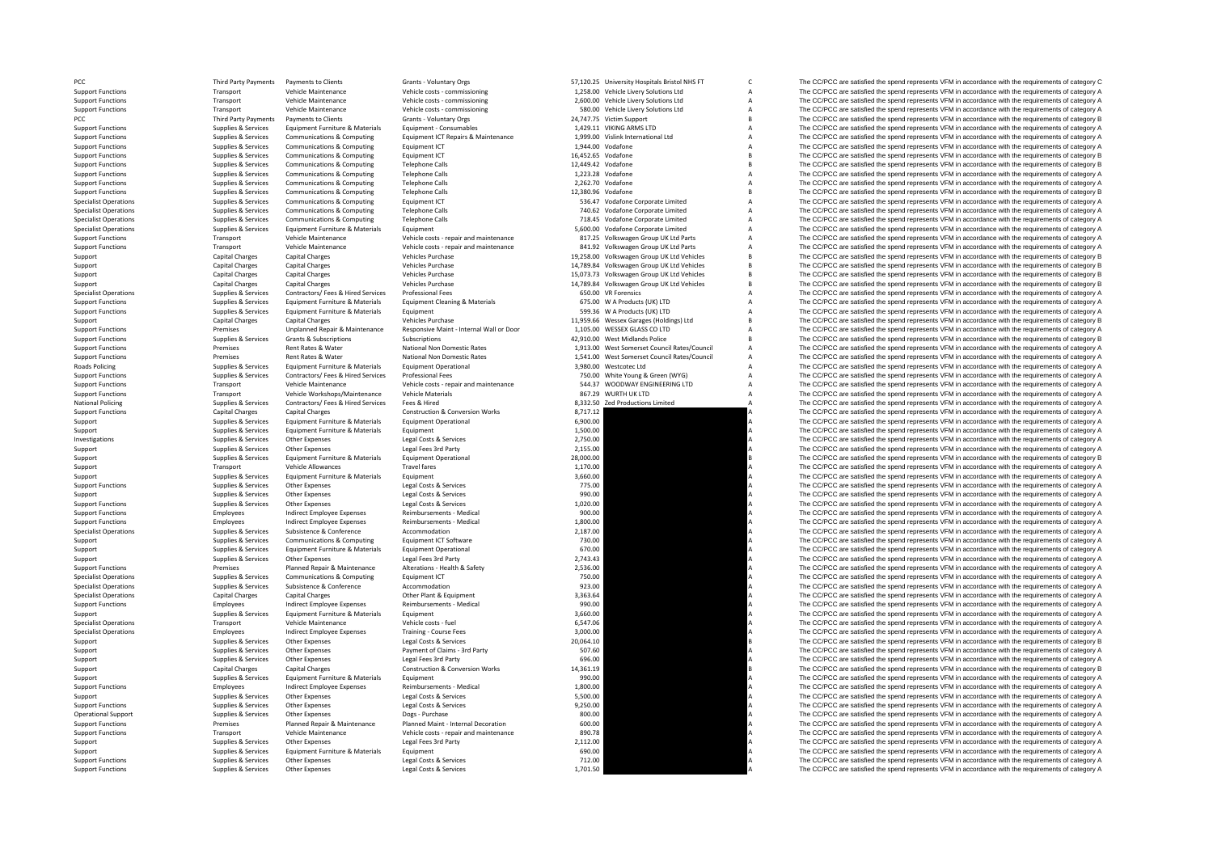| | | | | | | | |
|---|---|---|---|---|---|---|---|
| PCC | Third Party Payments | Payments to Clients | Grants - Voluntary Orgs | 57,120.25 | University Hospitals Bristol NHS FT | C | The CC/PCC are satisfied the spend represents VFM in accordance with the requirements of category C |
| Support Functions | Transport | Vehicle Maintenance | Vehicle costs - commissioning | 1,258.00 | Vehicle Livery Solutions Ltd | A | The CC/PCC are satisfied the spend represents VFM in accordance with the requirements of category A |
| Support Functions | Transport | Vehicle Maintenance | Vehicle costs - commissioning | 2,600.00 | Vehicle Livery Solutions Ltd | A | The CC/PCC are satisfied the spend represents VFM in accordance with the requirements of category A |
| Support Functions | Transport | Vehicle Maintenance | Vehicle costs - commissioning | 580.00 | Vehicle Livery Solutions Ltd | A | The CC/PCC are satisfied the spend represents VFM in accordance with the requirements of category A |
| PCC | Third Party Payments | Payments to Clients | Grants - Voluntary Orgs | 24,747.75 | Victim Support | B | The CC/PCC are satisfied the spend represents VFM in accordance with the requirements of category B |
| Support Functions | Supplies & Services | Equipment Furniture & Materials | Equipment - Consumables | 1,429.11 | VIKING ARMS LTD | A | The CC/PCC are satisfied the spend represents VFM in accordance with the requirements of category A |
| Support Functions | Supplies & Services | Communications & Computing | Equipment ICT Repairs & Maintenance | 1,999.00 | Vislink International Ltd | A | The CC/PCC are satisfied the spend represents VFM in accordance with the requirements of category A |
| Support Functions | Supplies & Services | Communications & Computing | Equipment ICT | 1,944.00 | Vodafone | A | The CC/PCC are satisfied the spend represents VFM in accordance with the requirements of category A |
| Support Functions | Supplies & Services | Communications & Computing | Equipment ICT | 16,452.65 | Vodafone | B | The CC/PCC are satisfied the spend represents VFM in accordance with the requirements of category B |
| Support Functions | Supplies & Services | Communications & Computing | Telephone Calls | 12,449.42 | Vodafone | B | The CC/PCC are satisfied the spend represents VFM in accordance with the requirements of category B |
| Support Functions | Supplies & Services | Communications & Computing | Telephone Calls | 1,223.28 | Vodafone | A | The CC/PCC are satisfied the spend represents VFM in accordance with the requirements of category A |
| Support Functions | Supplies & Services | Communications & Computing | Telephone Calls | 2,262.70 | Vodafone | A | The CC/PCC are satisfied the spend represents VFM in accordance with the requirements of category A |
| Support Functions | Supplies & Services | Communications & Computing | Telephone Calls | 12,380.96 | Vodafone | B | The CC/PCC are satisfied the spend represents VFM in accordance with the requirements of category B |
| Specialist Operations | Supplies & Services | Communications & Computing | Equipment ICT | 536.47 | Vodafone Corporate Limited | A | The CC/PCC are satisfied the spend represents VFM in accordance with the requirements of category A |
| Specialist Operations | Supplies & Services | Communications & Computing | Telephone Calls | 740.62 | Vodafone Corporate Limited | A | The CC/PCC are satisfied the spend represents VFM in accordance with the requirements of category A |
| Specialist Operations | Supplies & Services | Communications & Computing | Telephone Calls | 718.45 | Vodafone Corporate Limited | A | The CC/PCC are satisfied the spend represents VFM in accordance with the requirements of category A |
| Specialist Operations | Supplies & Services | Equipment Furniture & Materials | Equipment | 5,600.00 | Vodafone Corporate Limited | A | The CC/PCC are satisfied the spend represents VFM in accordance with the requirements of category A |
| Support Functions | Transport | Vehicle Maintenance | Vehicle costs - repair and maintenance | 817.25 | Volkswagen Group UK Ltd Parts | A | The CC/PCC are satisfied the spend represents VFM in accordance with the requirements of category A |
| Support Functions | Transport | Vehicle Maintenance | Vehicle costs - repair and maintenance | 841.92 | Volkswagen Group UK Ltd Parts | A | The CC/PCC are satisfied the spend represents VFM in accordance with the requirements of category A |
| Support | Capital Charges | Capital Charges | Vehicles Purchase | 19,258.00 | Volkswagen Group UK Ltd Vehicles | B | The CC/PCC are satisfied the spend represents VFM in accordance with the requirements of category B |
| Support | Capital Charges | Capital Charges | Vehicles Purchase | 14,789.84 | Volkswagen Group UK Ltd Vehicles | B | The CC/PCC are satisfied the spend represents VFM in accordance with the requirements of category B |
| Support | Capital Charges | Capital Charges | Vehicles Purchase | 15,073.73 | Volkswagen Group UK Ltd Vehicles | B | The CC/PCC are satisfied the spend represents VFM in accordance with the requirements of category B |
| Support | Capital Charges | Capital Charges | Vehicles Purchase | 14,789.84 | Volkswagen Group UK Ltd Vehicles | B | The CC/PCC are satisfied the spend represents VFM in accordance with the requirements of category B |
| Specialist Operations | Supplies & Services | Contractors/ Fees & Hired Services | Professional Fees | 650.00 | VR Forensics | A | The CC/PCC are satisfied the spend represents VFM in accordance with the requirements of category A |
| Support Functions | Supplies & Services | Equipment Furniture & Materials | Equipment Cleaning & Materials | 675.00 | W A Products (UK) LTD | A | The CC/PCC are satisfied the spend represents VFM in accordance with the requirements of category A |
| Support Functions | Supplies & Services | Equipment Furniture & Materials | Equipment | 599.36 | W A Products (UK) LTD | A | The CC/PCC are satisfied the spend represents VFM in accordance with the requirements of category A |
| Support | Capital Charges | Capital Charges | Vehicles Purchase | 11,959.66 | Wessex Garages (Holdings) Ltd | B | The CC/PCC are satisfied the spend represents VFM in accordance with the requirements of category B |
| Support Functions | Premises | Unplanned Repair & Maintenance | Responsive Maint - Internal Wall or Door | 1,105.00 | WESSEX GLASS CO LTD | A | The CC/PCC are satisfied the spend represents VFM in accordance with the requirements of category A |
| Support Functions | Supplies & Services | Grants & Subscriptions | Subscriptions | 42,910.00 | West Midlands Police | B | The CC/PCC are satisfied the spend represents VFM in accordance with the requirements of category B |
| Support Functions | Premises | Rent Rates & Water | National Non Domestic Rates | 1,913.00 | West Somerset Council Rates/Council | A | The CC/PCC are satisfied the spend represents VFM in accordance with the requirements of category A |
| Support Functions | Premises | Rent Rates & Water | National Non Domestic Rates | 1,541.00 | West Somerset Council Rates/Council | A | The CC/PCC are satisfied the spend represents VFM in accordance with the requirements of category A |
| Roads Policing | Supplies & Services | Equipment Furniture & Materials | Equipment Operational | 3,980.00 | Westcotec Ltd | A | The CC/PCC are satisfied the spend represents VFM in accordance with the requirements of category A |
| Support Functions | Supplies & Services | Contractors/ Fees & Hired Services | Professional Fees | 750.00 | White Young & Green (WYG) | A | The CC/PCC are satisfied the spend represents VFM in accordance with the requirements of category A |
| Support Functions | Transport | Vehicle Maintenance | Vehicle costs - repair and maintenance | 544.37 | WOODWAY ENGINEERING LTD | A | The CC/PCC are satisfied the spend represents VFM in accordance with the requirements of category A |
| Support Functions | Transport | Vehicle Workshops/Maintenance | Vehicle Materials | 867.29 | WURTH UK LTD | A | The CC/PCC are satisfied the spend represents VFM in accordance with the requirements of category A |
| National Policing | Supplies & Services | Contractors/ Fees & Hired Services | Fees & Hired | 8,332.50 | Zed Productions Limited | A | The CC/PCC are satisfied the spend represents VFM in accordance with the requirements of category A |
| Support Functions | Capital Charges | Capital Charges | Construction & Conversion Works | 8,717.12 | | A | The CC/PCC are satisfied the spend represents VFM in accordance with the requirements of category A |
| Support | Supplies & Services | Equipment Furniture & Materials | Equipment Operational | 6,900.00 | | A | The CC/PCC are satisfied the spend represents VFM in accordance with the requirements of category A |
| Support | Supplies & Services | Equipment Furniture & Materials | Equipment | 1,500.00 | | A | The CC/PCC are satisfied the spend represents VFM in accordance with the requirements of category A |
| Investigations | Supplies & Services | Other Expenses | Legal Costs & Services | 2,750.00 | | A | The CC/PCC are satisfied the spend represents VFM in accordance with the requirements of category A |
| Support | Supplies & Services | Other Expenses | Legal Fees 3rd Party | 2,155.00 | | A | The CC/PCC are satisfied the spend represents VFM in accordance with the requirements of category A |
| Support | Supplies & Services | Equipment Furniture & Materials | Equipment Operational | 28,000.00 | | B | The CC/PCC are satisfied the spend represents VFM in accordance with the requirements of category B |
| Support | Transport | Vehicle Allowances | Travel fares | 1,170.00 | | A | The CC/PCC are satisfied the spend represents VFM in accordance with the requirements of category A |
| Support | Supplies & Services | Equipment Furniture & Materials | Equipment | 3,660.00 | | A | The CC/PCC are satisfied the spend represents VFM in accordance with the requirements of category A |
| Support Functions | Supplies & Services | Other Expenses | Legal Costs & Services | 775.00 | | A | The CC/PCC are satisfied the spend represents VFM in accordance with the requirements of category A |
| Support | Supplies & Services | Other Expenses | Legal Costs & Services | 990.00 | | A | The CC/PCC are satisfied the spend represents VFM in accordance with the requirements of category A |
| Support Functions | Supplies & Services | Other Expenses | Legal Costs & Services | 1,020.00 | | A | The CC/PCC are satisfied the spend represents VFM in accordance with the requirements of category A |
| Support Functions | Employees | Indirect Employee Expenses | Reimbursements - Medical | 900.00 | | A | The CC/PCC are satisfied the spend represents VFM in accordance with the requirements of category A |
| Support Functions | Employees | Indirect Employee Expenses | Reimbursements - Medical | 1,800.00 | | A | The CC/PCC are satisfied the spend represents VFM in accordance with the requirements of category A |
| Specialist Operations | Supplies & Services | Subsistence & Conference | Accommodation | 2,187.00 | | A | The CC/PCC are satisfied the spend represents VFM in accordance with the requirements of category A |
| Support | Supplies & Services | Communications & Computing | Equipment ICT Software | 730.00 | | A | The CC/PCC are satisfied the spend represents VFM in accordance with the requirements of category A |
| Support | Supplies & Services | Equipment Furniture & Materials | Equipment Operational | 670.00 | | A | The CC/PCC are satisfied the spend represents VFM in accordance with the requirements of category A |
| Support | Supplies & Services | Other Expenses | Legal Fees 3rd Party | 2,743.43 | | A | The CC/PCC are satisfied the spend represents VFM in accordance with the requirements of category A |
| Support Functions | Premises | Planned Repair & Maintenance | Alterations - Health & Safety | 2,536.00 | | A | The CC/PCC are satisfied the spend represents VFM in accordance with the requirements of category A |
| Specialist Operations | Supplies & Services | Communications & Computing | Equipment ICT | 750.00 | | A | The CC/PCC are satisfied the spend represents VFM in accordance with the requirements of category A |
| Specialist Operations | Supplies & Services | Subsistence & Conference | Accommodation | 923.00 | | A | The CC/PCC are satisfied the spend represents VFM in accordance with the requirements of category A |
| Specialist Operations | Capital Charges | Capital Charges | Other Plant & Equipment | 3,363.64 | | A | The CC/PCC are satisfied the spend represents VFM in accordance with the requirements of category A |
| Support Functions | Employees | Indirect Employee Expenses | Reimbursements - Medical | 990.00 | | A | The CC/PCC are satisfied the spend represents VFM in accordance with the requirements of category A |
| Support | Supplies & Services | Equipment Furniture & Materials | Equipment | 3,660.00 | | A | The CC/PCC are satisfied the spend represents VFM in accordance with the requirements of category A |
| Specialist Operations | Transport | Vehicle Maintenance | Vehicle costs - fuel | 6,547.06 | | A | The CC/PCC are satisfied the spend represents VFM in accordance with the requirements of category A |
| Specialist Operations | Employees | Indirect Employee Expenses | Training - Course Fees | 3,000.00 | | A | The CC/PCC are satisfied the spend represents VFM in accordance with the requirements of category A |
| Support | Supplies & Services | Other Expenses | Legal Costs & Services | 20,064.10 | | B | The CC/PCC are satisfied the spend represents VFM in accordance with the requirements of category B |
| Support | Supplies & Services | Other Expenses | Payment of Claims - 3rd Party | 507.60 | | A | The CC/PCC are satisfied the spend represents VFM in accordance with the requirements of category A |
| Support | Supplies & Services | Other Expenses | Legal Fees 3rd Party | 696.00 | | A | The CC/PCC are satisfied the spend represents VFM in accordance with the requirements of category A |
| Support | Capital Charges | Capital Charges | Construction & Conversion Works | 14,361.19 | | B | The CC/PCC are satisfied the spend represents VFM in accordance with the requirements of category B |
| Support | Supplies & Services | Equipment Furniture & Materials | Equipment | 990.00 | | A | The CC/PCC are satisfied the spend represents VFM in accordance with the requirements of category A |
| Support Functions | Employees | Indirect Employee Expenses | Reimbursements - Medical | 1,800.00 | | A | The CC/PCC are satisfied the spend represents VFM in accordance with the requirements of category A |
| Support | Supplies & Services | Other Expenses | Legal Costs & Services | 5,500.00 | | A | The CC/PCC are satisfied the spend represents VFM in accordance with the requirements of category A |
| Support Functions | Supplies & Services | Other Expenses | Legal Costs & Services | 9,250.00 | | A | The CC/PCC are satisfied the spend represents VFM in accordance with the requirements of category A |
| Operational Support | Supplies & Services | Other Expenses | Dogs - Purchase | 800.00 | | A | The CC/PCC are satisfied the spend represents VFM in accordance with the requirements of category A |
| Support Functions | Premises | Planned Repair & Maintenance | Planned Maint - Internal Decoration | 600.00 | | A | The CC/PCC are satisfied the spend represents VFM in accordance with the requirements of category A |
| Support Functions | Transport | Vehicle Maintenance | Vehicle costs - repair and maintenance | 890.78 | | A | The CC/PCC are satisfied the spend represents VFM in accordance with the requirements of category A |
| Support | Supplies & Services | Other Expenses | Legal Fees 3rd Party | 2,112.00 | | A | The CC/PCC are satisfied the spend represents VFM in accordance with the requirements of category A |
| Support | Supplies & Services | Equipment Furniture & Materials | Equipment | 690.00 | | A | The CC/PCC are satisfied the spend represents VFM in accordance with the requirements of category A |
| Support Functions | Supplies & Services | Other Expenses | Legal Costs & Services | 712.00 | | A | The CC/PCC are satisfied the spend represents VFM in accordance with the requirements of category A |
| Support Functions | Supplies & Services | Other Expenses | Legal Costs & Services | 1,701.50 | | A | The CC/PCC are satisfied the spend represents VFM in accordance with the requirements of category A |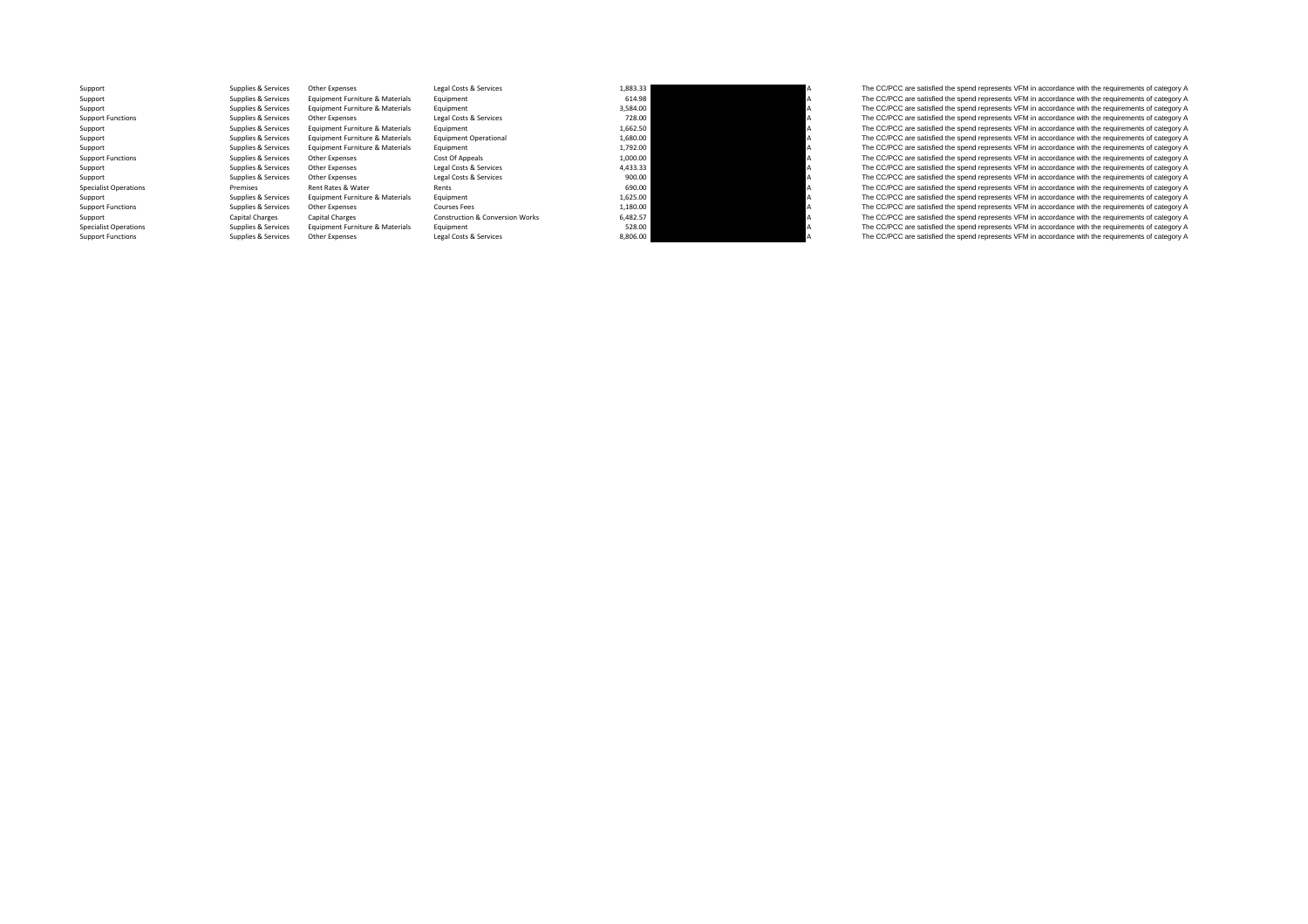| | | | | | | | |
|---|---|---|---|---|---|---|---|
| Support | Supplies & Services | Other Expenses | Legal Costs & Services | 1,883.33 | | A | The CC/PCC are satisfied the spend represents VFM in accordance with the requirements of category A |
| Support | Supplies & Services | Equipment Furniture & Materials | Equipment | 614.98 | | A | The CC/PCC are satisfied the spend represents VFM in accordance with the requirements of category A |
| Support | Supplies & Services | Equipment Furniture & Materials | Equipment | 3,584.00 | | A | The CC/PCC are satisfied the spend represents VFM in accordance with the requirements of category A |
| Support Functions | Supplies & Services | Other Expenses | Legal Costs & Services | 728.00 | | A | The CC/PCC are satisfied the spend represents VFM in accordance with the requirements of category A |
| Support | Supplies & Services | Equipment Furniture & Materials | Equipment | 1,662.50 | | A | The CC/PCC are satisfied the spend represents VFM in accordance with the requirements of category A |
| Support | Supplies & Services | Equipment Furniture & Materials | Equipment Operational | 1,680.00 | | A | The CC/PCC are satisfied the spend represents VFM in accordance with the requirements of category A |
| Support | Supplies & Services | Equipment Furniture & Materials | Equipment | 1,792.00 | | A | The CC/PCC are satisfied the spend represents VFM in accordance with the requirements of category A |
| Support Functions | Supplies & Services | Other Expenses | Cost Of Appeals | 1,000.00 | | A | The CC/PCC are satisfied the spend represents VFM in accordance with the requirements of category A |
| Support | Supplies & Services | Other Expenses | Legal Costs & Services | 4,433.33 | | A | The CC/PCC are satisfied the spend represents VFM in accordance with the requirements of category A |
| Support | Supplies & Services | Other Expenses | Legal Costs & Services | 900.00 | | A | The CC/PCC are satisfied the spend represents VFM in accordance with the requirements of category A |
| Specialist Operations | Premises | Rent Rates & Water | Rents | 690.00 | | A | The CC/PCC are satisfied the spend represents VFM in accordance with the requirements of category A |
| Support | Supplies & Services | Equipment Furniture & Materials | Equipment | 1,625.00 | | A | The CC/PCC are satisfied the spend represents VFM in accordance with the requirements of category A |
| Support Functions | Supplies & Services | Other Expenses | Courses Fees | 1,180.00 | | A | The CC/PCC are satisfied the spend represents VFM in accordance with the requirements of category A |
| Support | Capital Charges | Capital Charges | Construction & Conversion Works | 6,482.57 | | A | The CC/PCC are satisfied the spend represents VFM in accordance with the requirements of category A |
| Specialist Operations | Supplies & Services | Equipment Furniture & Materials | Equipment | 528.00 | | A | The CC/PCC are satisfied the spend represents VFM in accordance with the requirements of category A |
| Support Functions | Supplies & Services | Other Expenses | Legal Costs & Services | 8,806.00 | | A | The CC/PCC are satisfied the spend represents VFM in accordance with the requirements of category A |